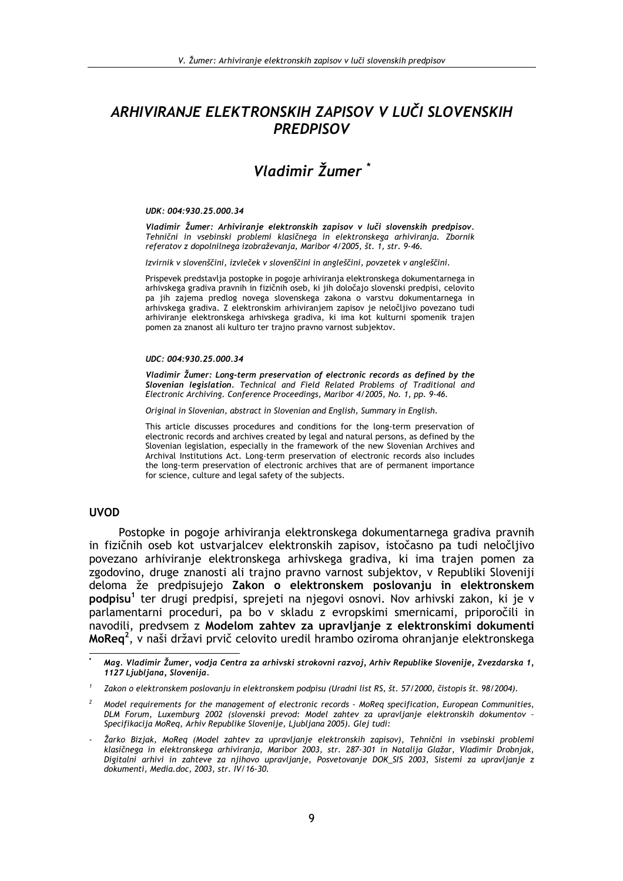# ARHIVIRANJE ELEKTRONSKIH ZAPISOV V LUČI SLOVENSKIH PREDPISOV

## Vladimir Žumer *

*UDK: 004:930.25.000.34*

***Vladimir Žumer: Arhiviranje elektronskih zapisov v luči slovenskih predpisov.*** *Tehnični in vsebinski problemi klasičnega in elektronskega arhiviranja. Zbornik referatov z dopolnilnega izobraževanja, Maribor 4/2005, št. 1, str. 9-46.*

*Izvirnik v slovenščini, izvleček v slovenščini in angleščini, povzetek v angleščini.*

Prispevek predstavlja postopke in pogoje arhiviranja elektronskega dokumentarnega in arhivskega gradiva pravnih in fizičnih oseb, ki jih določajo slovenski predpisi, celovito pa jih zajema predlog novega slovenskega zakona o varstvu dokumentarnega in arhivskega gradiva. Z elektronskim arhiviranjem zapisov je neločljivo povezano tudi arhiviranje elektronskega arhivskega gradiva, ki ima kot kulturni spomenik trajen pomen za znanost ali kulturo ter trajno pravno varnost subjektov.

*UDC: 004:930.25.000.34*

***Vladimir Žumer: Long-term preservation of electronic records as defined by the Slovenian legislation.*** *Technical and Field Related Problems of Traditional and Electronic Archiving. Conference Proceedings, Maribor 4/2005, No. 1, pp. 9-46.*

*Original in Slovenian, abstract in Slovenian and English, Summary in English.*

This article discusses procedures and conditions for the long-term preservation of electronic records and archives created by legal and natural persons, as defined by the Slovenian legislation, especially in the framework of the new Slovenian Archives and Archival Institutions Act. Long-term preservation of electronic records also includes the long-term preservation of electronic archives that are of permanent importance for science, culture and legal safety of the subjects.

### UVOD

Postopke in pogoje arhiviranja elektronskega dokumentarnega gradiva pravnih in fizičnih oseb kot ustvarjalcev elektronskih zapisov, istočasno pa tudi neločljivo povezano arhiviranje elektronskega arhivskega gradiva, ki ima trajen pomen za zgodovino, druge znanosti ali trajno pravno varnost subjektov, v Republiki Sloveniji deloma že predpisujejo **Zakon o elektronskem poslovanju in elektronskem podpisu**[1] ter drugi predpisi, sprejeti na njegovi osnovi. Nov arhivski zakon, ki je v parlamentarni proceduri, pa bo v skladu z evropskimi smernicami, priporočili in navodili, predvsem z **Modelom zahtev za upravljanje z elektronskimi dokumenti MoReq**[2], v naši državi prvič celovito uredil hrambo oziroma ohranjanje elektronskega

---

\* *Mag. Vladimir Žumer, vodja Centra za arhivski strokovni razvoj, Arhiv Republike Slovenije, Zvezdarska 1, 1127 Ljubljana, Slovenija.*

[1] *Zakon o elektronskem poslovanju in elektronskem podpisu (Uradni list RS, št. 57/2000, čistopis št. 98/2004).*

[2] *Model requirements for the management of electronic records - MoReq specification, European Communities, DLM Forum, Luxemburg 2002 (slovenski prevod: Model zahtev za upravljanje elektronskih dokumentov – Specifikacija MoReq, Arhiv Republike Slovenije, Ljubljana 2005). Glej tudi:*

- *Žarko Bizjak, MoReq (Model zahtev za upravljanje elektronskih zapisov), Tehnični in vsebinski problemi klasičnega in elektronskega arhiviranja, Maribor 2003, str. 287-301 in Natalija Glažar, Vladimir Drobnjak, Digitalni arhivi in zahteve za njihovo upravljanje, Posvetovanje DOK_SIS 2003, Sistemi za upravljanje z dokumenti, Media.doc, 2003, str. IV/16-30.*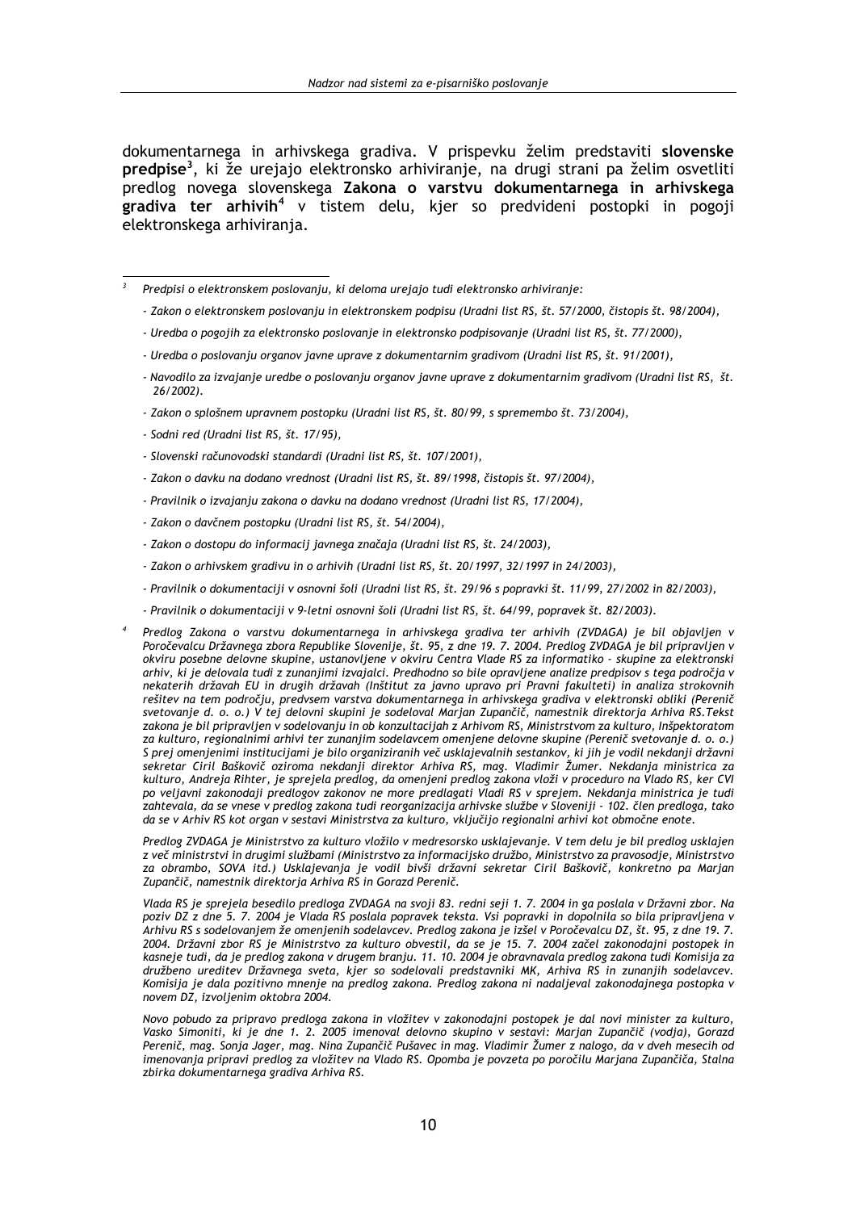dokumentarnega in arhivskega gradiva. V prispevku želim predstaviti **slovenske predpise**[3], ki že urejajo elektronsko arhiviranje, na drugi strani pa želim osvetliti predlog novega slovenskega **Zakona o varstvu dokumentarnega in arhivskega gradiva ter arhivih**[4] v tistem delu, kjer so predvideni postopki in pogoji elektronskega arhiviranja.

---

[3] *Predpisi o elektronskem poslovanju, ki deloma urejajo tudi elektronsko arhiviranje:*

- *Zakon o elektronskem poslovanju in elektronskem podpisu (Uradni list RS, št. 57/2000, čistopis št. 98/2004),*
- *Uredba o pogojih za elektronsko poslovanje in elektronsko podpisovanje (Uradni list RS, št. 77/2000),*
- *Uredba o poslovanju organov javne uprave z dokumentarnim gradivom (Uradni list RS, št. 91/2001),*
- *Navodilo za izvajanje uredbe o poslovanju organov javne uprave z dokumentarnim gradivom (Uradni list RS, št. 26/2002).*
- *Zakon o splošnem upravnem postopku (Uradni list RS, št. 80/99, s spremembo št. 73/2004),*
- *Sodni red (Uradni list RS, št. 17/95),*
- *Slovenski računovodski standardi (Uradni list RS, št. 107/2001),*
- *Zakon o davku na dodano vrednost (Uradni list RS, št. 89/1998, čistopis št. 97/2004),*
- *Pravilnik o izvajanju zakona o davku na dodano vrednost (Uradni list RS, 17/2004),*
- *Zakon o davčnem postopku (Uradni list RS, št. 54/2004),*
- *Zakon o dostopu do informacij javnega značaja (Uradni list RS, št. 24/2003),*
- *Zakon o arhivskem gradivu in o arhivih (Uradni list RS, št. 20/1997, 32/1997 in 24/2003),*
- *Pravilnik o dokumentaciji v osnovni šoli (Uradni list RS, št. 29/96 s popravki št. 11/99, 27/2002 in 82/2003),*
- *Pravilnik o dokumentaciji v 9-letni osnovni šoli (Uradni list RS, št. 64/99, popravek št. 82/2003).*

[4] *Predlog Zakona o varstvu dokumentarnega in arhivskega gradiva ter arhivih (ZVDAGA) je bil objavljen v Poročevalcu Državnega zbora Republike Slovenije, št. 95, z dne 19. 7. 2004. Predlog ZVDAGA je bil pripravljen v okviru posebne delovne skupine, ustanovljene v okviru Centra Vlade RS za informatiko - skupine za elektronski arhiv, ki je delovala tudi z zunanjimi izvajalci. Predhodno so bile opravljene analize predpisov s tega področja v nekaterih državah EU in drugih državah (Inštitut za javno upravo pri Pravni fakulteti) in analiza strokovnih rešitev na tem področju, predvsem varstva dokumentarnega in arhivskega gradiva v elektronski obliki (Perenič svetovanje d. o. o.) V tej delovni skupini je sodeloval Marjan Zupančič, namestnik direktorja Arhiva RS.Tekst zakona je bil pripravljen v sodelovanju in ob konzultacijah z Arhivom RS, Ministrstvom za kulturo, Inšpektoratom za kulturo, regionalnimi arhivi ter zunanjim sodelavcem omenjene delovne skupine (Perenič svetovanje d. o. o.) S prej omenjenimi institucijami je bilo organiziranih več usklajevalnih sestankov, ki jih je vodil nekdanji državni sekretar Ciril Baškovič oziroma nekdanji direktor Arhiva RS, mag. Vladimir Žumer. Nekdanja ministrica za kulturo, Andreja Rihter, je sprejela predlog, da omenjeni predlog zakona vloži v proceduro na Vlado RS, ker CVI po veljavni zakonodaji predlogov zakonov ne more predlagati Vladi RS v sprejem. Nekdanja ministrica je tudi zahtevala, da se vnese v predlog zakona tudi reorganizacija arhivske službe v Sloveniji - 102. člen predloga, tako da se v Arhiv RS kot organ v sestavi Ministrstva za kulturo, vključijo regionalni arhivi kot območne enote.*

*Predlog ZVDAGA je Ministrstvo za kulturo vložilo v medresorsko usklajevanje. V tem delu je bil predlog usklajen z več ministrstvi in drugimi službami (Ministrstvo za informacijsko družbo, Ministrstvo za pravosodje, Ministrstvo za obrambo, SOVA itd.) Usklajevanja je vodil bivši državni sekretar Ciril Baškovič, konkretno pa Marjan Zupančič, namestnik direktorja Arhiva RS in Gorazd Perenič.*

*Vlada RS je sprejela besedilo predloga ZVDAGA na svoji 83. redni seji 1. 7. 2004 in ga poslala v Državni zbor. Na poziv DZ z dne 5. 7. 2004 je Vlada RS poslala popravek teksta. Vsi popravki in dopolnila so bila pripravljena v Arhivu RS s sodelovanjem že omenjenih sodelavcev. Predlog zakona je izšel v Poročevalcu DZ, št. 95, z dne 19. 7. 2004. Državni zbor RS je Ministrstvo za kulturo obvestil, da se je 15. 7. 2004 začel zakonodajni postopek in kasneje tudi, da je predlog zakona v drugem branju. 11. 10. 2004 je obravnavala predlog zakona tudi Komisija za družbeno ureditev Državnega sveta, kjer so sodelovali predstavniki MK, Arhiva RS in zunanjih sodelavcev. Komisija je dala pozitivno mnenje na predlog zakona. Predlog zakona ni nadaljeval zakonodajnega postopka v novem DZ, izvoljenim oktobra 2004.*

*Novo pobudo za pripravo predloga zakona in vložitev v zakonodajni postopek je dal novi minister za kulturo, Vasko Simoniti, ki je dne 1. 2. 2005 imenoval delovno skupino v sestavi: Marjan Zupančič (vodja), Gorazd Perenič, mag. Sonja Jager, mag. Nina Zupančič Pušavec in mag. Vladimir Žumer z nalogo, da v dveh mesecih od imenovanja pripravi predlog za vložitev na Vlado RS. Opomba je povzeta po poročilu Marjana Zupančiča, Stalna zbirka dokumentarnega gradiva Arhiva RS.*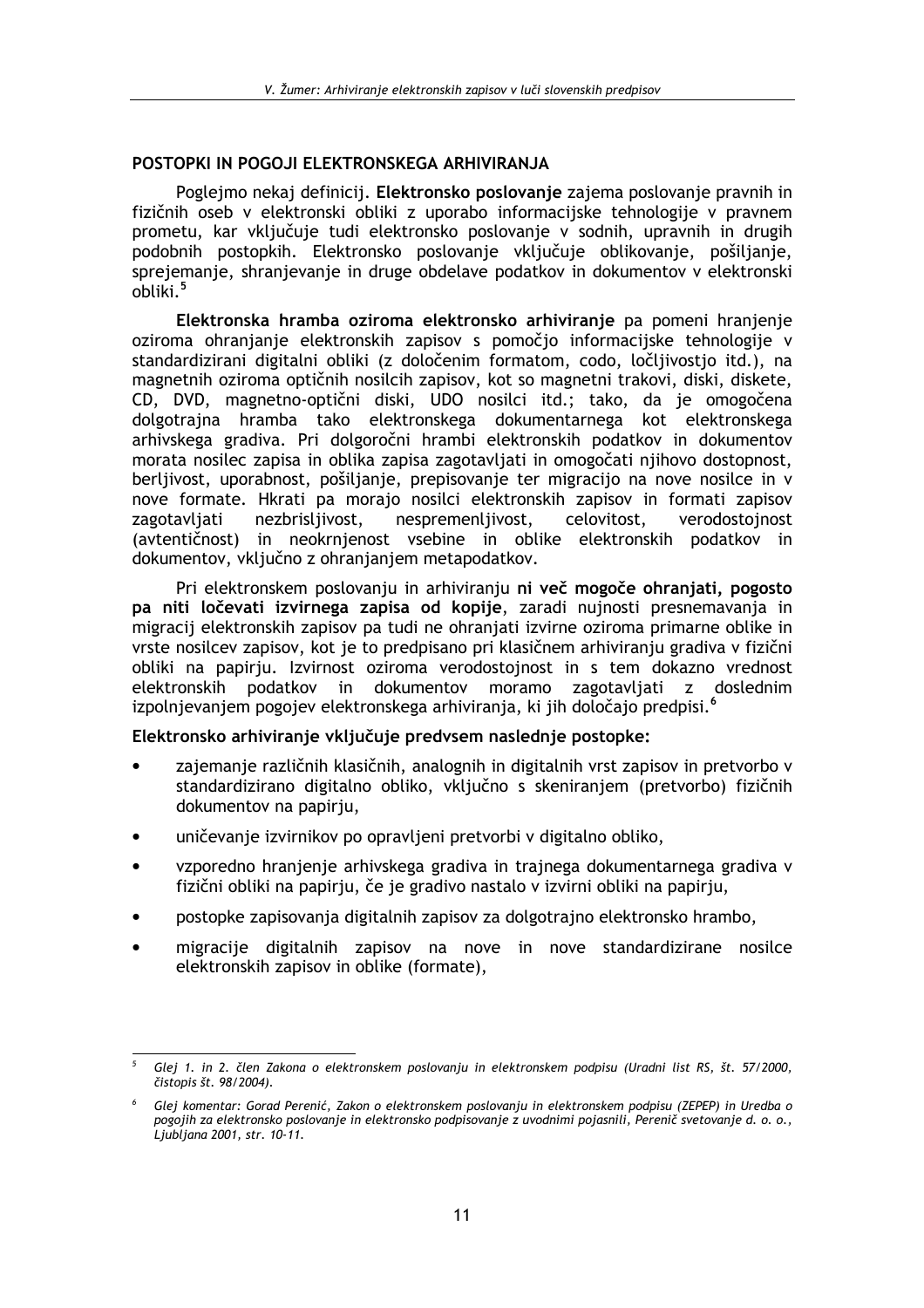## POSTOPKI IN POGOJI ELEKTRONSKEGA ARHIVIRANJA

Poglejmo nekaj definicij. **Elektronsko poslovanje** zajema poslovanje pravnih in fizičnih oseb v elektronski obliki z uporabo informacijske tehnologije v pravnem prometu, kar vključuje tudi elektronsko poslovanje v sodnih, upravnih in drugih podobnih postopkih. Elektronsko poslovanje vključuje oblikovanje, pošiljanje, sprejemanje, shranjevanje in druge obdelave podatkov in dokumentov v elektronski obliki.[5]

**Elektronska hramba oziroma elektronsko arhiviranje** pa pomeni hranjenje oziroma ohranjanje elektronskih zapisov s pomočjo informacijske tehnologije v standardizirani digitalni obliki (z določenim formatom, codo, ločljivostjo itd.), na magnetnih oziroma optičnih nosilcih zapisov, kot so magnetni trakovi, diski, diskete, CD, DVD, magnetno-optični diski, UDO nosilci itd.; tako, da je omogočena dolgotrajna hramba tako elektronskega dokumentarnega kot elektronskega arhivskega gradiva. Pri dolgoročni hrambi elektronskih podatkov in dokumentov morata nosilec zapisa in oblika zapisa zagotavljati in omogočati njihovo dostopnost, berljivost, uporabnost, pošiljanje, prepisovanje ter migracijo na nove nosilce in v nove formate. Hkrati pa morajo nosilci elektronskih zapisov in formati zapisov zagotavljati nezbrisljivost, nespremenljivost, celovitost, verodostojnost (avtentičnost) in neokrnjenost vsebine in oblike elektronskih podatkov in dokumentov, vključno z ohranjanjem metapodatkov.

Pri elektronskem poslovanju in arhiviranju **ni več mogoče ohranjati, pogosto pa niti ločevati izvirnega zapisa od kopije**, zaradi nujnosti presnemavanja in migracij elektronskih zapisov pa tudi ne ohranjati izvirne oziroma primarne oblike in vrste nosilcev zapisov, kot je to predpisano pri klasičnem arhiviranju gradiva v fizični obliki na papirju. Izvirnost oziroma verodostojnost in s tem dokazno vrednost elektronskih podatkov in dokumentov moramo zagotavljati z doslednim izpolnjevanjem pogojev elektronskega arhiviranja, ki jih določajo predpisi.[6]

**Elektronsko arhiviranje vključuje predvsem naslednje postopke:**

- zajemanje različnih klasičnih, analognih in digitalnih vrst zapisov in pretvorbo v standardizirano digitalno obliko, vključno s skeniranjem (pretvorbo) fizičnih dokumentov na papirju,
- uničevanje izvirnikov po opravljeni pretvorbi v digitalno obliko,
- vzporedno hranjenje arhivskega gradiva in trajnega dokumentarnega gradiva v fizični obliki na papirju, če je gradivo nastalo v izvirni obliki na papirju,
- postopke zapisovanja digitalnih zapisov za dolgotrajno elektronsko hrambo,
- migracije digitalnih zapisov na nove in nove standardizirane nosilce elektronskih zapisov in oblike (formate),

---

[5] *Glej 1. in 2. člen Zakona o elektronskem poslovanju in elektronskem podpisu (Uradni list RS, št. 57/2000, čistopis št. 98/2004).*

[6] *Glej komentar: Gorad Perenić, Zakon o elektronskem poslovanju in elektronskem podpisu (ZEPEP) in Uredba o pogojih za elektronsko poslovanje in elektronsko podpisovanje z uvodnimi pojasnili, Perenič svetovanje d. o. o., Ljubljana 2001, str. 10-11.*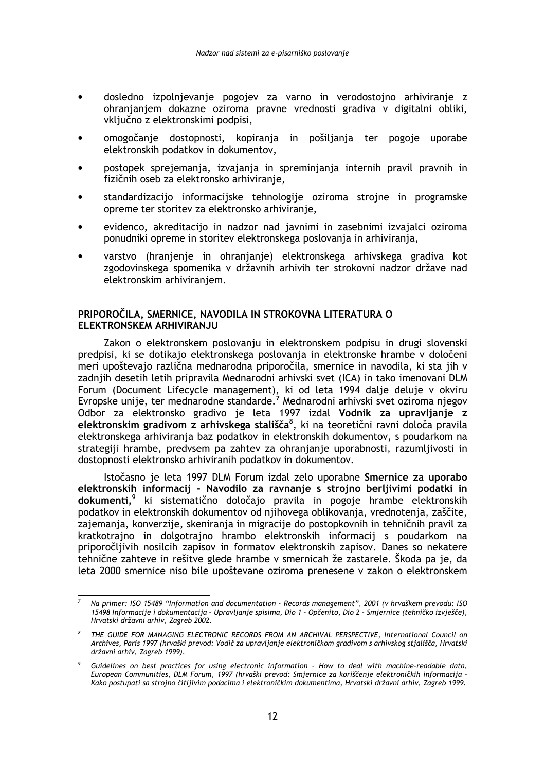- dosledno izpolnjevanje pogojev za varno in verodostojno arhiviranje z ohranjanjem dokazne oziroma pravne vrednosti gradiva v digitalni obliki, vključno z elektronskimi podpisi,
- omogočanje dostopnosti, kopiranja in pošiljanja ter pogoje uporabe elektronskih podatkov in dokumentov,
- postopek sprejemanja, izvajanja in spreminjanja internih pravil pravnih in fizičnih oseb za elektronsko arhiviranje,
- standardizacijo informacijske tehnologije oziroma strojne in programske opreme ter storitev za elektronsko arhiviranje,
- evidenco, akreditacijo in nadzor nad javnimi in zasebnimi izvajalci oziroma ponudniki opreme in storitev elektronskega poslovanja in arhiviranja,
- varstvo (hranjenje in ohranjanje) elektronskega arhivskega gradiva kot zgodovinskega spomenika v državnih arhivih ter strokovni nadzor države nad elektronskim arhiviranjem.

## PRIPOROČILA, SMERNICE, NAVODILA IN STROKOVNA LITERATURA O ELEKTRONSKEM ARHIVIRANJU

Zakon o elektronskem poslovanju in elektronskem podpisu in drugi slovenski predpisi, ki se dotikajo elektronskega poslovanja in elektronske hrambe v določeni meri upoštevajo različna mednarodna priporočila, smernice in navodila, ki sta jih v zadnjih desetih letih pripravila Mednarodni arhivski svet (ICA) in tako imenovani DLM Forum (Document Lifecycle management), ki od leta 1994 dalje deluje v okviru Evropske unije, ter mednarodne standarde.[7] Mednarodni arhivski svet oziroma njegov Odbor za elektronsko gradivo je leta 1997 izdal **Vodnik za upravljanje z elektronskim gradivom z arhivskega stališča**[8], ki na teoretični ravni določa pravila elektronskega arhiviranja baz podatkov in elektronskih dokumentov, s poudarkom na strategiji hrambe, predvsem pa zahtev za ohranjanje uporabnosti, razumljivosti in dostopnosti elektronsko arhiviranih podatkov in dokumentov.

Istočasno je leta 1997 DLM Forum izdal zelo uporabne **Smernice za uporabo elektronskih informacij - Navodilo za ravnanje s strojno berljivimi podatki in dokumenti,**[9] ki sistematično določajo pravila in pogoje hrambe elektronskih podatkov in elektronskih dokumentov od njihovega oblikovanja, vrednotenja, zaščite, zajemanja, konverzije, skeniranja in migracije do postopkovnih in tehničnih pravil za kratkotrajno in dolgotrajno hrambo elektronskih informacij s poudarkom na priporočljivih nosilcih zapisov in formatov elektronskih zapisov. Danes so nekatere tehnične zahteve in rešitve glede hrambe v smernicah že zastarele. Škoda pa je, da leta 2000 smernice niso bile upoštevane oziroma prenesene v zakon o elektronskem

---

[7] *Na primer: ISO 15489 "Information and documentation - Records management", 2001 (v hrvaškem prevodu: ISO 15498 Informacije i dokumentacija – Upravljanje spisima, Dio 1 – Općenito, Dio 2 – Smjernice (tehničko izvješće), Hrvatski državni arhiv, Zagreb 2002.*

[8] *THE GUIDE FOR MANAGING ELECTRONIC RECORDS FROM AN ARCHIVAL PERSPECTIVE, International Council on Archives, Paris 1997 (hrvaški prevod: Vodič za upravljanje elektroničkom gradivom s arhivskog stjališča, Hrvatski državni arhiv, Zagreb 1999).*

[9] *Guidelines on best practices for using electronic information - How to deal with machine-readable data, European Communities, DLM Forum, 1997 (hrvaški prevod: Smjernice za koriščenje elektroničkih informacija – Kako postupati sa strojno čitljivim podacima i elektroničkim dokumentima, Hrvatski državni arhiv, Zagreb 1999.*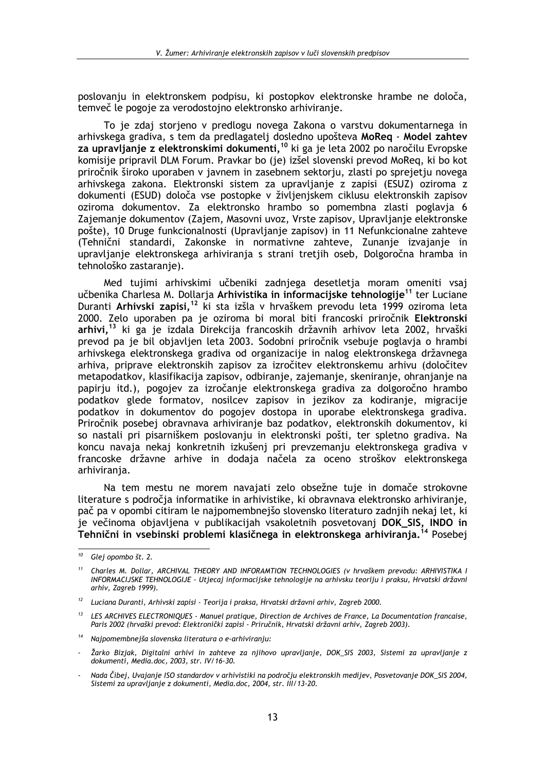poslovanju in elektronskem podpisu, ki postopkov elektronske hrambe ne določa, temveč le pogoje za verodostojno elektronsko arhiviranje.

To je zdaj storjeno v predlogu novega Zakona o varstvu dokumentarnega in arhivskega gradiva, s tem da predlagatelj dosledno upošteva **MoReq - Model zahtev za upravljanje z elektronskimi dokumenti,**[10] ki ga je leta 2002 po naročilu Evropske komisije pripravil DLM Forum. Pravkar bo (je) izšel slovenski prevod MoReq, ki bo kot priročnik široko uporaben v javnem in zasebnem sektorju, zlasti po sprejetju novega arhivskega zakona. Elektronski sistem za upravljanje z zapisi (ESUZ) oziroma z dokumenti (ESUD) določa vse postopke v življenjskem ciklusu elektronskih zapisov oziroma dokumentov. Za elektronsko hrambo so pomembna zlasti poglavja 6 Zajemanje dokumentov (Zajem, Masovni uvoz, Vrste zapisov, Upravljanje elektronske pošte), 10 Druge funkcionalnosti (Upravljanje zapisov) in 11 Nefunkcionalne zahteve (Tehnični standardi, Zakonske in normativne zahteve, Zunanje izvajanje in upravljanje elektronskega arhiviranja s strani tretjih oseb, Dolgoročna hramba in tehnološko zastaranje).

Med tujimi arhivskimi učbeniki zadnjega desetletja moram omeniti vsaj učbenika Charlesa M. Dollarja **Arhivistika in informacijske tehnologije**[11] ter Luciane Duranti **Arhivski zapisi,**[12] ki sta izšla v hrvaškem prevodu leta 1999 oziroma leta 2000. Zelo uporaben pa je oziroma bi moral biti francoski priročnik **Elektronski arhivi,**[13] ki ga je izdala Direkcija francoskih državnih arhivov leta 2002, hrvaški prevod pa je bil objavljen leta 2003. Sodobni priročnik vsebuje poglavja o hrambi arhivskega elektronskega gradiva od organizacije in nalog elektronskega državnega arhiva, priprave elektronskih zapisov za izročitev elektronskemu arhivu (določitev metapodatkov, klasifikacija zapisov, odbiranje, zajemanje, skeniranje, ohranjanje na papirju itd.), pogojev za izročanje elektronskega gradiva za dolgoročno hrambo podatkov glede formatov, nosilcev zapisov in jezikov za kodiranje, migracije podatkov in dokumentov do pogojev dostopa in uporabe elektronskega gradiva. Priročnik posebej obravnava arhiviranje baz podatkov, elektronskih dokumentov, ki so nastali pri pisarniškem poslovanju in elektronski pošti, ter spletno gradiva. Na koncu navaja nekaj konkretnih izkušenj pri prevzemanju elektronskega gradiva v francoske državne arhive in dodaja načela za oceno stroškov elektronskega arhiviranja.

Na tem mestu ne morem navajati zelo obsežne tuje in domače strokovne literature s področja informatike in arhivistike, ki obravnava elektronsko arhiviranje, pač pa v opombi citiram le najpomembnejšo slovensko literaturo zadnjih nekaj let, ki je večinoma objavljena v publikacijah vsakoletnih posvetovanj **DOK_SIS, INDO in Tehnični in vsebinski problemi klasičnega in elektronskega arhiviranja.**[14] Posebej

---

[10] *Glej opombo št. 2.*

[11] *Charles M. Dollar, ARCHIVAL THEORY AND INFORAMTION TECHNOLOGIES (v hrvaškem prevodu: ARHIVISTIKA I INFORMACIJSKE TEHNOLOGIJE - Utjecaj informacijske tehnologije na arhivsku teoriju i praksu, Hrvatski državni arhiv, Zagreb 1999).*

[12] *Luciana Duranti, Arhivski zapisi - Teorija i praksa, Hrvatski državni arhiv, Zagreb 2000.*

[13] *LES ARCHIVES ELECTRONIQUES - Manuel pratique, Direction de Archives de France, La Documentation francaise, Paris 2002 (hrvaški prevod: Elektronički zapisi - Priručnik, Hrvatski državni arhiv, Zagreb 2003).*

[14] *Najpomembnejša slovenska literatura o e-arhiviranju:*

- *Žarko Bizjak, Digitalni arhivi in zahteve za njihovo upravljanje, DOK_SIS 2003, Sistemi za upravljanje z dokumenti, Media.doc, 2003, str. IV/16-30.*
- *Nada Čibej, Uvajanje ISO standardov v arhivistiki na področju elektronskih medijev, Posvetovanje DOK_SIS 2004, Sistemi za upravljanje z dokumenti, Media.doc, 2004, str. III/13-20.*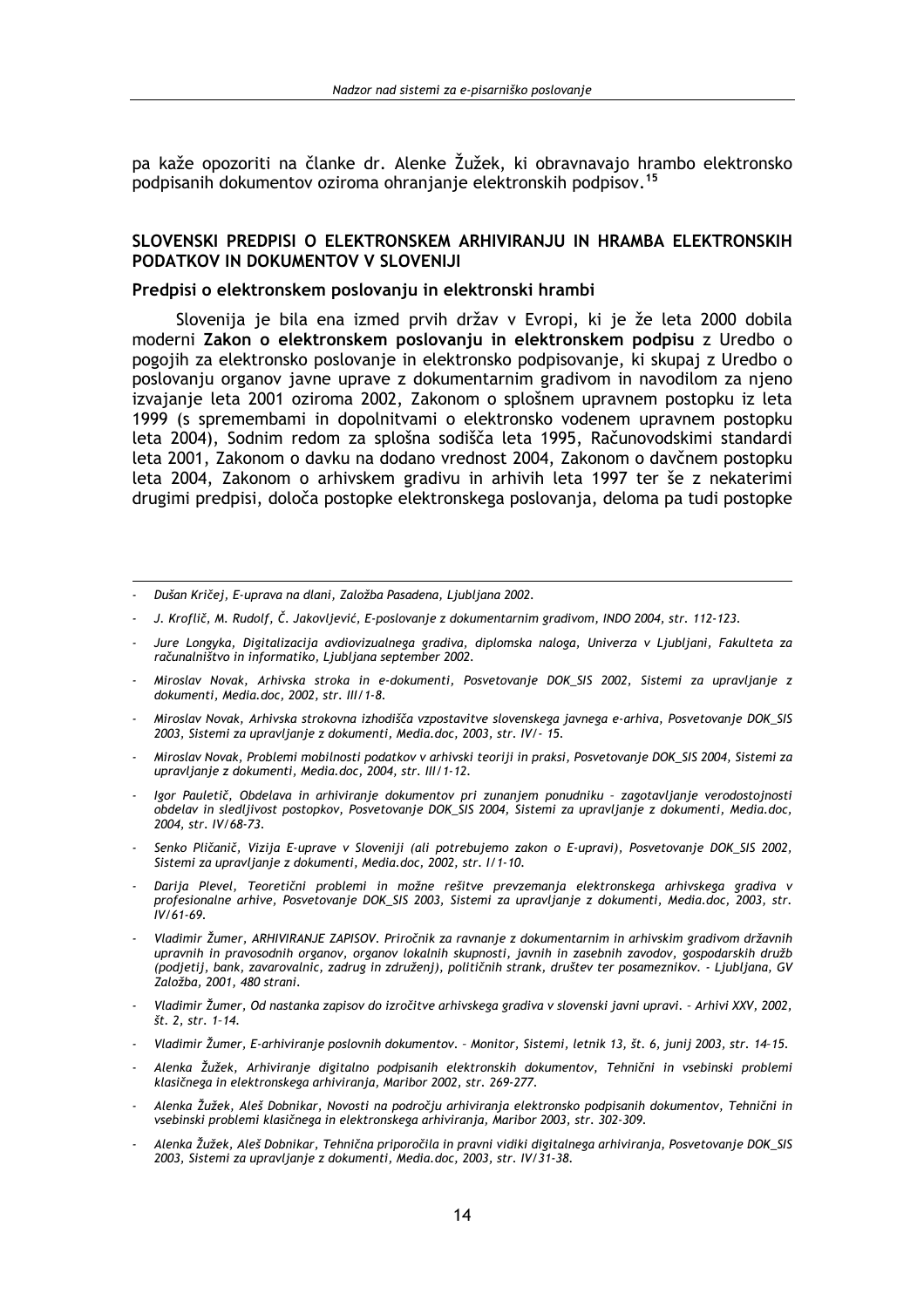pa kaže opozoriti na članke dr. Alenke Žužek, ki obravnavajo hrambo elektronsko podpisanih dokumentov oziroma ohranjanje elektronskih podpisov.[15]

## SLOVENSKI PREDPISI O ELEKTRONSKEM ARHIVIRANJU IN HRAMBA ELEKTRONSKIH PODATKOV IN DOKUMENTOV V SLOVENIJI

### Predpisi o elektronskem poslovanju in elektronski hrambi

Slovenija je bila ena izmed prvih držav v Evropi, ki je že leta 2000 dobila moderni **Zakon o elektronskem poslovanju in elektronskem podpisu** z Uredbo o pogojih za elektronsko poslovanje in elektronsko podpisovanje, ki skupaj z Uredbo o poslovanju organov javne uprave z dokumentarnim gradivom in navodilom za njeno izvajanje leta 2001 oziroma 2002, Zakonom o splošnem upravnem postopku iz leta 1999 (s spremembami in dopolnitvami o elektronsko vodenem upravnem postopku leta 2004), Sodnim redom za splošna sodišča leta 1995, Računovodskimi standardi leta 2001, Zakonom o davku na dodano vrednost 2004, Zakonom o davčnem postopku leta 2004, Zakonom o arhivskem gradivu in arhivih leta 1997 ter še z nekaterimi drugimi predpisi, določa postopke elektronskega poslovanja, deloma pa tudi postopke

- *Dušan Kričej, E-uprava na dlani, Založba Pasadena, Ljubljana 2002.*
- *J. Kroflič, M. Rudolf, Č. Jakovljević, E-poslovanje z dokumentarnim gradivom, INDO 2004, str. 112-123.*
- *Jure Longyka, Digitalizacija avdiovizualnega gradiva, diplomska naloga, Univerza v Ljubljani, Fakulteta za računalništvo in informatiko, Ljubljana september 2002.*
- *Miroslav Novak, Arhivska stroka in e-dokumenti, Posvetovanje DOK_SIS 2002, Sistemi za upravljanje z dokumenti, Media.doc, 2002, str. III/1-8.*
- *Miroslav Novak, Arhivska strokovna izhodišča vzpostavitve slovenskega javnega e-arhiva, Posvetovanje DOK_SIS 2003, Sistemi za upravljanje z dokumenti, Media.doc, 2003, str. IV/- 15.*
- *Miroslav Novak, Problemi mobilnosti podatkov v arhivski teoriji in praksi, Posvetovanje DOK_SIS 2004, Sistemi za upravljanje z dokumenti, Media.doc, 2004, str. III/1-12.*
- *Igor Pauletič, Obdelava in arhiviranje dokumentov pri zunanjem ponudniku – zagotavljanje verodostojnosti obdelav in sledljivost postopkov, Posvetovanje DOK_SIS 2004, Sistemi za upravljanje z dokumenti, Media.doc, 2004, str. IV/68-73.*
- *Senko Pličanič, Vizija E-uprave v Sloveniji (ali potrebujemo zakon o E-upravi), Posvetovanje DOK_SIS 2002, Sistemi za upravljanje z dokumenti, Media.doc, 2002, str. I/1-10.*
- *Darija Plevel, Teoretični problemi in možne rešitve prevzemanja elektronskega arhivskega gradiva v profesionalne arhive, Posvetovanje DOK_SIS 2003, Sistemi za upravljanje z dokumenti, Media.doc, 2003, str. IV/61-69.*
- *Vladimir Žumer, ARHIVIRANJE ZAPISOV. Priročnik za ravnanje z dokumentarnim in arhivskim gradivom državnih upravnih in pravosodnih organov, organov lokalnih skupnosti, javnih in zasebnih zavodov, gospodarskih družb (podjetij, bank, zavarovalnic, zadrug in združenj), političnih strank, društev ter posameznikov. - Ljubljana, GV Založba, 2001, 480 strani.*
- *Vladimir Žumer, Od nastanka zapisov do izročitve arhivskega gradiva v slovenski javni upravi. – Arhivi XXV, 2002, št. 2, str. 1-14.*
- *Vladimir Žumer, E-arhiviranje poslovnih dokumentov. - Monitor, Sistemi, letnik 13, št. 6, junij 2003, str. 14-15.*
- *Alenka Žužek, Arhiviranje digitalno podpisanih elektronskih dokumentov, Tehnični in vsebinski problemi klasičnega in elektronskega arhiviranja, Maribor 2002, str. 269-277.*
- *Alenka Žužek, Aleš Dobnikar, Novosti na področju arhiviranja elektronsko podpisanih dokumentov, Tehnični in vsebinski problemi klasičnega in elektronskega arhiviranja, Maribor 2003, str. 302-309.*
- *Alenka Žužek, Aleš Dobnikar, Tehnična priporočila in pravni vidiki digitalnega arhiviranja, Posvetovanje DOK_SIS 2003, Sistemi za upravljanje z dokumenti, Media.doc, 2003, str. IV/31-38.*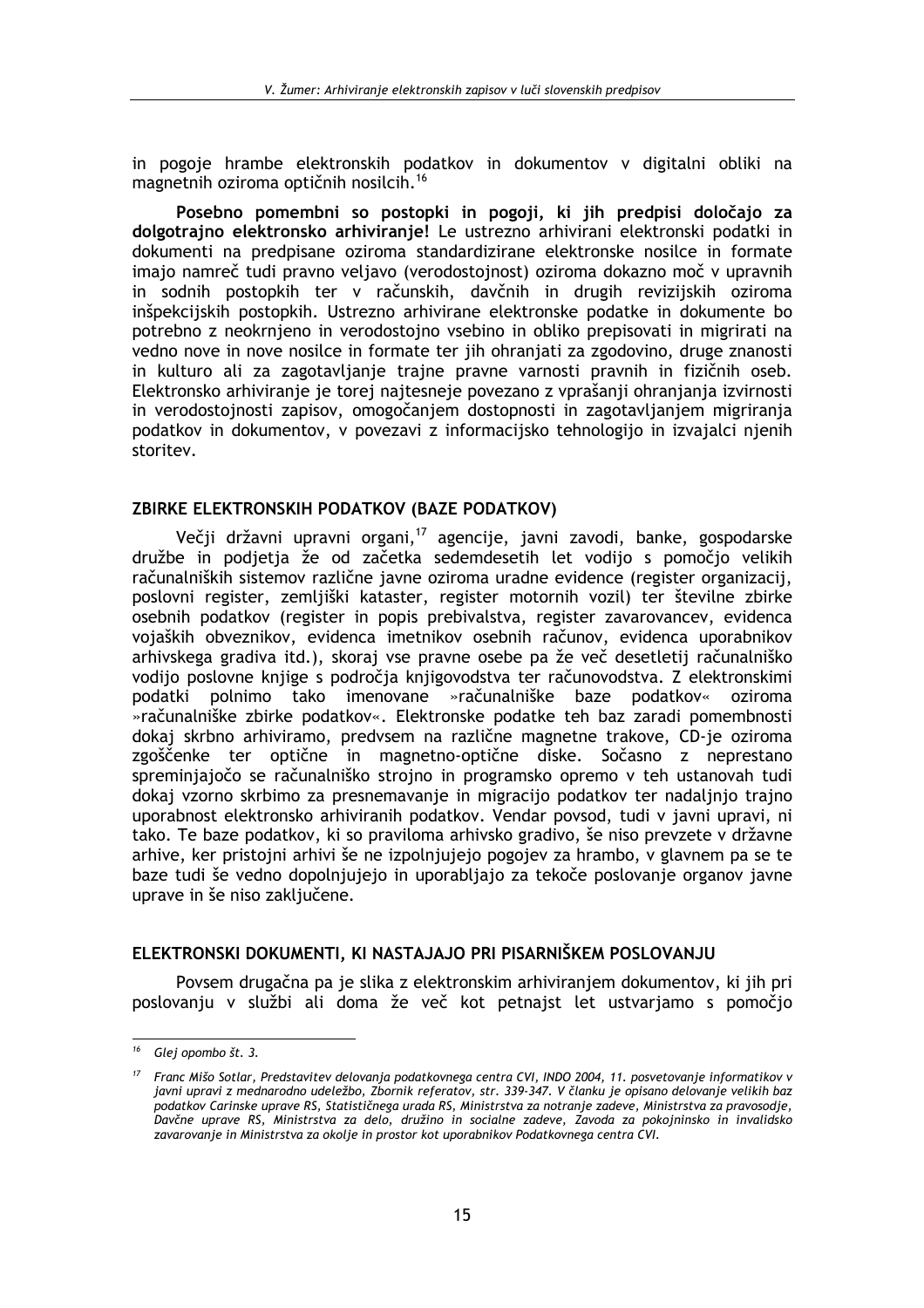in pogoje hrambe elektronskih podatkov in dokumentov v digitalni obliki na magnetnih oziroma optičnih nosilcih.[16]

**Posebno pomembni so postopki in pogoji, ki jih predpisi določajo za dolgotrajno elektronsko arhiviranje!** Le ustrezno arhivirani elektronski podatki in dokumenti na predpisane oziroma standardizirane elektronske nosilce in formate imajo namreč tudi pravno veljavo (verodostojnost) oziroma dokazno moč v upravnih in sodnih postopkih ter v računskih, davčnih in drugih revizijskih oziroma inšpekcijskih postopkih. Ustrezno arhivirane elektronske podatke in dokumente bo potrebno z neokrnjeno in verodostojno vsebino in obliko prepisovati in migrirati na vedno nove in nove nosilce in formate ter jih ohranjati za zgodovino, druge znanosti in kulturo ali za zagotavljanje trajne pravne varnosti pravnih in fizičnih oseb. Elektronsko arhiviranje je torej najtesneje povezano z vprašanji ohranjanja izvirnosti in verodostojnosti zapisov, omogočanjem dostopnosti in zagotavljanjem migriranja podatkov in dokumentov, v povezavi z informacijsko tehnologijo in izvajalci njenih storitev.

## ZBIRKE ELEKTRONSKIH PODATKOV (BAZE PODATKOV)

Večji državni upravni organi,[17] agencije, javni zavodi, banke, gospodarske družbe in podjetja že od začetka sedemdesetih let vodijo s pomočjo velikih računalniških sistemov različne javne oziroma uradne evidence (register organizacij, poslovni register, zemljiški kataster, register motornih vozil) ter številne zbirke osebnih podatkov (register in popis prebivalstva, register zavarovancev, evidenca vojaških obveznikov, evidenca imetnikov osebnih računov, evidenca uporabnikov arhivskega gradiva itd.), skoraj vse pravne osebe pa že več desetletij računalniško vodijo poslovne knjige s področja knjigovodstva ter računovodstva. Z elektronskimi podatki polnimo tako imenovane »računalniške baze podatkov« oziroma »računalniške zbirke podatkov«. Elektronske podatke teh baz zaradi pomembnosti dokaj skrbno arhiviramo, predvsem na različne magnetne trakove, CD-je oziroma zgoščenke ter optične in magnetno-optične diske. Sočasno z nenehno spreminjajočo se računalniško strojno in programsko opremo v teh ustanovah tudi dokaj vzorno skrbimo za presnemavanje in migracijo podatkov ter nadaljnjo trajno uporabnost elektronsko arhiviranih podatkov. Vendar povsod, tudi v javni upravi, ni tako. Te baze podatkov, ki so praviloma arhivsko gradivo, še niso prevzete v državne arhive, ker pristojni arhivi še ne izpolnjujejo pogojev za hrambo, v glavnem pa se te baze tudi še vedno dopolnjujejo in uporabljajo za tekoče poslovanje organov javne uprave in še niso zaključene.

## ELEKTRONSKI DOKUMENTI, KI NASTAJAJO PRI PISARNIŠKEM POSLOVANJU

Povsem drugačna pa je slika z elektronskim arhiviranjem dokumentov, ki jih pri poslovanju v službi ali doma že več kot petnajst let ustvarjamo s pomočjo

---

[16] *Glej opombo št. 3.*

[17] *Franc Mišo Sotlar, Predstavitev delovanja podatkovnega centra CVI, INDO 2004, 11. posvetovanje informatikov v javni upravi z mednarodno udeležbo, Zbornik referatov, str. 339-347. V članku je opisano delovanje velikih baz podatkov Carinske uprave RS, Statističnega urada RS, Ministrstva za notranje zadeve, Ministrstva za pravosodje, Davčne uprave RS, Ministrstva za delo, družino in socialne zadeve, Zavoda za pokojninsko in invalidsko zavarovanje in Ministrstva za okolje in prostor kot uporabnikov Podatkovnega centra CVI.*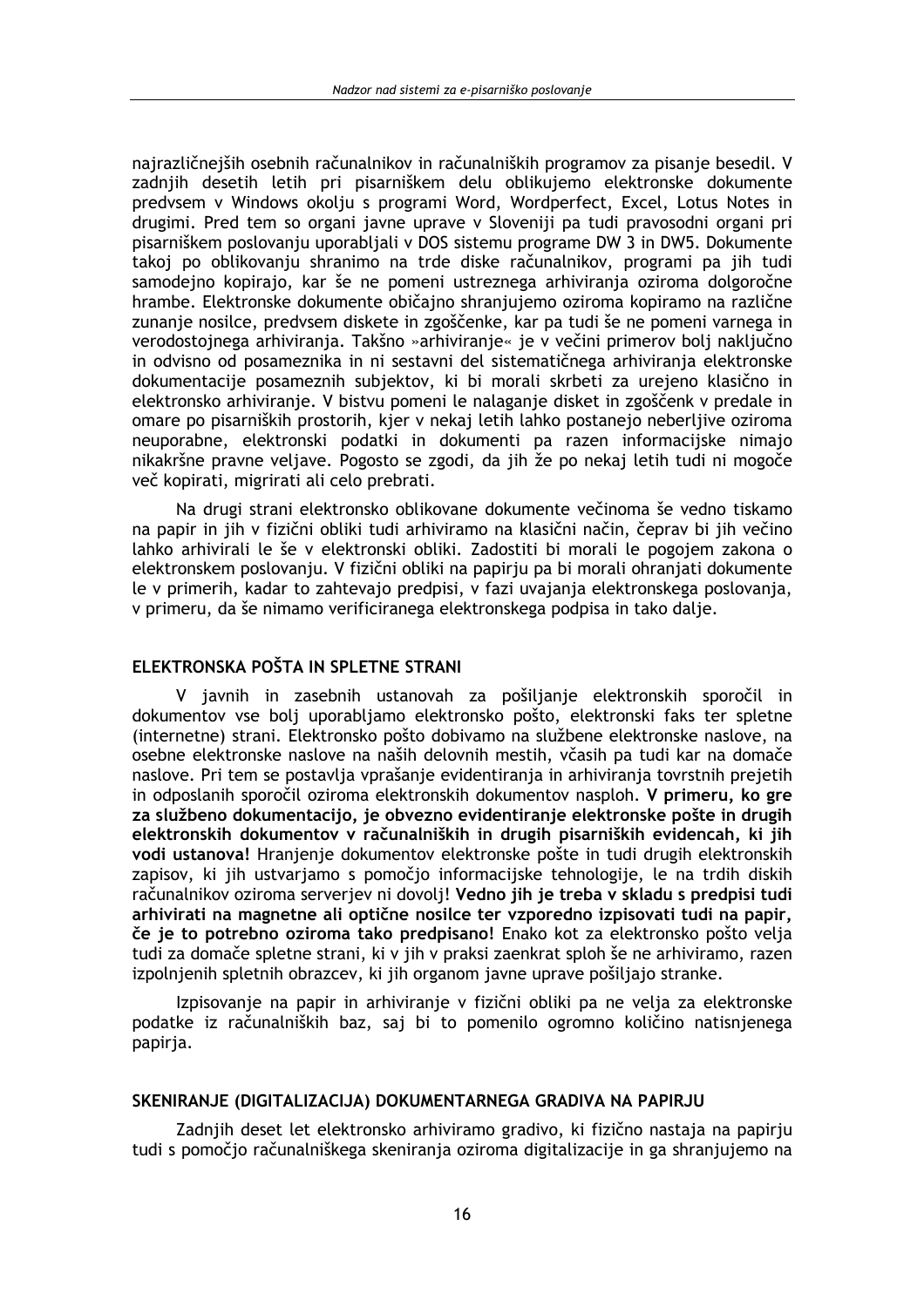najrazličnejših osebnih računalnikov in računalniških programov za pisanje besedil. V zadnjih desetih letih pri pisarniškem delu oblikujemo elektronske dokumente predvsem v Windows okolju s programi Word, Wordperfect, Excel, Lotus Notes in drugimi. Pred tem so organi javne uprave v Sloveniji pa tudi pravosodni organi pri pisarniškem poslovanju uporabljali v DOS sistemu programe DW 3 in DW5. Dokumente takoj po oblikovanju shranimo na trde diske računalnikov, programi pa jih tudi samodejno kopirajo, kar še ne pomeni ustreznega arhiviranja oziroma dolgoročne hrambe. Elektronske dokumente običajno shranjujemo oziroma kopiramo na različne zunanje nosilce, predvsem diskete in zgoščenke, kar pa tudi še ne pomeni varnega in verodostojnega arhiviranja. Takšno »arhiviranje« je v večini primerov bolj naključno in odvisno od posameznika in ni sestavni del sistematičnega arhiviranja elektronske dokumentacije posameznih subjektov, ki bi morali skrbeti za urejeno klasično in elektronsko arhiviranje. V bistvu pomeni le nalaganje disket in zgoščenk v predale in omare po pisarniških prostorih, kjer v nekaj letih lahko postanejo neberljive oziroma neuporabne, elektronski podatki in dokumenti pa razen informacijske nimajo nikakršne pravne veljave. Pogosto se zgodi, da jih že po nekaj letih tudi ni mogoče več kopirati, migrirati ali celo prebrati.

Na drugi strani elektronsko oblikovane dokumente večinoma še vedno tiskamo na papir in jih v fizični obliki tudi arhiviramo na klasični način, čeprav bi jih večino lahko arhivirali le še v elektronski obliki. Zadostiti bi morali le pogojem zakona o elektronskem poslovanju. V fizični obliki na papirju pa bi morali ohranjati dokumente le v primerih, kadar to zahtevajo predpisi, v fazi uvajanja elektronskega poslovanja, v primeru, da še nimamo verificiranega elektronskega podpisa in tako dalje.

## ELEKTRONSKA POŠTA IN SPLETNE STRANI

V javnih in zasebnih ustanovah za pošiljanje elektronskih sporočil in dokumentov vse bolj uporabljamo elektronsko pošto, elektronski faks ter spletne (internetne) strani. Elektronsko pošto dobivamo na službene elektronske naslove, na osebne elektronske naslove na naših delovnih mestih, včasih pa tudi kar na domače naslove. Pri tem se postavlja vprašanje evidentiranja in arhiviranja tovrstnih prejetih in odposlanih sporočil oziroma elektronskih dokumentov nasploh. **V primeru, ko gre za službeno dokumentacijo, je obvezno evidentiranje elektronske pošte in drugih elektronskih dokumentov v računalniških in drugih pisarniških evidencah, ki jih vodi ustanova!** Hranjenje dokumentov elektronske pošte in tudi drugih elektronskih zapisov, ki jih ustvarjamo s pomočjo informacijske tehnologije, le na trdih diskih računalnikov oziroma serverjev ni dovolj! **Vedno jih je treba v skladu s predpisi tudi arhivirati na magnetne ali optične nosilce ter vzporedno izpisovati tudi na papir, če je to potrebno oziroma tako predpisano!** Enako kot za elektronsko pošto velja tudi za domače spletne strani, ki v jih v praksi zaenkrat sploh še ne arhiviramo, razen izpolnjenih spletnih obrazcev, ki jih organom javne uprave pošiljajo stranke.

Izpisovanje na papir in arhiviranje v fizični obliki pa ne velja za elektronske podatke iz računalniških baz, saj bi to pomenilo ogromno količino natisnjenega papirja.

## SKENIRANJE (DIGITALIZACIJA) DOKUMENTARNEGA GRADIVA NA PAPIRJU

Zadnjih deset let elektronsko arhiviramo gradivo, ki fizično nastaja na papirju tudi s pomočjo računalniškega skeniranja oziroma digitalizacije in ga shranjujemo na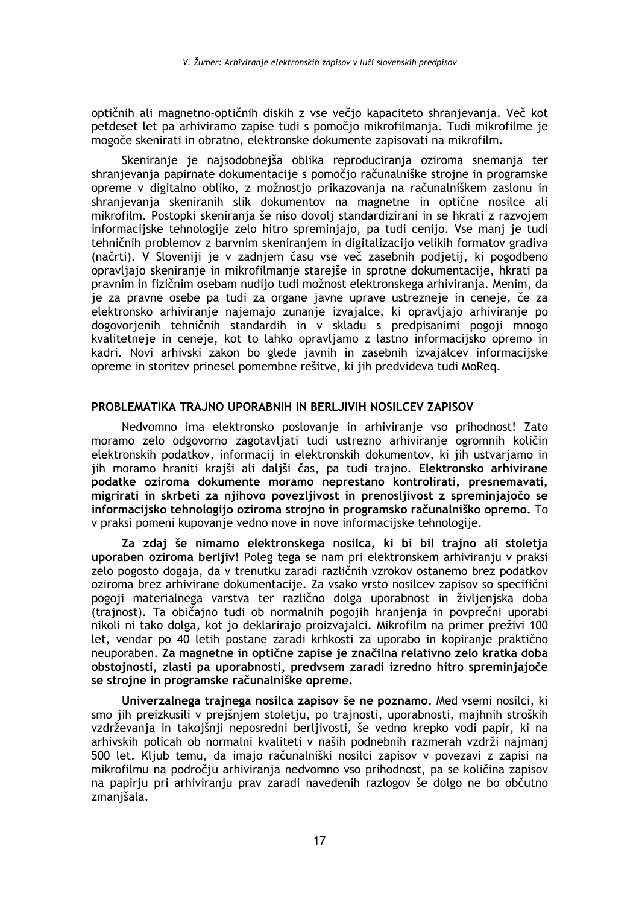optičnih ali magnetno-optičnih diskih z vse večjo kapaciteto shranjevanja. Več kot petdeset let pa arhiviramo zapise tudi s pomočjo mikrofilmanja. Tudi mikrofilme je mogoče skenirati in obratno, elektronske dokumente zapisovati na mikrofilm.

Skeniranje je najsodobnejša oblika reproduciranja oziroma snemanja ter shranjevanja papirnate dokumentacije s pomočjo računalniške strojne in programske opreme v digitalno obliko, z možnostjo prikazovanja na računalniškem zaslonu in shranjevanja skeniranih slik dokumentov na magnetne in optične nosilce ali mikrofilm. Postopki skeniranja še niso dovolj standardizirani in se hkrati z razvojem informacijske tehnologije zelo hitro spreminjajo, pa tudi cenijo. Vse manj je tudi tehničnih problemov z barvnim skeniranjem in digitalizacijo velikih formatov gradiva (načrti). V Sloveniji je v zadnjem času vse več zasebnih podjetij, ki pogodbeno opravljajo skeniranje in mikrofilmanje starejše in sprotne dokumentacije, hkrati pa pravnim in fizičnim osebam nudijo tudi možnost elektronskega arhiviranja. Menim, da je za pravne osebe pa tudi za organe javne uprave ustrezneje in ceneje, če za elektronsko arhiviranje najemajo zunanje izvajalce, ki opravljajo arhiviranje po dogovorjenih tehničnih standardih in v skladu s predpisanimi pogoji mnogo kvalitetneje in ceneje, kot to lahko opravljamo z lastno informacijsko opremo in kadri. Novi arhivski zakon bo glede javnih in zasebnih izvajalcev informacijske opreme in storitev prinesel pomembne rešitve, ki jih predvideva tudi MoReq.

## PROBLEMATIKA TRAJNO UPORABNIH IN BERLJIVIH NOSILCEV ZAPISOV

Nedvomno ima elektronsko poslovanje in arhiviranje vso prihodnost! Zato moramo zelo odgovorno zagotavljati tudi ustrezno arhiviranje ogromnih količin elektronskih podatkov, informacij in elektronskih dokumentov, ki jih ustvarjamo in jih moramo hraniti krajši ali daljši čas, pa tudi trajno. **Elektronsko arhivirane podatke oziroma dokumente moramo nenehno kontrolirati, presnemavati, migrirati in skrbeti za njihovo povezljivost in prenosljivost z spreminjajočo se informacijsko tehnologijo oziroma strojno in programsko računalniško opremo.** To v praksi pomeni kupovanje vedno nove in nove informacijske tehnologije.

**Za zdaj še nimamo elektronskega nosilca, ki bi bil trajno ali stoletja uporaben oziroma berljiv!** Poleg tega se nam pri elektronskem arhiviranju v praksi zelo pogosto dogaja, da v trenutku zaradi različnih vzrokov ostanemo brez podatkov oziroma brez arhivirane dokumentacije. Za vsako vrsto nosilcev zapisov so specifični pogoji materialnega varstva ter različno dolga uporabnost in življenjska doba (trajnost). Ta običajno tudi ob normalnih pogojih hranjenja in povprečni uporabi nikoli ni tako dolga, kot jo deklarirajo proizvajalci. Mikrofilm na primer preživi 100 let, vendar po 40 letih postane zaradi krhkosti za uporabo in kopiranje praktično neuporaben. **Za magnetne in optične zapise je značilna relativno zelo kratka doba obstojnosti, zlasti pa uporabnosti, predvsem zaradi izredno hitro spreminjajoče se strojne in programske računalniške opreme.**

**Univerzalnega trajnega nosilca zapisov še ne poznamo.** Med vsemi nosilci, ki smo jih preizkusili v prejšnjem stoletju, po trajnosti, uporabnosti, majhnih stroških vzdrževanja in takojšnji neposredni berljivosti, še vedno krepko vodi papir, ki na arhivskih policah ob normalni kvaliteti v naših podnebnih razmerah vzdrži najmanj 500 let. Kljub temu, da imajo računalniški nosilci zapisov v povezavi z zapisi na mikrofilmu na področju arhiviranja nedvomno vso prihodnost, pa se količina zapisov na papirju pri arhiviranju prav zaradi navedenih razlogov še dolgo ne bo občutno zmanjšala.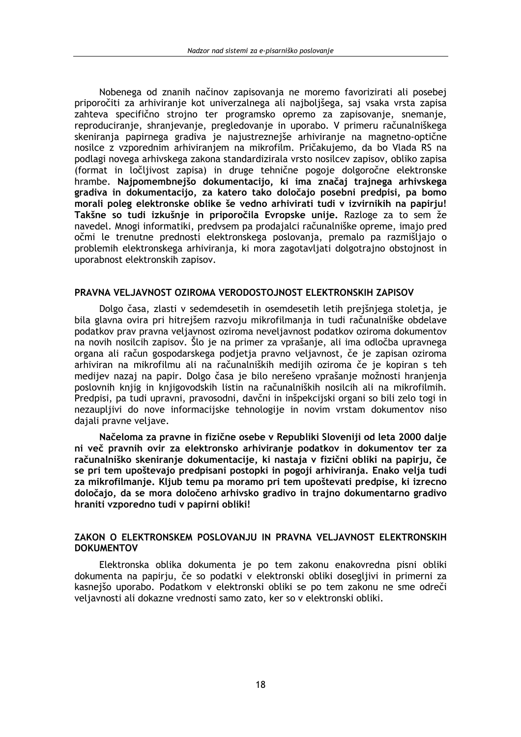Nobenega od znanih načinov zapisovanja ne moremo favorizirati ali posebej priporočiti za arhiviranje kot univerzalnega ali najboljšega, saj vsaka vrsta zapisa zahteva specifično strojno ter programsko opremo za zapisovanje, snemanje, reproduciranje, shranjevanje, pregledovanje in uporabo. V primeru računalniškega skeniranja papirnega gradiva je najustreznejše arhiviranje na magnetno-optične nosilce z vzporednim arhiviranjem na mikrofilm. Pričakujemo, da bo Vlada RS na podlagi novega arhivskega zakona standardizirala vrsto nosilcev zapisov, obliko zapisa (format in ločljivost zapisa) in druge tehnične pogoje dolgoročne elektronske hrambe. **Najpomembnejšo dokumentacijo, ki ima značaj trajnega arhivskega gradiva in dokumentacijo, za katero tako določajo posebni predpisi, pa bomo morali poleg elektronske oblike še vedno arhivirati tudi v izvirnikih na papirju! Takšne so tudi izkušnje in priporočila Evropske unije.** Razloge za to sem že navedel. Mnogi informatiki, predvsem pa prodajalci računalniške opreme, imajo pred očmi le trenutne prednosti elektronskega poslovanja, premalo pa razmišljajo o problemih elektronskega arhiviranja, ki mora zagotavljati dolgotrajno obstojnost in uporabnost elektronskih zapisov.

## PRAVNA VELJAVNOST OZIROMA VERODOSTOJNOST ELEKTRONSKIH ZAPISOV

Dolgo časa, zlasti v sedemdesetih in osemdesetih letih prejšnjega stoletja, je bila glavna ovira pri hitrejšem razvoju mikrofilmanja in tudi računalniške obdelave podatkov prav pravna veljavnost oziroma neveljavnost podatkov oziroma dokumentov na novih nosilcih zapisov. Šlo je na primer za vprašanje, ali ima odločba upravnega organa ali račun gospodarskega podjetja pravno veljavnost, če je zapisan oziroma arhiviran na mikrofilmu ali na računalniških medijih oziroma če je kopiran s teh medijev nazaj na papir. Dolgo časa je bilo nerešeno vprašanje možnosti hranjenja poslovnih knjig in knjigovodskih listin na računalniških nosilcih ali na mikrofilmih. Predpisi, pa tudi upravni, pravosodni, davčni in inšpekcijski organi so bili zelo togi in nezaupljivi do nove informacijske tehnologije in novim vrstam dokumentov niso dajali pravne veljave.

**Načeloma za pravne in fizične osebe v Republiki Sloveniji od leta 2000 dalje ni več pravnih ovir za elektronsko arhiviranje podatkov in dokumentov ter za računalniško skeniranje dokumentacije, ki nastaja v fizični obliki na papirju, če se pri tem upoštevajo predpisani postopki in pogoji arhiviranja. Enako velja tudi za mikrofilmanje. Kljub temu pa moramo pri tem upoštevati predpise, ki izrecno določajo, da se mora določeno arhivsko gradivo in trajno dokumentarno gradivo hraniti vzporedno tudi v papirni obliki!**

## ZAKON O ELEKTRONSKEM POSLOVANJU IN PRAVNA VELJAVNOST ELEKTRONSKIH DOKUMENTOV

Elektronska oblika dokumenta je po tem zakonu enakovredna pisni obliki dokumenta na papirju, če so podatki v elektronski obliki dosegljivi in primerni za kasnejšo uporabo. Podatkom v elektronski obliki se po tem zakonu ne sme odreči veljavnosti ali dokazne vrednosti samo zato, ker so v elektronski obliki.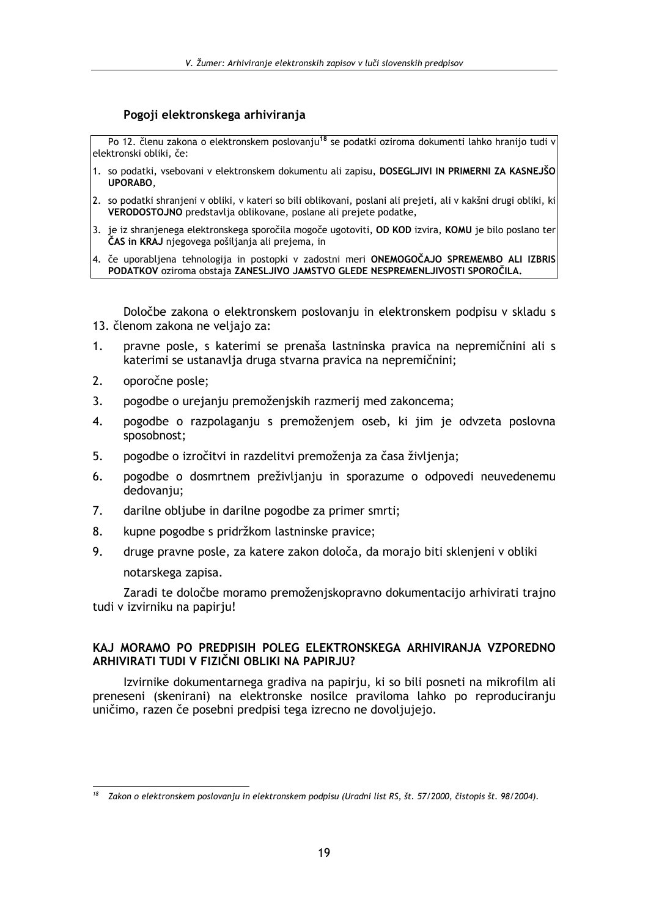### Pogoji elektronskega arhiviranja

Po 12. členu zakona o elektronskem poslovanju[18] se podatki oziroma dokumenti lahko hranijo tudi v elektronski obliki, če:

1. so podatki, vsebovani v elektronskem dokumentu ali zapisu, **DOSEGLJIVI IN PRIMERNI ZA KASNEJŠO UPORABO**,
2. so podatki shranjeni v obliki, v kateri so bili oblikovani, poslani ali prejeti, ali v kakšni drugi obliki, ki **VERODOSTOJNO** predstavlja oblikovane, poslane ali prejete podatke,
3. je iz shranjenega elektronskega sporočila mogoče ugotoviti, **OD KOD** izvira, **KOMU** je bilo poslano ter **ČAS in KRAJ** njegovega pošiljanja ali prejema, in
4. če uporabljena tehnologija in postopki v zadostni meri **ONEMOGOČAJO SPREMEMBO ALI IZBRIS PODATKOV** oziroma obstaja **ZANESLJIVO JAMSTVO GLEDE NESPREMENLJIVOSTI SPOROČILA.**

Določbe zakona o elektronskem poslovanju in elektronskem podpisu v skladu s 13. členom zakona ne veljajo za:

1. pravne posle, s katerimi se prenaša lastninska pravica na nepremičnini ali s katerimi se ustanavlja druga stvarna pravica na nepremičnini;
2. oporočne posle;
3. pogodbe o urejanju premoženjskih razmerij med zakoncema;
4. pogodbe o razpolaganju s premoženjem oseb, ki jim je odvzeta poslovna sposobnost;
5. pogodbe o izročitvi in razdelitvi premoženja za časa življenja;
6. pogodbe o dosmrtnem preživljanju in sporazume o odpovedi neuvedenemu dedovanju;
7. darilne obljube in darilne pogodbe za primer smrti;
8. kupne pogodbe s pridržkom lastninske pravice;
9. druge pravne posle, za katere zakon določa, da morajo biti sklenjeni v obliki notarskega zapisa.

Zaradi te določbe moramo premoženjskopravno dokumentacijo arhivirati trajno tudi v izvirniku na papirju!

### KAJ MORAMO PO PREDPISIH POLEG ELEKTRONSKEGA ARHIVIRANJA VZPOREDNO ARHIVIRATI TUDI V FIZIČNI OBLIKI NA PAPIRJU?

Izvirnike dokumentarnega gradiva na papirju, ki so bili posneti na mikrofilm ali preneseni (skenirani) na elektronske nosilce praviloma lahko po reproduciranju uničimo, razen če posebni predpisi tega izrecno ne dovoljujejo.

---

[18] *Zakon o elektronskem poslovanju in elektronskem podpisu (Uradni list RS, št. 57/2000, čistopis št. 98/2004).*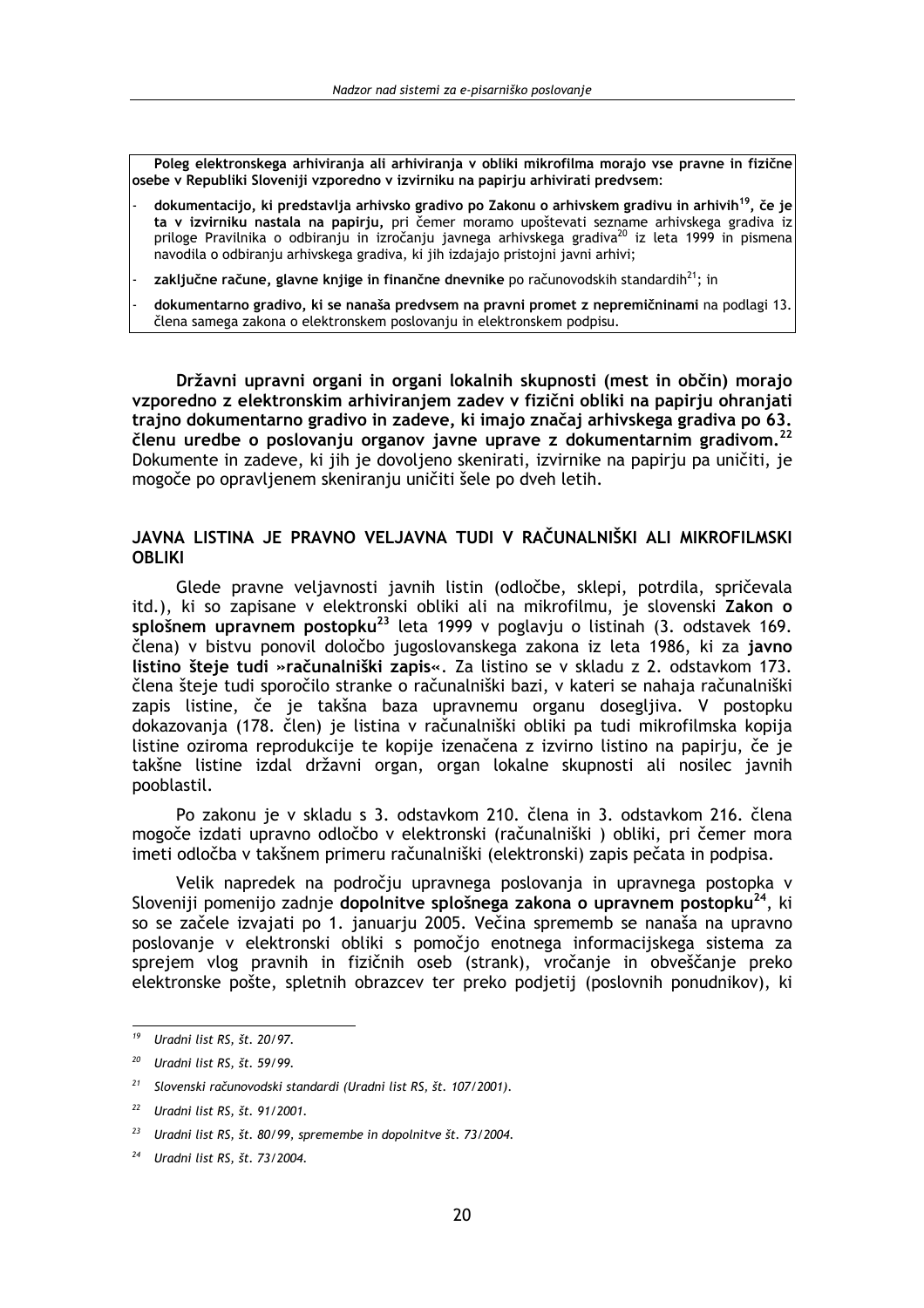**Poleg elektronskega arhiviranja ali arhiviranja v obliki mikrofilma morajo vse pravne in fizične osebe v Republiki Sloveniji vzporedno v izvirniku na papirju arhivirati predvsem:**

- **dokumentacijo, ki predstavlja arhivsko gradivo po Zakonu o arhivskem gradivu in arhivih**[19]**, če je ta v izvirniku nastala na papirju,** pri čemer moramo upoštevati sezname arhivskega gradiva iz priloge Pravilnika o odbiranju in izročanju javnega arhivskega gradiva[20] iz leta 1999 in pismena navodila o odbiranju arhivskega gradiva, ki jih izdajajo pristojni javni arhivi;
- **zaključne račune, glavne knjige in finančne dnevnike** po računovodskih standardih[21]; in
- **dokumentarno gradivo, ki se nanaša predvsem na pravni promet z nepremičninami** na podlagi 13. člena samega zakona o elektronskem poslovanju in elektronskem podpisu.

**Državni upravni organi in organi lokalnih skupnosti (mest in občin) morajo vzporedno z elektronskim arhiviranjem zadev v fizični obliki na papirju ohranjati trajno dokumentarno gradivo in zadeve, ki imajo značaj arhivskega gradiva po 63. členu uredbe o poslovanju organov javne uprave z dokumentarnim gradivom.**[22] Dokumente in zadeve, ki jih je dovoljeno skenirati, izvirnike na papirju pa uničiti, je mogoče po opravljenem skeniranju uničiti šele po dveh letih.

## JAVNA LISTINA JE PRAVNO VELJAVNA TUDI V RAČUNALNIŠKI ALI MIKROFILMSKI OBLIKI

Glede pravne veljavnosti javnih listin (odločbe, sklepi, potrdila, spričevala itd.), ki so zapisane v elektronski obliki ali na mikrofilmu, je slovenski **Zakon o splošnem upravnem postopku**[23] leta 1999 v poglavju o listinah (3. odstavek 169. člena) v bistvu ponovil določbo jugoslovanskega zakona iz leta 1986, ki za **javno listino šteje tudi »računalniški zapis«**. Za listino se v skladu z 2. odstavkom 173. člena šteje tudi sporočilo stranke o računalniški bazi, v kateri se nahaja računalniški zapis listine, če je takšna baza upravnemu organu dosegljiva. V postopku dokazovanja (178. člen) je listina v računalniški obliki pa tudi mikrofilmska kopija listine oziroma reprodukcije te kopije izenačena z izvirno listino na papirju, če je takšne listine izdal državni organ, organ lokalne skupnosti ali nosilec javnih pooblastil.

Po zakonu je v skladu s 3. odstavkom 210. člena in 3. odstavkom 216. člena mogoče izdati upravno odločbo v elektronski (računalniški ) obliki, pri čemer mora imeti odločba v takšnem primeru računalniški (elektronski) zapis pečata in podpisa.

Velik napredek na področju upravnega poslovanja in upravnega postopka v Sloveniji pomenijo zadnje **dopolnitve splošnega zakona o upravnem postopku**[24], ki so se začele izvajati po 1. januarju 2005. Večina sprememb se nanaša na upravno poslovanje v elektronski obliki s pomočjo enotnega informacijskega sistema za sprejem vlog pravnih in fizičnih oseb (strank), vročanje in obveščanje preko elektronske pošte, spletnih obrazcev ter preko podjetij (poslovnih ponudnikov), ki

---

[19] *Uradni list RS, št. 20/97.*

[20] *Uradni list RS, št. 59/99.*

[21] *Slovenski računovodski standardi (Uradni list RS, št. 107/2001).*

[22] *Uradni list RS, št. 91/2001.*

[23] *Uradni list RS, št. 80/99, spremembe in dopolnitve št. 73/2004.*

[24] *Uradni list RS, št. 73/2004.*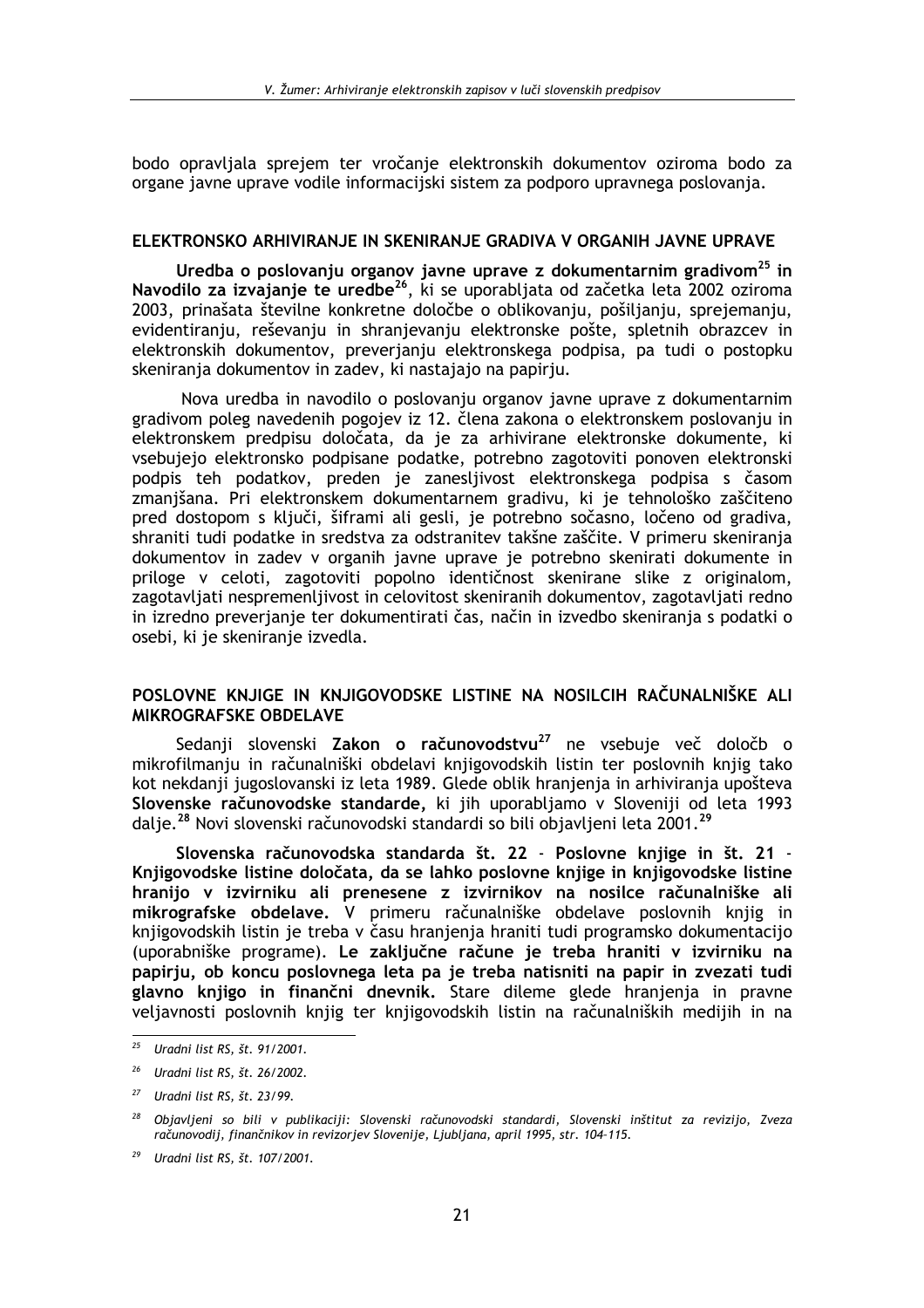bodo opravljala sprejem ter vročanje elektronskih dokumentov oziroma bodo za organe javne uprave vodile informacijski sistem za podporo upravnega poslovanja.

## ELEKTRONSKO ARHIVIRANJE IN SKENIRANJE GRADIVA V ORGANIH JAVNE UPRAVE

**Uredba o poslovanju organov javne uprave z dokumentarnim gradivom**[25] **in Navodilo za izvajanje te uredbe**[26], ki se uporabljata od začetka leta 2002 oziroma 2003, prinašata številne konkretne določbe o oblikovanju, pošiljanju, sprejemanju, evidentiranju, reševanju in shranjevanju elektronske pošte, spletnih obrazcev in elektronskih dokumentov, preverjanju elektronskega podpisa, pa tudi o postopku skeniranja dokumentov in zadev, ki nastajajo na papirju.

Nova uredba in navodilo o poslovanju organov javne uprave z dokumentarnim gradivom poleg navedenih pogojev iz 12. člena zakona o elektronskem poslovanju in elektronskem predpisu določata, da je za arhivirane elektronske dokumente, ki vsebujejo elektronsko podpisane podatke, potrebno zagotoviti ponoven elektronski podpis teh podatkov, preden je zanesljivost elektronskega podpisa s časom zmanjšana. Pri elektronskem dokumentarnem gradivu, ki je tehnološko zaščiteno pred dostopom s ključi, šiframi ali gesli, je potrebno sočasno, ločeno od gradiva, shraniti tudi podatke in sredstva za odstranitev takšne zaščite. V primeru skeniranja dokumentov in zadev v organih javne uprave je potrebno skenirati dokumente in priloge v celoti, zagotoviti popolno identičnost skenirane slike z originalom, zagotavljati nespremenljivost in celovitost skeniranih dokumentov, zagotavljati redno in izredno preverjanje ter dokumentirati čas, način in izvedbo skeniranja s podatki o osebi, ki je skeniranje izvedla.

## POSLOVNE KNJIGE IN KNJIGOVODSKE LISTINE NA NOSILCIH RAČUNALNIŠKE ALI MIKROGRAFSKE OBDELAVE

Sedanji slovenski **Zakon o računovodstvu**[27] ne vsebuje več določb o mikrofilmanju in računalniški obdelavi knjigovodskih listin ter poslovnih knjig tako kot nekdanji jugoslovanski iz leta 1989. Glede oblik hranjenja in arhiviranja upošteva **Slovenske računovodske standarde,** ki jih uporabljamo v Sloveniji od leta 1993 dalje.[28] Novi slovenski računovodski standardi so bili objavljeni leta 2001.[29]

**Slovenska računovodska standarda št. 22 - Poslovne knjige in št. 21 - Knjigovodske listine določata, da se lahko poslovne knjige in knjigovodske listine hranijo v izvirniku ali prenesene z izvirnikov na nosilce računalniške ali mikrografske obdelave.** V primeru računalniške obdelave poslovnih knjig in knjigovodskih listin je treba v času hranjenja hraniti tudi programsko dokumentacijo (uporabniške programe). **Le zaključne račune je treba hraniti v izvirniku na papirju, ob koncu poslovnega leta pa je treba natisniti na papir in zvezati tudi glavno knjigo in finančni dnevnik.** Stare dileme glede hranjenja in pravne veljavnosti poslovnih knjig ter knjigovodskih listin na računalniških medijih in na

---

[25] *Uradni list RS, št. 91/2001.*

[26] *Uradni list RS, št. 26/2002.*

[27] *Uradni list RS, št. 23/99.*

[28] *Objavljeni so bili v publikaciji: Slovenski računovodski standardi, Slovenski inštitut za revizijo, Zveza računovodij, finančnikov in revizorjev Slovenije, Ljubljana, april 1995, str. 104-115.*

[29] *Uradni list RS, št. 107/2001.*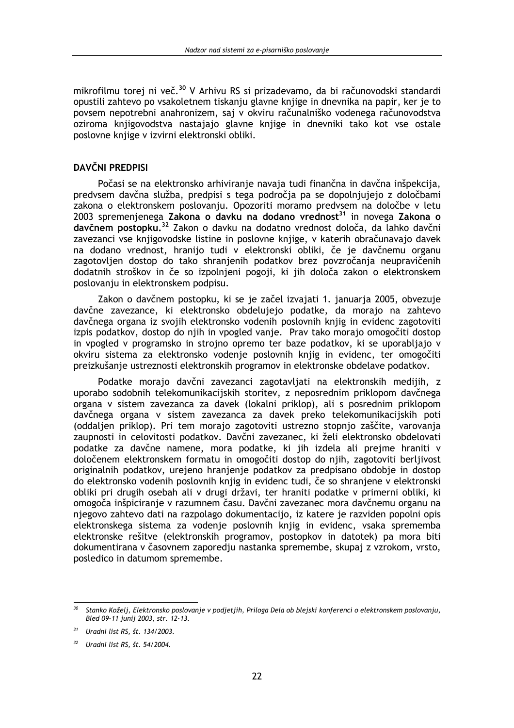mikrofilmu torej ni več.[30] V Arhivu RS si prizadevamo, da bi računovodski standardi opustili zahtevo po vsakoletnem tiskanju glavne knjige in dnevnika na papir, ker je to povsem nepotrebni anahronizem, saj v okviru računalniško vodenega računovodstva oziroma knjigovodstva nastajajo glavne knjige in dnevniki tako kot vse ostale poslovne knjige v izvirni elektronski obliki.

## DAVČNI PREDPISI

Počasi se na elektronsko arhiviranje navaja tudi finančna in davčna inšpekcija, predvsem davčna služba, predpisi s tega področja pa se dopolnjujejo z določbami zakona o elektronskem poslovanju. Opozoriti moramo predvsem na določbe v letu 2003 spremenjenega **Zakona o davku na dodano vrednost**[31] in novega **Zakona o davčnem postopku.**[32] Zakon o davku na dodatno vrednost določa, da lahko davčni zavezanci vse knjigovodske listine in poslovne knjige, v katerih obračunavajo davek na dodano vrednost, hranijo tudi v elektronski obliki, če je davčnemu organu zagotovljen dostop do tako shranjenih podatkov brez povzročanja neupravičenih dodatnih stroškov in če so izpolnjeni pogoji, ki jih določa zakon o elektronskem poslovanju in elektronskem podpisu.

Zakon o davčnem postopku, ki se je začel izvajati 1. januarja 2005, obvezuje davčne zavezance, ki elektronsko obdelujejo podatke, da morajo na zahtevo davčnega organa iz svojih elektronsko vodenih poslovnih knjig in evidenc zagotoviti izpis podatkov, dostop do njih in vpogled vanje. Prav tako morajo omogočiti dostop in vpogled v programsko in strojno opremo ter baze podatkov, ki se uporabljajo v okviru sistema za elektronsko vodenje poslovnih knjig in evidenc, ter omogočiti preizkušanje ustreznosti elektronskih programov in elektronske obdelave podatkov.

Podatke morajo davčni zavezanci zagotavljati na elektronskih medijih, z uporabo sodobnih telekomunikacijskih storitev, z neposrednim priklopom davčnega organa v sistem zavezanca za davek (lokalni priklop), ali s posrednim priklopom davčnega organa v sistem zavezanca za davek preko telekomunikacijskih poti (oddaljen priklop). Pri tem morajo zagotoviti ustrezno stopnjo zaščite, varovanja zaupnosti in celovitosti podatkov. Davčni zavezanec, ki želi elektronsko obdelovati podatke za davčne namene, mora podatke, ki jih izdela ali prejme hraniti v določenem elektronskem formatu in omogočiti dostop do njih, zagotoviti berljivost originalnih podatkov, urejeno hranjenje podatkov za predpisano obdobje in dostop do elektronsko vodenih poslovnih knjig in evidenc tudi, če so shranjene v elektronski obliki pri drugih osebah ali v drugi državi, ter hraniti podatke v primerni obliki, ki omogoča inšpiciranje v razumnem času. Davčni zavezanec mora davčnemu organu na njegovo zahtevo dati na razpolago dokumentacijo, iz katere je razviden popolni opis elektronskega sistema za vodenje poslovnih knjig in evidenc, vsaka sprememba elektronske rešitve (elektronskih programov, postopkov in datotek) pa mora biti dokumentirana v časovnem zaporedju nastanka spremembe, skupaj z vzrokom, vrsto, posledico in datumom spremembe.

---

[30] *Stanko Koželj, Elektronsko poslovanje v podjetjih, Priloga Dela ob blejski konferenci o elektronskem poslovanju, Bled 09-11 junij 2003, str. 12-13.*

[31] *Uradni list RS, št. 134/2003.*

[32] *Uradni list RS, št. 54/2004.*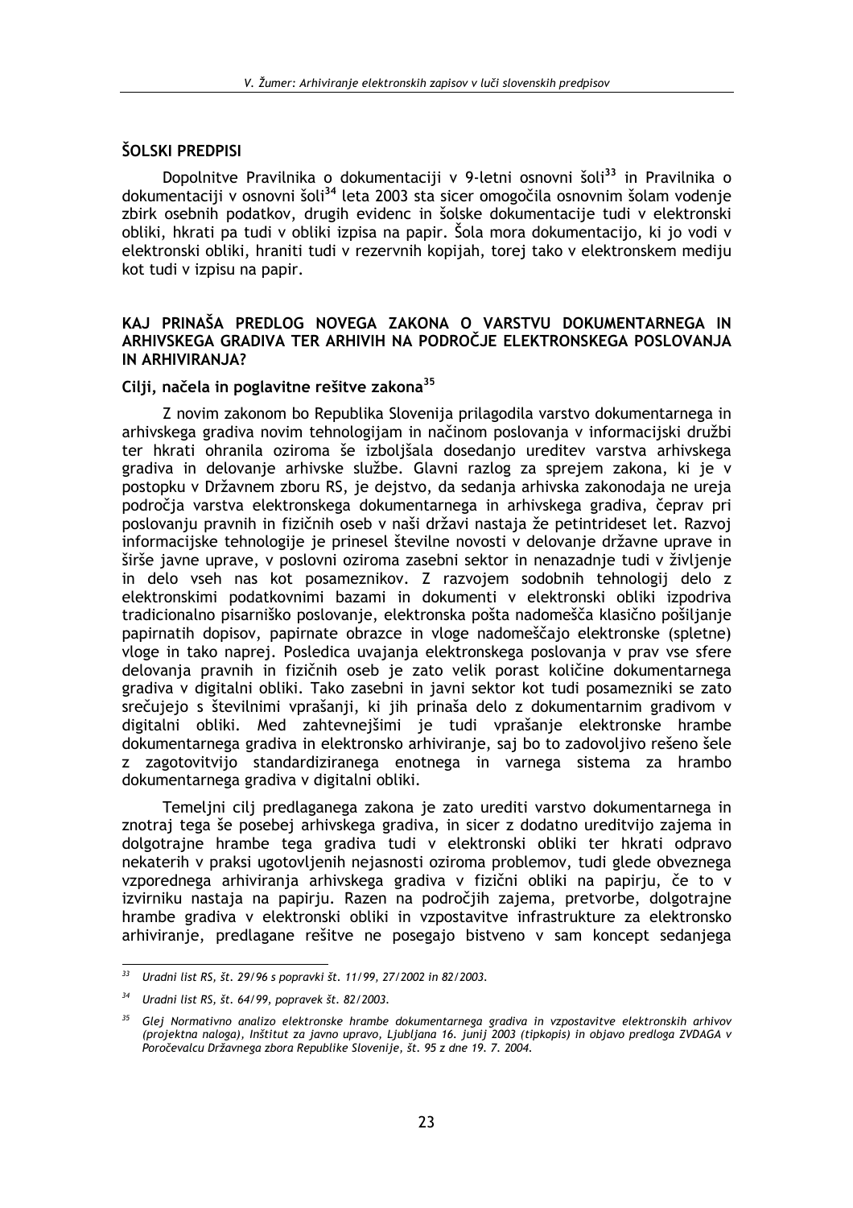## ŠOLSKI PREDPISI

Dopolnitve Pravilnika o dokumentaciji v 9-letni osnovni šoli[33] in Pravilnika o dokumentaciji v osnovni šoli[34] leta 2003 sta sicer omogočila osnovnim šolam vodenje zbirk osebnih podatkov, drugih evidenc in šolske dokumentacije tudi v elektronski obliki, hkrati pa tudi v obliki izpisa na papir. Šola mora dokumentacijo, ki jo vodi v elektronski obliki, hraniti tudi v rezervnih kopijah, torej tako v elektronskem mediju kot tudi v izpisu na papir.

## KAJ PRINAŠA PREDLOG NOVEGA ZAKONA O VARSTVU DOKUMENTARNEGA IN ARHIVSKEGA GRADIVA TER ARHIVIH NA PODROČJE ELEKTRONSKEGA POSLOVANJA IN ARHIVIRANJA?

### Cilji, načela in poglavitne rešitve zakona[35]

Z novim zakonom bo Republika Slovenija prilagodila varstvo dokumentarnega in arhivskega gradiva novim tehnologijam in načinom poslovanja v informacijski družbi ter hkrati ohranila oziroma še izboljšala dosedanjo ureditev varstva arhivskega gradiva in delovanje arhivske službe. Glavni razlog za sprejem zakona, ki je v postopku v Državnem zboru RS, je dejstvo, da sedanja arhivska zakonodaja ne ureja področja varstva elektronskega dokumentarnega in arhivskega gradiva, čeprav pri poslovanju pravnih in fizičnih oseb v naši državi nastaja že petintrideset let. Razvoj informacijske tehnologije je prinesel številne novosti v delovanje državne uprave in širše javne uprave, v poslovni oziroma zasebni sektor in nenazadnje tudi v življenje in delo vseh nas kot posameznikov. Z razvojem sodobnih tehnologij delo z elektronskimi podatkovnimi bazami in dokumenti v elektronski obliki izpodriva tradicionalno pisarniško poslovanje, elektronska pošta nadomešča klasično pošiljanje papirnatih dopisov, papirnate obrazce in vloge nadomeščajo elektronske (spletne) vloge in tako naprej. Posledica uvajanja elektronskega poslovanja v prav vse sfere delovanja pravnih in fizičnih oseb je zato velik porast količine dokumentarnega gradiva v digitalni obliki. Tako zasebni in javni sektor kot tudi posamezniki se zato srečujejo s številnimi vprašanji, ki jih prinaša delo z dokumentarnim gradivom v digitalni obliki. Med zahtevnejšimi je tudi vprašanje elektronske hrambe dokumentarnega gradiva in elektronsko arhiviranje, saj bo to zadovoljivo rešeno šele z zagotovitvijo standardiziranega enotnega in varnega sistema za hrambo dokumentarnega gradiva v digitalni obliki.

Temeljni cilj predlaganega zakona je zato urediti varstvo dokumentarnega in znotraj tega še posebej arhivskega gradiva, in sicer z dodatno ureditvijo zajema in dolgotrajne hrambe tega gradiva tudi v elektronski obliki ter hkrati odpravo nekaterih v praksi ugotovljenih nejasnosti oziroma problemov, tudi glede obveznega vzporednega arhiviranja arhivskega gradiva v fizični obliki na papirju, če to v izvirniku nastaja na papirju. Razen na področjih zajema, pretvorbe, dolgotrajne hrambe gradiva v elektronski obliki in vzpostavitve infrastrukture za elektronsko arhiviranje, predlagane rešitve ne posegajo bistveno v sam koncept sedanjega

---

[33] *Uradni list RS, št. 29/96 s popravki št. 11/99, 27/2002 in 82/2003.*

[34] *Uradni list RS, št. 64/99, popravek št. 82/2003.*

[35] *Glej Normativno analizo elektronske hrambe dokumentarnega gradiva in vzpostavitve elektronskih arhivov (projektna naloga), Inštitut za javno upravo, Ljubljana 16. junij 2003 (tipkopis) in objavo predloga ZVDAGA v Poročevalcu Državnega zbora Republike Slovenije, št. 95 z dne 19. 7. 2004.*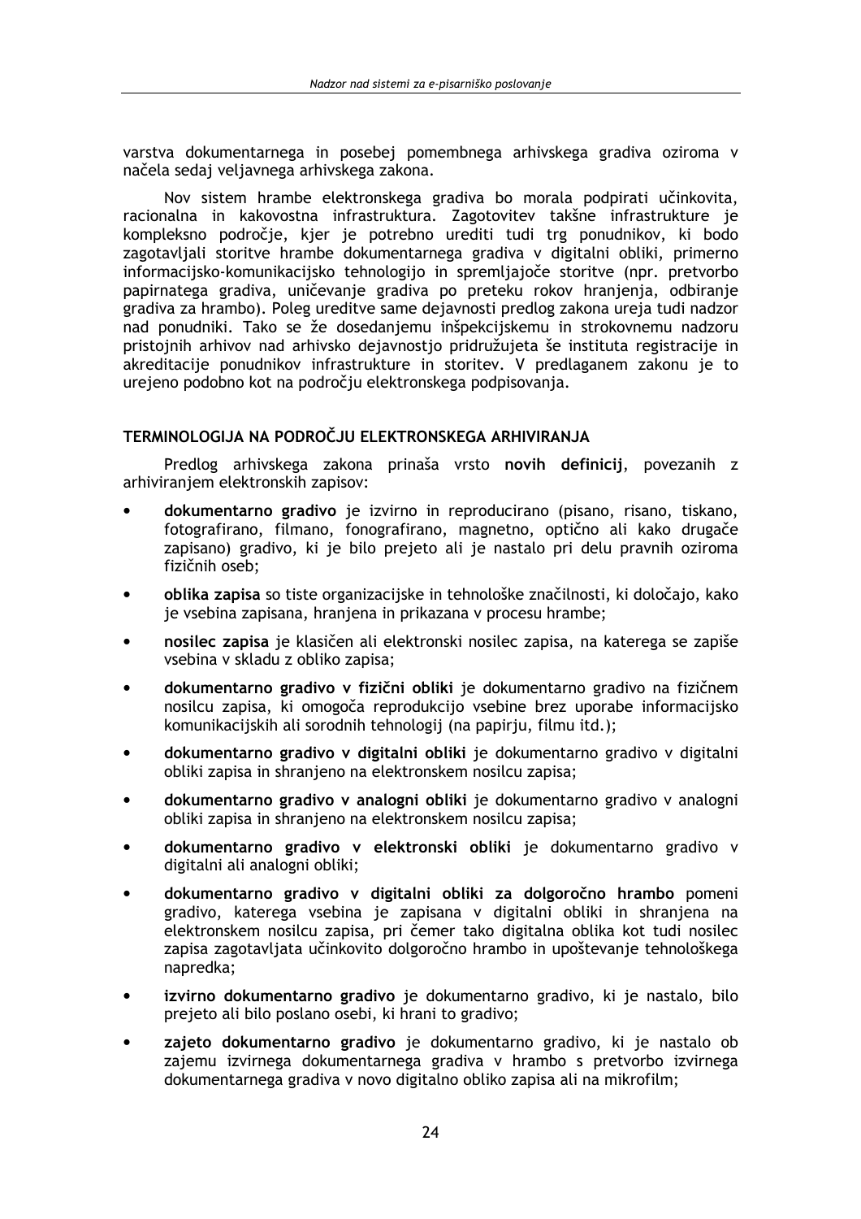varstva dokumentarnega in posebej pomembnega arhivskega gradiva oziroma v načela sedaj veljavnega arhivskega zakona.

Nov sistem hrambe elektronskega gradiva bo morala podpirati učinkovita, racionalna in kakovostna infrastruktura. Zagotovitev takšne infrastrukture je kompleksno področje, kjer je potrebno urediti tudi trg ponudnikov, ki bodo zagotavljali storitve hrambe dokumentarnega gradiva v digitalni obliki, primerno informacijsko-komunikacijsko tehnologijo in spremljajoče storitve (npr. pretvorbo papirnatega gradiva, uničevanje gradiva po preteku rokov hranjenja, odbiranje gradiva za hrambo). Poleg ureditve same dejavnosti predlog zakona ureja tudi nadzor nad ponudniki. Tako se že dosedanjemu inšpekcijskemu in strokovnemu nadzoru pristojnih arhivov nad arhivsko dejavnostjo pridružujeta še instituta registracije in akreditacije ponudnikov infrastrukture in storitev. V predlaganem zakonu je to urejeno podobno kot na področju elektronskega podpisovanja.

## TERMINOLOGIJA NA PODROČJU ELEKTRONSKEGA ARHIVIRANJA

Predlog arhivskega zakona prinaša vrsto **novih definicij**, povezanih z arhiviranjem elektronskih zapisov:

- **dokumentarno gradivo** je izvirno in reproducirano (pisano, risano, tiskano, fotografirano, filmano, fonografirano, magnetno, optično ali kako drugače zapisano) gradivo, ki je bilo prejeto ali je nastalo pri delu pravnih oziroma fizičnih oseb;
- **oblika zapisa** so tiste organizacijske in tehnološke značilnosti, ki določajo, kako je vsebina zapisana, hranjena in prikazana v procesu hrambe;
- **nosilec zapisa** je klasičen ali elektronski nosilec zapisa, na katerega se zapiše vsebina v skladu z obliko zapisa;
- **dokumentarno gradivo v fizični obliki** je dokumentarno gradivo na fizičnem nosilcu zapisa, ki omogoča reprodukcijo vsebine brez uporabe informacijsko komunikacijskih ali sorodnih tehnologij (na papirju, filmu itd.);
- **dokumentarno gradivo v digitalni obliki** je dokumentarno gradivo v digitalni obliki zapisa in shranjeno na elektronskem nosilcu zapisa;
- **dokumentarno gradivo v analogni obliki** je dokumentarno gradivo v analogni obliki zapisa in shranjeno na elektronskem nosilcu zapisa;
- **dokumentarno gradivo v elektronski obliki** je dokumentarno gradivo v digitalni ali analogni obliki;
- **dokumentarno gradivo v digitalni obliki za dolgoročno hrambo** pomeni gradivo, katerega vsebina je zapisana v digitalni obliki in shranjena na elektronskem nosilcu zapisa, pri čemer tako digitalna oblika kot tudi nosilec zapisa zagotavljata učinkovito dolgoročno hrambo in upoštevanje tehnološkega napredka;
- **izvirno dokumentarno gradivo** je dokumentarno gradivo, ki je nastalo, bilo prejeto ali bilo poslano osebi, ki hrani to gradivo;
- **zajeto dokumentarno gradivo** je dokumentarno gradivo, ki je nastalo ob zajemu izvirnega dokumentarnega gradiva v hrambo s pretvorbo izvirnega dokumentarnega gradiva v novo digitalno obliko zapisa ali na mikrofilm;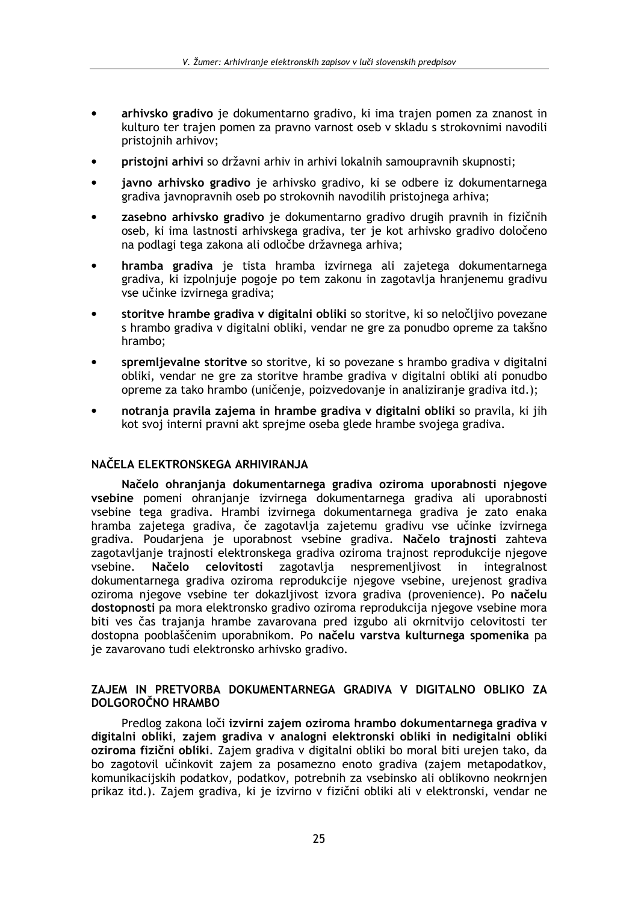- **arhivsko gradivo** je dokumentarno gradivo, ki ima trajen pomen za znanost in kulturo ter trajen pomen za pravno varnost oseb v skladu s strokovnimi navodili pristojnih arhivov;
- **pristojni arhivi** so državni arhiv in arhivi lokalnih samoupravnih skupnosti;
- **javno arhivsko gradivo** je arhivsko gradivo, ki se odbere iz dokumentarnega gradiva javnopravnih oseb po strokovnih navodilih pristojnega arhiva;
- **zasebno arhivsko gradivo** je dokumentarno gradivo drugih pravnih in fizičnih oseb, ki ima lastnosti arhivskega gradiva, ter je kot arhivsko gradivo določeno na podlagi tega zakona ali odločbe državnega arhiva;
- **hramba gradiva** je tista hramba izvirnega ali zajetega dokumentarnega gradiva, ki izpolnjuje pogoje po tem zakonu in zagotavlja hranjenemu gradivu vse učinke izvirnega gradiva;
- **storitve hrambe gradiva v digitalni obliki** so storitve, ki so neločljivo povezane s hrambo gradiva v digitalni obliki, vendar ne gre za ponudbo opreme za takšno hrambo;
- **spremljevalne storitve** so storitve, ki so povezane s hrambo gradiva v digitalni obliki, vendar ne gre za storitve hrambe gradiva v digitalni obliki ali ponudbo opreme za tako hrambo (uničenje, poizvedovanje in analiziranje gradiva itd.);
- **notranja pravila zajema in hrambe gradiva v digitalni obliki** so pravila, ki jih kot svoj interni pravni akt sprejme oseba glede hrambe svojega gradiva.

## NAČELA ELEKTRONSKEGA ARHIVIRANJA

**Načelo ohranjanja dokumentarnega gradiva oziroma uporabnosti njegove vsebine** pomeni ohranjanje izvirnega dokumentarnega gradiva ali uporabnosti vsebine tega gradiva. Hrambi izvirnega dokumentarnega gradiva je zato enaka hramba zajetega gradiva, če zagotavlja zajetemu gradivu vse učinke izvirnega gradiva. Poudarjena je uporabnost vsebine gradiva. **Načelo trajnosti** zahteva zagotavljanje trajnosti elektronskega gradiva oziroma trajnost reprodukcije njegove vsebine. **Načelo celovitosti** zagotavlja nespremenljivost in integralnost dokumentarnega gradiva oziroma reprodukcije njegove vsebine, urejenost gradiva oziroma njegove vsebine ter dokazljivost izvora gradiva (provenience). Po **načelu dostopnosti** pa mora elektronsko gradivo oziroma reprodukcija njegove vsebine mora biti ves čas trajanja hrambe zavarovana pred izgubo ali okrnitvijo celovitosti ter dostopna pooblaščenim uporabnikom. Po **načelu varstva kulturnega spomenika** pa je zavarovano tudi elektronsko arhivsko gradivo.

## ZAJEM IN PRETVORBA DOKUMENTARNEGA GRADIVA V DIGITALNO OBLIKO ZA DOLGOROČNO HRAMBO

Predlog zakona loči **izvirni zajem oziroma hrambo dokumentarnega gradiva v digitalni obliki**, **zajem gradiva v analogni elektronski obliki in nedigitalni obliki oziroma fizični obliki**. Zajem gradiva v digitalni obliki bo moral biti urejen tako, da bo zagotovil učinkovit zajem za posamezno enoto gradiva (zajem metapodatkov, komunikacijskih podatkov, podatkov, potrebnih za vsebinsko ali oblikovno neokrnjen prikaz itd.). Zajem gradiva, ki je izvirno v fizični obliki ali v elektronski, vendar ne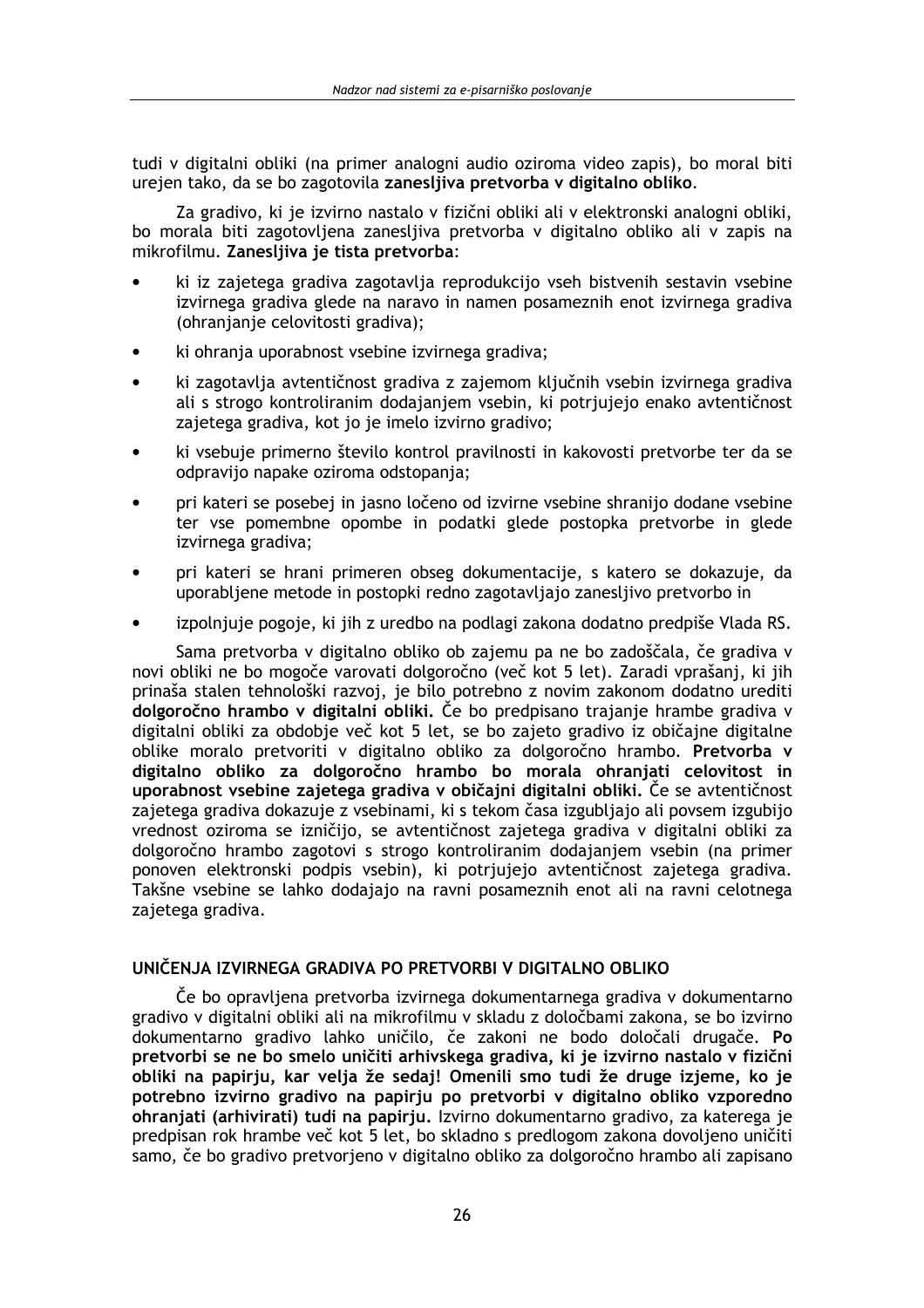tudi v digitalni obliki (na primer analogni audio oziroma video zapis), bo moral biti urejen tako, da se bo zagotovila **zanesljiva pretvorba v digitalno obliko**.

Za gradivo, ki je izvirno nastalo v fizični obliki ali v elektronski analogni obliki, bo morala biti zagotovljena zanesljiva pretvorba v digitalno obliko ali v zapis na mikrofilmu. **Zanesljiva je tista pretvorba**:

- ki iz zajetega gradiva zagotavlja reprodukcijo vseh bistvenih sestavin vsebine izvirnega gradiva glede na naravo in namen posameznih enot izvirnega gradiva (ohranjanje celovitosti gradiva);
- ki ohranja uporabnost vsebine izvirnega gradiva;
- ki zagotavlja avtentičnost gradiva z zajemom ključnih vsebin izvirnega gradiva ali s strogo kontroliranim dodajanjem vsebin, ki potrjujejo enako avtentičnost zajetega gradiva, kot jo je imelo izvirno gradivo;
- ki vsebuje primerno število kontrol pravilnosti in kakovosti pretvorbe ter da se odpravijo napake oziroma odstopanja;
- pri kateri se posebej in jasno ločeno od izvirne vsebine shranijo dodane vsebine ter vse pomembne opombe in podatki glede postopka pretvorbe in glede izvirnega gradiva;
- pri kateri se hrani primeren obseg dokumentacije, s katero se dokazuje, da uporabljene metode in postopki redno zagotavljajo zanesljivo pretvorbo in
- izpolnjuje pogoje, ki jih z uredbo na podlagi zakona dodatno predpiše Vlada RS.

Sama pretvorba v digitalno obliko ob zajemu pa ne bo zadoščala, če gradiva v novi obliki ne bo mogoče varovati dolgoročno (več kot 5 let). Zaradi vprašanj, ki jih prinaša stalen tehnološki razvoj, je bilo potrebno z novim zakonom dodatno urediti **dolgoročno hrambo v digitalni obliki.** Če bo predpisano trajanje hrambe gradiva v digitalni obliki za obdobje več kot 5 let, se bo zajeto gradivo iz običajne digitalne oblike moralo pretvoriti v digitalno obliko za dolgoročno hrambo. **Pretvorba v digitalno obliko za dolgoročno hrambo bo morala ohranjati celovitost in uporabnost vsebine zajetega gradiva v običajni digitalni obliki.** Če se avtentičnost zajetega gradiva dokazuje z vsebinami, ki s tekom časa izgubljajo ali povsem izgubijo vrednost oziroma se izničijo, se avtentičnost zajetega gradiva v digitalni obliki za dolgoročno hrambo zagotovi s strogo kontroliranim dodajanjem vsebin (na primer ponoven elektronski podpis vsebin), ki potrjujejo avtentičnost zajetega gradiva. Takšne vsebine se lahko dodajajo na ravni posameznih enot ali na ravni celotnega zajetega gradiva.

## UNIČENJA IZVIRNEGA GRADIVA PO PRETVORBI V DIGITALNO OBLIKO

Če bo opravljena pretvorba izvirnega dokumentarnega gradiva v dokumentarno gradivo v digitalni obliki ali na mikrofilmu v skladu z določbami zakona, se bo izvirno dokumentarno gradivo lahko uničilo, če zakoni ne bodo določali drugače. **Po pretvorbi se ne bo smelo uničiti arhivskega gradiva, ki je izvirno nastalo v fizični obliki na papirju, kar velja že sedaj! Omenili smo tudi že druge izjeme, ko je potrebno izvirno gradivo na papirju po pretvorbi v digitalno obliko vzporedno ohranjati (arhivirati) tudi na papirju.** Izvirno dokumentarno gradivo, za katerega je predpisan rok hrambe več kot 5 let, bo skladno s predlogom zakona dovoljeno uničiti samo, če bo gradivo pretvorjeno v digitalno obliko za dolgoročno hrambo ali zapisano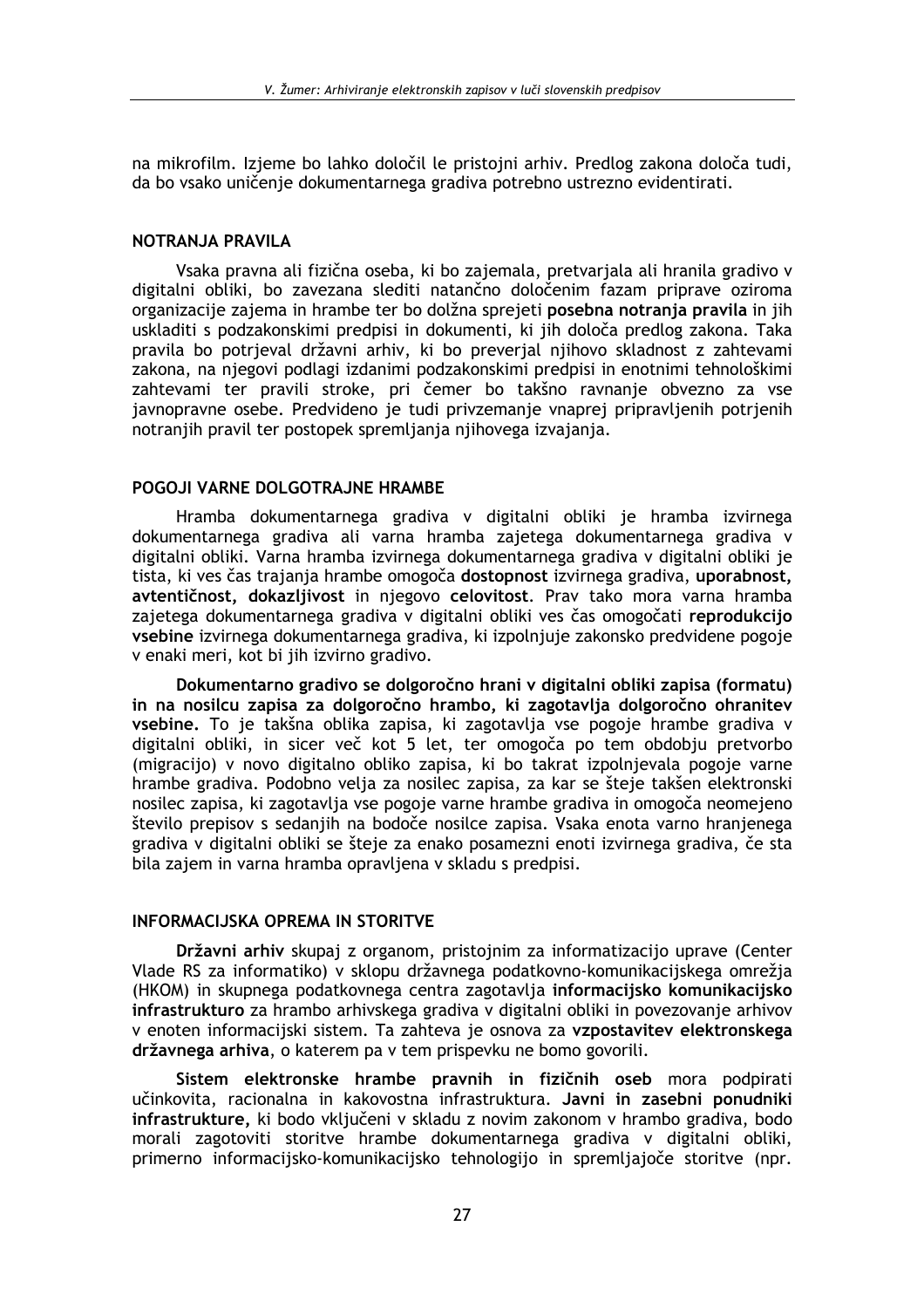na mikrofilm. Izjeme bo lahko določil le pristojni arhiv. Predlog zakona določa tudi, da bo vsako uničenje dokumentarnega gradiva potrebno ustrezno evidentirati.

## NOTRANJA PRAVILA

Vsaka pravna ali fizična oseba, ki bo zajemala, pretvarjala ali hranila gradivo v digitalni obliki, bo zavezana slediti natančno določenim fazam priprave oziroma organizacije zajema in hrambe ter bo dolžna sprejeti **posebna notranja pravila** in jih uskladiti s podzakonskimi predpisi in dokumenti, ki jih določa predlog zakona. Taka pravila bo potrjeval državni arhiv, ki bo preverjal njihovo skladnost z zahtevami zakona, na njegovi podlagi izdanimi podzakonskimi predpisi in enotnimi tehnološkimi zahtevami ter pravili stroke, pri čemer bo takšno ravnanje obvezno za vse javnopravne osebe. Predvideno je tudi privzemanje vnaprej pripravljenih potrjenih notranjih pravil ter postopek spremljanja njihovega izvajanja.

## POGOJI VARNE DOLGOTRAJNE HRAMBE

Hramba dokumentarnega gradiva v digitalni obliki je hramba izvirnega dokumentarnega gradiva ali varna hramba zajetega dokumentarnega gradiva v digitalni obliki. Varna hramba izvirnega dokumentarnega gradiva v digitalni obliki je tista, ki ves čas trajanja hrambe omogoča **dostopnost** izvirnega gradiva, **uporabnost, avtentičnost, dokazljivost** in njegovo **celovitost**. Prav tako mora varna hramba zajetega dokumentarnega gradiva v digitalni obliki ves čas omogočati **reprodukcijo vsebine** izvirnega dokumentarnega gradiva, ki izpolnjuje zakonsko predvidene pogoje v enaki meri, kot bi jih izvirno gradivo.

**Dokumentarno gradivo se dolgoročno hrani v digitalni obliki zapisa (formatu) in na nosilcu zapisa za dolgoročno hrambo, ki zagotavlja dolgoročno ohranitev vsebine.** To je takšna oblika zapisa, ki zagotavlja vse pogoje hrambe gradiva v digitalni obliki, in sicer več kot 5 let, ter omogoča po tem obdobju pretvorbo (migracijo) v novo digitalno obliko zapisa, ki bo takrat izpolnjevala pogoje varne hrambe gradiva. Podobno velja za nosilec zapisa, za kar se šteje takšen elektronski nosilec zapisa, ki zagotavlja vse pogoje varne hrambe gradiva in omogoča neomejeno število prepisov s sedanjih na bodoče nosilce zapisa. Vsaka enota varno hranjenega gradiva v digitalni obliki se šteje za enako posamezni enoti izvirnega gradiva, če sta bila zajem in varna hramba opravljena v skladu s predpisi.

## INFORMACIJSKA OPREMA IN STORITVE

**Državni arhiv** skupaj z organom, pristojnim za informatizacijo uprave (Center Vlade RS za informatiko) v sklopu državnega podatkovno-komunikacijskega omrežja (HKOM) in skupnega podatkovnega centra zagotavlja **informacijsko komunikacijsko infrastrukturo** za hrambo arhivskega gradiva v digitalni obliki in povezovanje arhivov v enoten informacijski sistem. Ta zahteva je osnova za **vzpostavitev elektronskega državnega arhiva**, o katerem pa v tem prispevku ne bomo govorili.

**Sistem elektronske hrambe pravnih in fizičnih oseb** mora podpirati učinkovita, racionalna in kakovostna infrastruktura. **Javni in zasebni ponudniki infrastrukture,** ki bodo vključeni v skladu z novim zakonom v hrambo gradiva, bodo morali zagotoviti storitve hrambe dokumentarnega gradiva v digitalni obliki, primerno informacijsko-komunikacijsko tehnologijo in spremljajoče storitve (npr.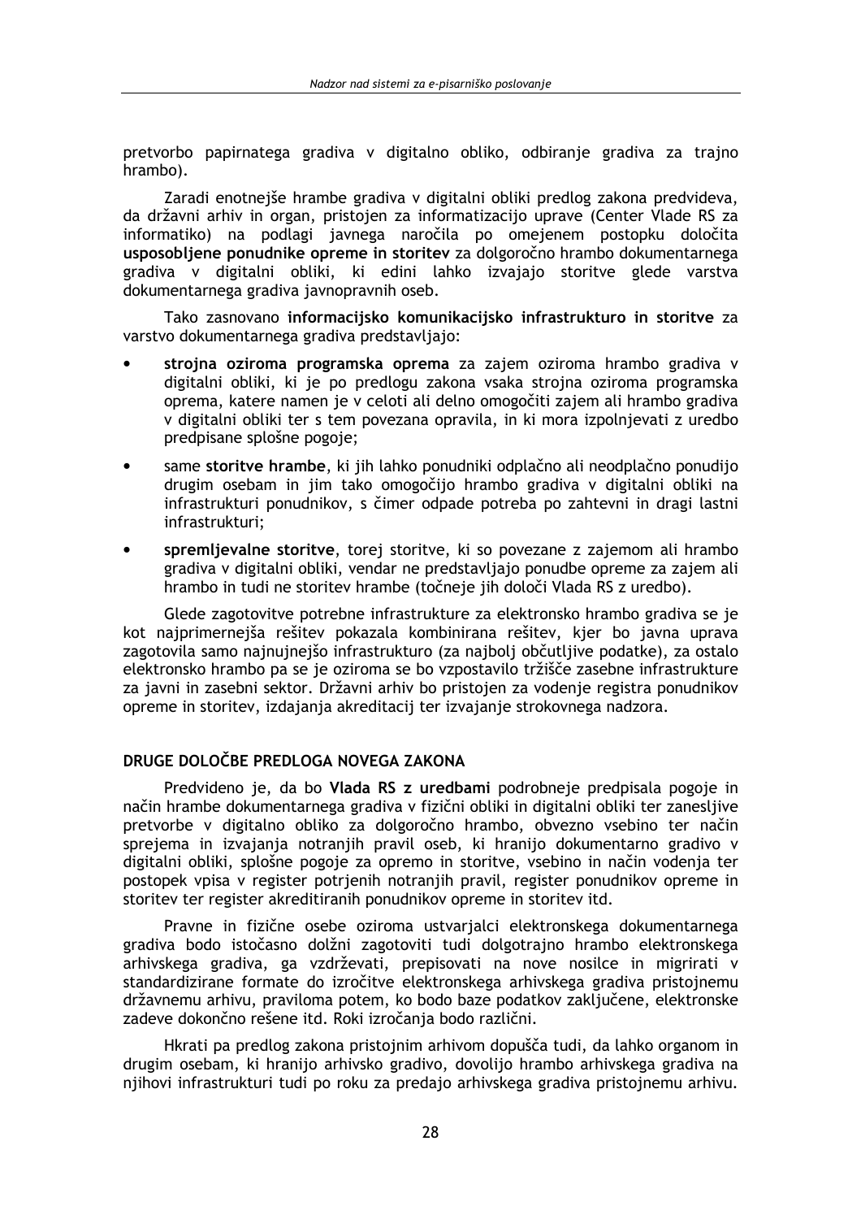pretvorbo papirnatega gradiva v digitalno obliko, odbiranje gradiva za trajno hrambo).

Zaradi enotnejše hrambe gradiva v digitalni obliki predlog zakona predvideva, da državni arhiv in organ, pristojen za informatizacijo uprave (Center Vlade RS za informatiko) na podlagi javnega naročila po omejenem postopku določita **usposobljene ponudnike opreme in storitev** za dolgoročno hrambo dokumentarnega gradiva v digitalni obliki, ki edini lahko izvajajo storitve glede varstva dokumentarnega gradiva javnopravnih oseb.

Tako zasnovano **informacijsko komunikacijsko infrastrukturo in storitve** za varstvo dokumentarnega gradiva predstavljajo:

- **strojna oziroma programska oprema** za zajem oziroma hrambo gradiva v digitalni obliki, ki je po predlogu zakona vsaka strojna oziroma programska oprema, katere namen je v celoti ali delno omogočiti zajem ali hrambo gradiva v digitalni obliki ter s tem povezana opravila, in ki mora izpolnjevati z uredbo predpisane splošne pogoje;
- same **storitve hrambe**, ki jih lahko ponudniki odplačno ali neodplačno ponudijo drugim osebam in jim tako omogočijo hrambo gradiva v digitalni obliki na infrastrukturi ponudnikov, s čimer odpade potreba po zahtevni in dragi lastni infrastrukturi;
- **spremljevalne storitve**, torej storitve, ki so povezane z zajemom ali hrambo gradiva v digitalni obliki, vendar ne predstavljajo ponudbe opreme za zajem ali hrambo in tudi ne storitev hrambe (točneje jih določi Vlada RS z uredbo).

Glede zagotovitve potrebne infrastrukture za elektronsko hrambo gradiva se je kot najprimernejša rešitev pokazala kombinirana rešitev, kjer bo javna uprava zagotovila samo najnujnejšo infrastrukturo (za najbolj občutljive podatke), za ostalo elektronsko hrambo pa se je oziroma se bo vzpostavilo tržišče zasebne infrastrukture za javni in zasebni sektor. Državni arhiv bo pristojen za vodenje registra ponudnikov opreme in storitev, izdajanja akreditacij ter izvajanje strokovnega nadzora.

## DRUGE DOLOČBE PREDLOGA NOVEGA ZAKONA

Predvideno je, da bo **Vlada RS z uredbami** podrobneje predpisala pogoje in način hrambe dokumentarnega gradiva v fizični obliki in digitalni obliki ter zanesljive pretvorbe v digitalno obliko za dolgoročno hrambo, obvezno vsebino ter način sprejema in izvajanja notranjih pravil oseb, ki hranijo dokumentarno gradivo v digitalni obliki, splošne pogoje za opremo in storitve, vsebino in način vodenja ter postopek vpisa v register potrjenih notranjih pravil, register ponudnikov opreme in storitev ter register akreditiranih ponudnikov opreme in storitev itd.

Pravne in fizične osebe oziroma ustvarjalci elektronskega dokumentarnega gradiva bodo istočasno dolžni zagotoviti tudi dolgotrajno hrambo elektronskega arhivskega gradiva, ga vzdrževati, prepisovati na nove nosilce in migrirati v standardizirane formate do izročitve elektronskega arhivskega gradiva pristojnemu državnemu arhivu, praviloma potem, ko bodo baze podatkov zaključene, elektronske zadeve dokončno rešene itd. Roki izročanja bodo različni.

Hkrati pa predlog zakona pristojnim arhivom dopušča tudi, da lahko organom in drugim osebam, ki hranijo arhivsko gradivo, dovolijo hrambo arhivskega gradiva na njihovi infrastrukturi tudi po roku za predajo arhivskega gradiva pristojnemu arhivu.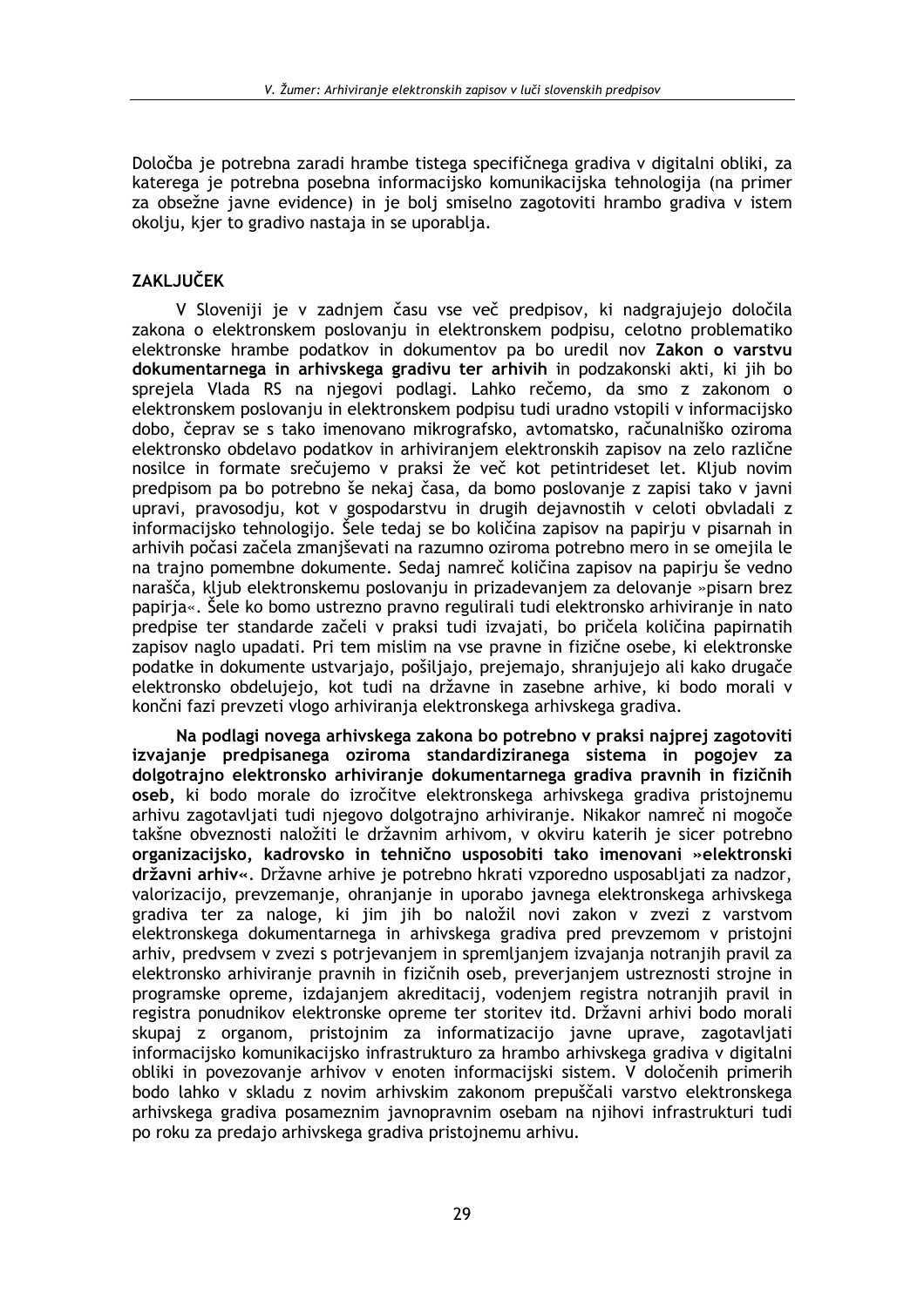Določba je potrebna zaradi hrambe tistega specifičnega gradiva v digitalni obliki, za katerega je potrebna posebna informacijsko komunikacijska tehnologija (na primer za obsežne javne evidence) in je bolj smiselno zagotoviti hrambo gradiva v istem okolju, kjer to gradivo nastaja in se uporablja.

## ZAKLJUČEK

V Sloveniji je v zadnjem času vse več predpisov, ki nadgrajujejo določila zakona o elektronskem poslovanju in elektronskem podpisu, celotno problematiko elektronske hrambe podatkov in dokumentov pa bo uredil nov **Zakon o varstvu dokumentarnega in arhivskega gradivu ter arhivih** in podzakonski akti, ki jih bo sprejela Vlada RS na njegovi podlagi. Lahko rečemo, da smo z zakonom o elektronskem poslovanju in elektronskem podpisu tudi uradno vstopili v informacijsko dobo, čeprav se s tako imenovano mikrografsko, avtomatsko, računalniško oziroma elektronsko obdelavo podatkov in arhiviranjem elektronskih zapisov na zelo različne nosilce in formate srečujemo v praksi že več kot petintrideset let. Kljub novim predpisom pa bo potrebno še nekaj časa, da bomo poslovanje z zapisi tako v javni upravi, pravosodju, kot v gospodarstvu in drugih dejavnostih v celoti obvladali z informacijsko tehnologijo. Šele tedaj se bo količina zapisov na papirju v pisarnah in arhivih počasi začela zmanjševati na razumno oziroma potrebno mero in se omejila le na trajno pomembne dokumente. Sedaj namreč količina zapisov na papirju še vedno narašča, kljub elektronskemu poslovanju in prizadevanjem za delovanje »pisarn brez papirja«. Šele ko bomo ustrezno pravno regulirali tudi elektronsko arhiviranje in nato predpise ter standarde začeli v praksi tudi izvajati, bo pričela količina papirnatih zapisov naglo upadati. Pri tem mislim na vse pravne in fizične osebe, ki elektronske podatke in dokumente ustvarjajo, pošiljajo, prejemajo, shranjujejo ali kako drugače elektronsko obdelujejo, kot tudi na državne in zasebne arhive, ki bodo morali v končni fazi prevzeti vlogo arhiviranja elektronskega arhivskega gradiva.

**Na podlagi novega arhivskega zakona bo potrebno v praksi najprej zagotoviti izvajanje predpisanega oziroma standardiziranega sistema in pogojev za dolgotrajno elektronsko arhiviranje dokumentarnega gradiva pravnih in fizičnih oseb,** ki bodo morale do izročitve elektronskega arhivskega gradiva pristojnemu arhivu zagotavljati tudi njegovo dolgotrajno arhiviranje. Nikakor namreč ni mogoče takšne obveznosti naložiti le državnim arhivom, v okviru katerih je sicer potrebno **organizacijsko, kadrovsko in tehnično usposobiti tako imenovani »elektronski državni arhiv«**. Državne arhive je potrebno hkrati vzporedno usposabljati za nadzor, valorizacijo, prevzemanje, ohranjanje in uporabo javnega elektronskega arhivskega gradiva ter za naloge, ki jim jih bo naložil novi zakon v zvezi z varstvom elektronskega dokumentarnega in arhivskega gradiva pred prevzemom v pristojni arhiv, predvsem v zvezi s potrjevanjem in spremljanjem izvajanja notranjih pravil za elektronsko arhiviranje pravnih in fizičnih oseb, preverjanjem ustreznosti strojne in programske opreme, izdajanjem akreditacij, vodenjem registra notranjih pravil in registra ponudnikov elektronske opreme ter storitev itd. Državni arhivi bodo morali skupaj z organom, pristojnim za informatizacijo javne uprave, zagotavljati informacijsko komunikacijsko infrastrukturo za hrambo arhivskega gradiva v digitalni obliki in povezovanje arhivov v enoten informacijski sistem. V določenih primerih bodo lahko v skladu z novim arhivskim zakonom prepuščali varstvo elektronskega arhivskega gradiva posameznim javnopravnim osebam na njihovi infrastrukturi tudi po roku za predajo arhivskega gradiva pristojnemu arhivu.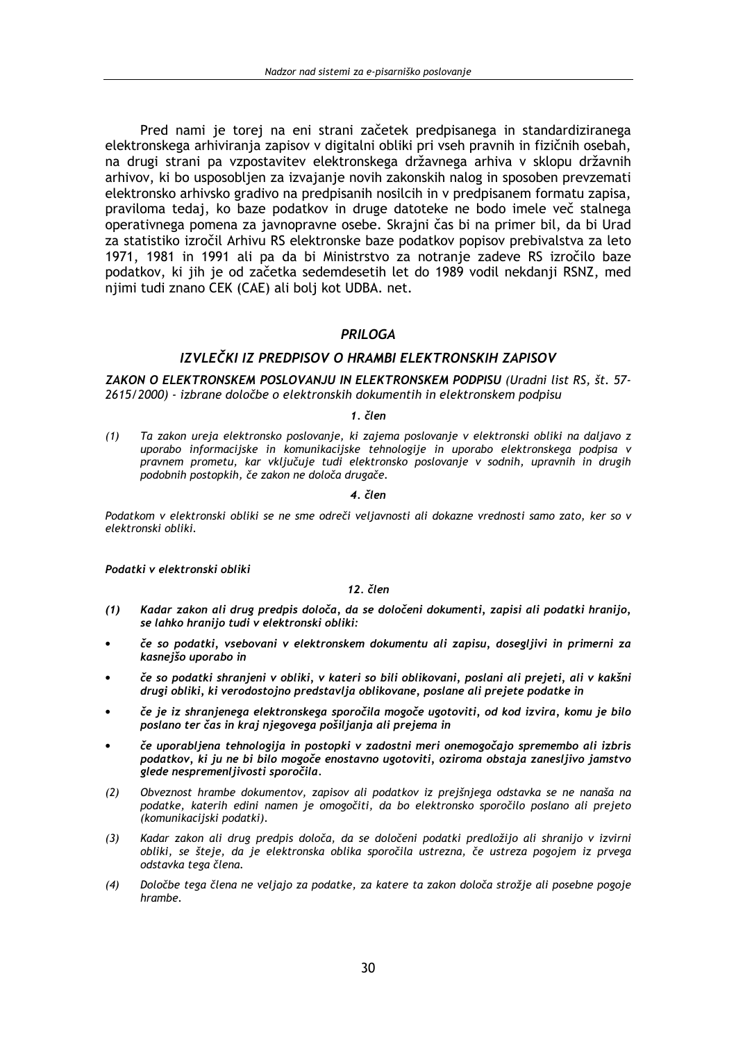Pred nami je torej na eni strani začetek predpisanega in standardiziranega elektronskega arhiviranja zapisov v digitalni obliki pri vseh pravnih in fizičnih osebah, na drugi strani pa vzpostavitev elektronskega državnega arhiva v sklopu državnih arhivov, ki bo usposobljen za izvajanje novih zakonskih nalog in sposoben prevzemati elektronsko arhivsko gradivo na predpisanih nosilcih in v predpisanem formatu zapisa, praviloma tedaj, ko baze podatkov in druge datoteke ne bodo imele več stalnega operativnega pomena za javnopravne osebe. Skrajni čas bi na primer bil, da bi Urad za statistiko izročil Arhivu RS elektronske baze podatkov popisov prebivalstva za leto 1971, 1981 in 1991 ali pa da bi Ministrstvo za notranje zadeve RS izročilo baze podatkov, ki jih je od začetka sedemdesetih let do 1989 vodil nekdanji RSNZ, med njimi tudi znano CEK (CAE) ali bolj kot UDBA. net.

## *PRILOGA*

## *IZVLEČKI IZ PREDPISOV O HRAMBI ELEKTRONSKIH ZAPISOV*

***ZAKON O ELEKTRONSKEM POSLOVANJU IN ELEKTRONSKEM PODPISU** (Uradni list RS, št. 57-2615/2000) - izbrane določbe o elektronskih dokumentih in elektronskem podpisu*

*1. člen*

(1) *Ta zakon ureja elektronsko poslovanje, ki zajema poslovanje v elektronski obliki na daljavo z uporabo informacijske in komunikacijske tehnologije in uporabo elektronskega podpisa v pravnem prometu, kar vključuje tudi elektronsko poslovanje v sodnih, upravnih in drugih podobnih postopkih, če zakon ne določa drugače.*

*4. člen*

*Podatkom v elektronski obliki se ne sme odreči veljavnosti ali dokazne vrednosti samo zato, ker so v elektronski obliki.*

***Podatki v elektronski obliki***

*12. člen*

(1) ***Kadar zakon ali drug predpis določa, da se določeni dokumenti, zapisi ali podatki hranijo, se lahko hranijo tudi v elektronski obliki:***

- ***če so podatki, vsebovani v elektronskem dokumentu ali zapisu, dosegljivi in primerni za kasnejšo uporabo in***
- ***če so podatki shranjeni v obliki, v kateri so bili oblikovani, poslani ali prejeti, ali v kakšni drugi obliki, ki verodostojno predstavlja oblikovane, poslane ali prejete podatke in***
- ***če je iz shranjenega elektronskega sporočila mogoče ugotoviti, od kod izvira, komu je bilo poslano ter čas in kraj njegovega pošiljanja ali prejema in***
- ***če uporabljena tehnologija in postopki v zadostni meri onemogočajo spremembo ali izbris podatkov, ki ju ne bi bilo mogoče enostavno ugotoviti, oziroma obstaja zanesljivo jamstvo glede nespremenljivosti sporočila.***

(2) *Obveznost hrambe dokumentov, zapisov ali podatkov iz prejšnjega odstavka se ne nanaša na podatke, katerih edini namen je omogočiti, da bo elektronsko sporočilo poslano ali prejeto (komunikacijski podatki).*

(3) *Kadar zakon ali drug predpis določa, da se določeni podatki predložijo ali shranijo v izvirni obliki, se šteje, da je elektronska oblika sporočila ustrezna, če ustreza pogojem iz prvega odstavka tega člena.*

(4) *Določbe tega člena ne veljajo za podatke, za katere ta zakon določa strožje ali posebne pogoje hrambe.*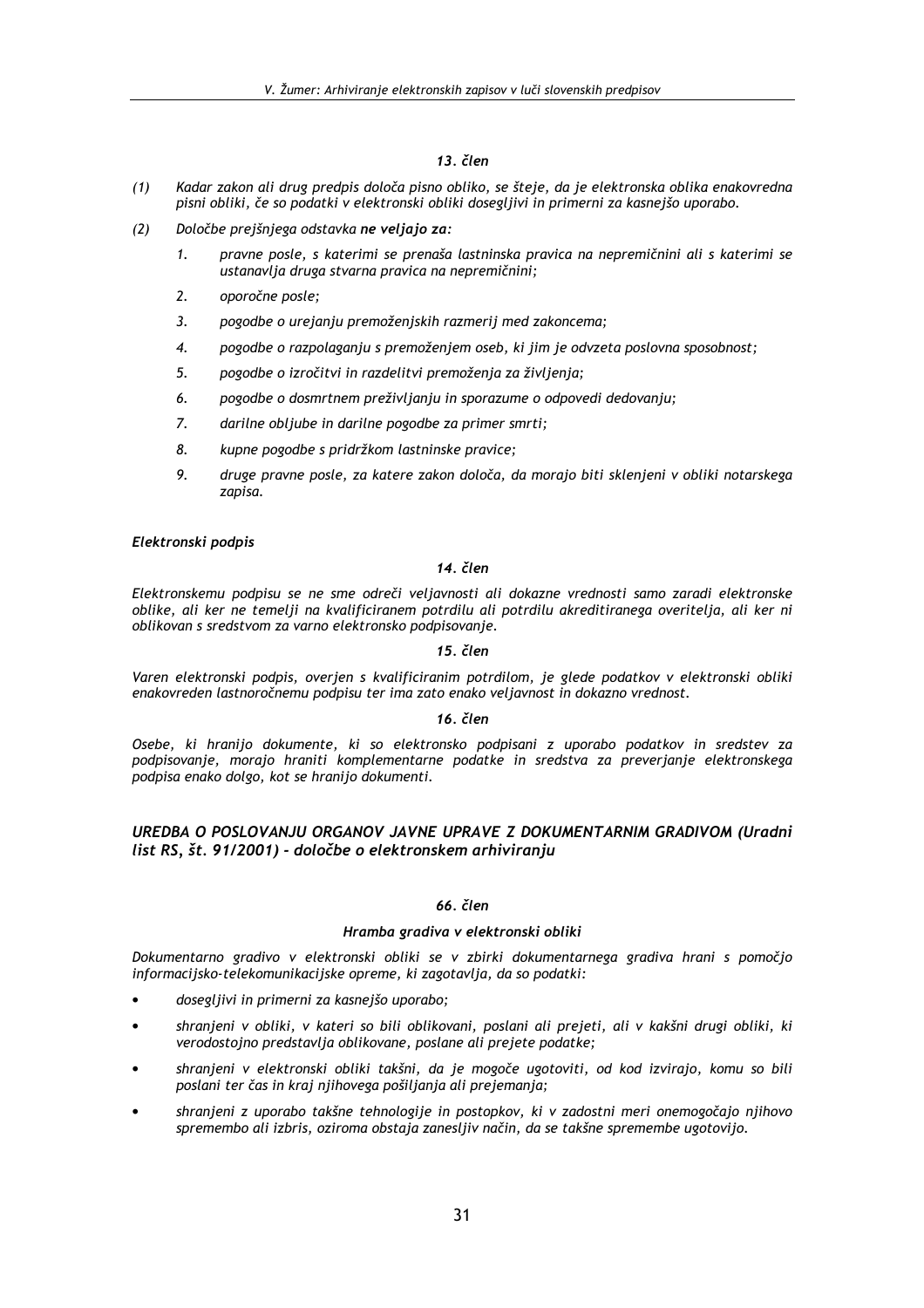*13. člen*

*(1) Kadar zakon ali drug predpis določa pisno obliko, se šteje, da je elektronska oblika enakovredna pisni obliki, če so podatki v elektronski obliki dosegljivi in primerni za kasnejšo uporabo.*

*(2) Določbe prejšnjega odstavka* ***ne veljajo za:***

1. *pravne posle, s katerimi se prenaša lastninska pravica na nepremičnini ali s katerimi se ustanavlja druga stvarna pravica na nepremičnini;*
2. *oporočne posle;*
3. *pogodbe o urejanju premoženjskih razmerij med zakoncema;*
4. *pogodbe o razpolaganju s premoženjem oseb, ki jim je odvzeta poslovna sposobnost;*
5. *pogodbe o izročitvi in razdelitvi premoženja za življenja;*
6. *pogodbe o dosmrtnem preživljanju in sporazume o odpovedi dedovanju;*
7. *darilne obljube in darilne pogodbe za primer smrti;*
8. *kupne pogodbe s pridržkom lastninske pravice;*
9. *druge pravne posle, za katere zakon določa, da morajo biti sklenjeni v obliki notarskega zapisa.*

***Elektronski podpis***

*14. člen*

*Elektronskemu podpisu se ne sme odreči veljavnosti ali dokazne vrednosti samo zaradi elektronske oblike, ali ker ne temelji na kvalificiranem potrdilu ali potrdilu akreditiranega overitelja, ali ker ni oblikovan s sredstvom za varno elektronsko podpisovanje.*

*15. člen*

*Varen elektronski podpis, overjen s kvalificiranim potrdilom, je glede podatkov v elektronski obliki enakovreden lastnoročnemu podpisu ter ima zato enako veljavnost in dokazno vrednost.*

*16. člen*

*Osebe, ki hranijo dokumente, ki so elektronsko podpisani z uporabo podatkov in sredstev za podpisovanje, morajo hraniti komplementarne podatke in sredstva za preverjanje elektronskega podpisa enako dolgo, kot se hranijo dokumenti.*

## *UREDBA O POSLOVANJU ORGANOV JAVNE UPRAVE Z DOKUMENTARNIM GRADIVOM (Uradni list RS, št. 91/2001) - določbe o elektronskem arhiviranju*

*66. člen*

***Hramba gradiva v elektronski obliki***

*Dokumentarno gradivo v elektronski obliki se v zbirki dokumentarnega gradiva hrani s pomočjo informacijsko-telekomunikacijske opreme, ki zagotavlja, da so podatki:*

- *dosegljivi in primerni za kasnejšo uporabo;*
- *shranjeni v obliki, v kateri so bili oblikovani, poslani ali prejeti, ali v kakšni drugi obliki, ki verodostojno predstavlja oblikovane, poslane ali prejete podatke;*
- *shranjeni v elektronski obliki takšni, da je mogoče ugotoviti, od kod izvirajo, komu so bili poslani ter čas in kraj njihovega pošiljanja ali prejemanja;*
- *shranjeni z uporabo takšne tehnologije in postopkov, ki v zadostni meri onemogočajo njihovo spremembo ali izbris, oziroma obstaja zanesljiv način, da se takšne spremembe ugotovijo.*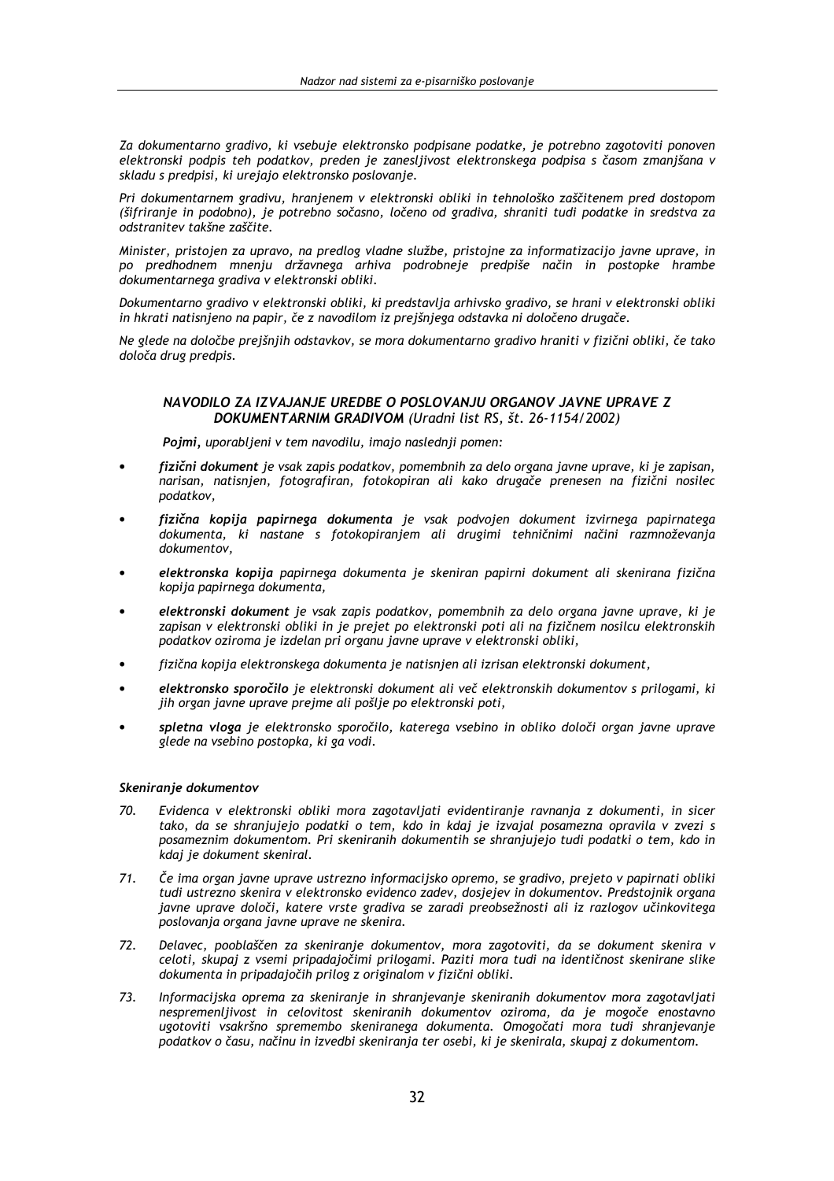*Za dokumentarno gradivo, ki vsebuje elektronsko podpisane podatke, je potrebno zagotoviti ponoven elektronski podpis teh podatkov, preden je zanesljivost elektronskega podpisa s časom zmanjšana v skladu s predpisi, ki urejajo elektronsko poslovanje.*

*Pri dokumentarnem gradivu, hranjenem v elektronski obliki in tehnološko zaščitenem pred dostopom (šifriranje in podobno), je potrebno sočasno, ločeno od gradiva, shraniti tudi podatke in sredstva za odstranitev takšne zaščite.*

*Minister, pristojen za upravo, na predlog vladne službe, pristojne za informatizacijo javne uprave, in po predhodnem mnenju državnega arhiva podrobneje predpiše način in postopke hrambe dokumentarnega gradiva v elektronski obliki.*

*Dokumentarno gradivo v elektronski obliki, ki predstavlja arhivsko gradivo, se hrani v elektronski obliki in hkrati natisnjeno na papir, če z navodilom iz prejšnjega odstavka ni določeno drugače.*

*Ne glede na določbe prejšnjih odstavkov, se mora dokumentarno gradivo hraniti v fizični obliki, če tako določa drug predpis.*

### *NAVODILO ZA IZVAJANJE UREDBE O POSLOVANJU ORGANOV JAVNE UPRAVE Z DOKUMENTARNIM GRADIVOM (Uradni list RS, št. 26-1154/2002)*

***Pojmi,** uporabljeni v tem navodilu, imajo naslednji pomen:*

- ***fizični dokument** je vsak zapis podatkov, pomembnih za delo organa javne uprave, ki je zapisan, narisan, natisnjen, fotografiran, fotokopiran ali kako drugače prenesen na fizični nosilec podatkov,*
- ***fizična kopija papirnega dokumenta** je vsak podvojen dokument izvirnega papirnatega dokumenta, ki nastane s fotokopiranjem ali drugimi tehničnimi načini razmnoževanja dokumentov,*
- ***elektronska kopija** papirnega dokumenta je skeniran papirni dokument ali skenirana fizična kopija papirnega dokumenta,*
- ***elektronski dokument** je vsak zapis podatkov, pomembnih za delo organa javne uprave, ki je zapisan v elektronski obliki in je prejet po elektronski poti ali na fizičnem nosilcu elektronskih podatkov oziroma je izdelan pri organu javne uprave v elektronski obliki,*
- *fizična kopija elektronskega dokumenta je natisnjen ali izrisan elektronski dokument,*
- ***elektronsko sporočilo** je elektronski dokument ali več elektronskih dokumentov s prilogami, ki jih organ javne uprave prejme ali pošlje po elektronski poti,*
- ***spletna vloga** je elektronsko sporočilo, katerega vsebino in obliko določi organ javne uprave glede na vsebino postopka, ki ga vodi.*

#### *Skeniranje dokumentov*

70. *Evidenca v elektronski obliki mora zagotavljati evidentiranje ravnanja z dokumenti, in sicer tako, da se shranjujejo podatki o tem, kdo in kdaj je izvajal posamezna opravila v zvezi s posameznim dokumentom. Pri skeniranih dokumentih se shranjujejo tudi podatki o tem, kdo in kdaj je dokument skeniral.*
71. *Če ima organ javne uprave ustrezno informacijsko opremo, se gradivo, prejeto v papirnati obliki tudi ustrezno skenira v elektronsko evidenco zadev, dosjejev in dokumentov. Predstojnik organa javne uprave določi, katere vrste gradiva se zaradi preobsežnosti ali iz razlogov učinkovitega poslovanja organa javne uprave ne skenira.*
72. *Delavec, pooblaščen za skeniranje dokumentov, mora zagotoviti, da se dokument skenira v celoti, skupaj z vsemi pripadajočimi prilogami. Paziti mora tudi na identičnost skenirane slike dokumenta in pripadajočih prilog z originalom v fizični obliki.*
73. *Informacijska oprema za skeniranje in shranjevanje skeniranih dokumentov mora zagotavljati nespremenljivost in celovitost skeniranih dokumentov oziroma, da je mogoče enostavno ugotoviti vsakršno spremembo skeniranega dokumenta. Omogočati mora tudi shranjevanje podatkov o času, načinu in izvedbi skeniranja ter osebi, ki je skenirala, skupaj z dokumentom.*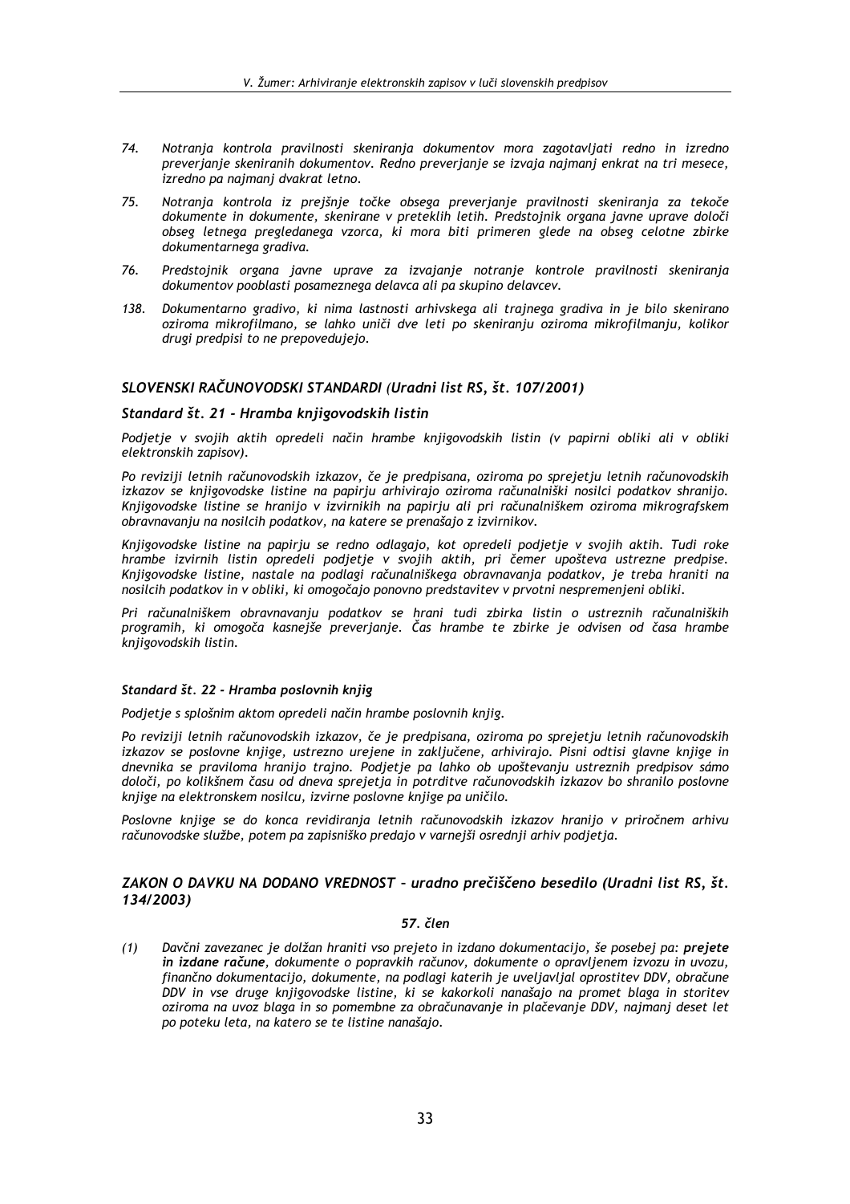74. *Notranja kontrola pravilnosti skeniranja dokumentov mora zagotavljati redno in izredno preverjanje skeniranih dokumentov. Redno preverjanje se izvaja najmanj enkrat na tri mesece, izredno pa najmanj dvakrat letno.*

75. *Notranja kontrola iz prejšnje točke obsega preverjanje pravilnosti skeniranja za tekoče dokumente in dokumente, skenirane v preteklih letih. Predstojnik organa javne uprave določi obseg letnega pregledanega vzorca, ki mora biti primeren glede na obseg celotne zbirke dokumentarnega gradiva.*

76. *Predstojnik organa javne uprave za izvajanje notranje kontrole pravilnosti skeniranja dokumentov pooblasti posameznega delavca ali pa skupino delavcev.*

138. *Dokumentarno gradivo, ki nima lastnosti arhivskega ali trajnega gradiva in je bilo skenirano oziroma mikrofilmano, se lahko uniči dve leti po skeniranju oziroma mikrofilmanju, kolikor drugi predpisi to ne prepovedujejo.*

### *SLOVENSKI RAČUNOVODSKI STANDARDI (Uradni list RS, št. 107/2001)*

#### *Standard št. 21 - Hramba knjigovodskih listin*

*Podjetje v svojih aktih opredeli način hrambe knjigovodskih listin (v papirni obliki ali v obliki elektronskih zapisov).*

*Po reviziji letnih računovodskih izkazov, če je predpisana, oziroma po sprejetju letnih računovodskih izkazov se knjigovodske listine na papirju arhivirajo oziroma računalniški nosilci podatkov shranijo. Knjigovodske listine se hranijo v izvirnikih na papirju ali pri računalniškem oziroma mikrografskem obravnavanju na nosilcih podatkov, na katere se prenašajo z izvirnikov.*

*Knjigovodske listine na papirju se redno odlagajo, kot opredeli podjetje v svojih aktih. Tudi roke hrambe izvirnih listin opredeli podjetje v svojih aktih, pri čemer upošteva ustrezne predpise. Knjigovodske listine, nastale na podlagi računalniškega obravnavanja podatkov, je treba hraniti na nosilcih podatkov in v obliki, ki omogočajo ponovno predstavitev v prvotni nespremenjeni obliki.*

*Pri računalniškem obravnavanju podatkov se hrani tudi zbirka listin o ustreznih računalniških programih, ki omogoča kasnejše preverjanje. Čas hrambe te zbirke je odvisen od časa hrambe knjigovodskih listin.*

#### *Standard št. 22 - Hramba poslovnih knjig*

*Podjetje s splošnim aktom opredeli način hrambe poslovnih knjig.*

*Po reviziji letnih računovodskih izkazov, če je predpisana, oziroma po sprejetju letnih računovodskih izkazov se poslovne knjige, ustrezno urejene in zaključene, arhivirajo. Pisni odtisi glavne knjige in dnevnika se praviloma hranijo trajno. Podjetje pa lahko ob upoštevanju ustreznih predpisov sámo določi, po kolikšnem času od dneva sprejetja in potrditve računovodskih izkazov bo shranilo poslovne knjige na elektronskem nosilcu, izvirne poslovne knjige pa uničilo.*

*Poslovne knjige se do konca revidiranja letnih računovodskih izkazov hranijo v priročnem arhivu računovodske službe, potem pa zapisniško predajo v varnejši osrednji arhiv podjetja.*

### *ZAKON O DAVKU NA DODANO VREDNOST – uradno prečiščeno besedilo (Uradni list RS, št. 134/2003)*

#### *57. člen*

(1) *Davčni zavezanec je dolžan hraniti vso prejeto in izdano dokumentacijo, še posebej pa:* ***prejete in izdane račune****, dokumente o popravkih računov, dokumente o opravljenem izvozu in uvozu, finančno dokumentacijo, dokumente, na podlagi katerih je uveljavljal oprostitev DDV, obračune DDV in vse druge knjigovodske listine, ki se kakorkoli nanašajo na promet blaga in storitev oziroma na uvoz blaga in so pomembne za obračunavanje in plačevanje DDV, najmanj deset let po poteku leta, na katero se te listine nanašajo.*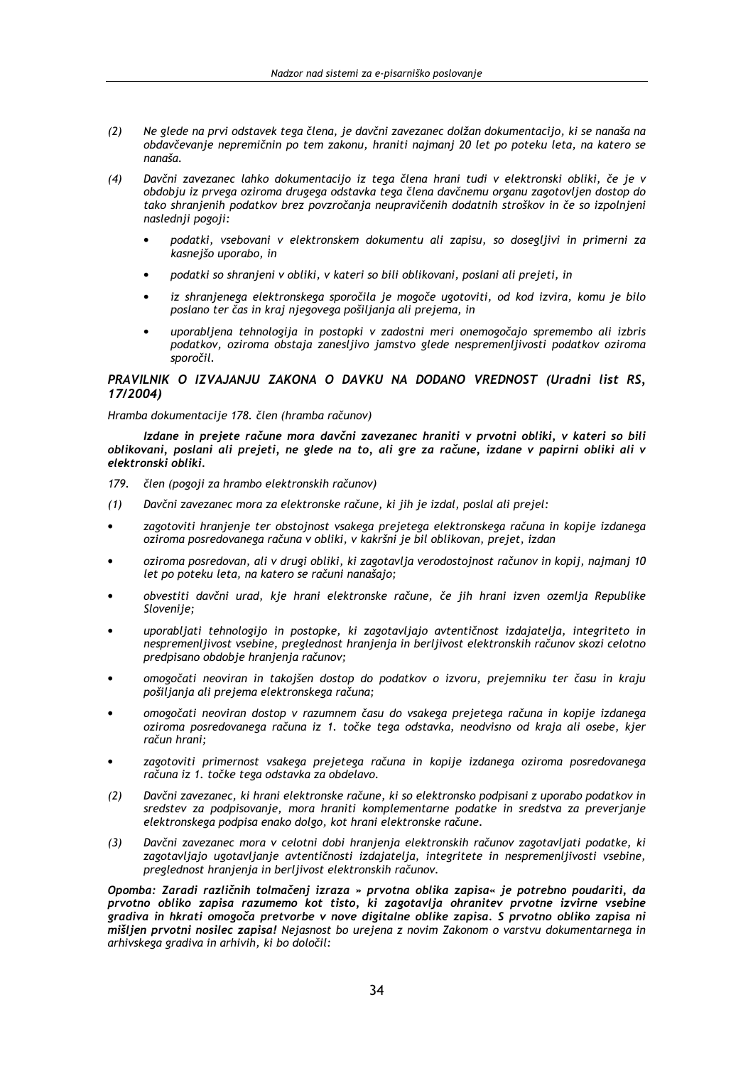*(2) Ne glede na prvi odstavek tega člena, je davčni zavezanec dolžan dokumentacijo, ki se nanaša na obdavčevanje nepremičnin po tem zakonu, hraniti najmanj 20 let po poteku leta, na katero se nanaša.*

*(4) Davčni zavezanec lahko dokumentacijo iz tega člena hrani tudi v elektronski obliki, če je v obdobju iz prvega oziroma drugega odstavka tega člena davčnemu organu zagotovljen dostop do tako shranjenih podatkov brez povzročanja neupravičenih dodatnih stroškov in če so izpolnjeni naslednji pogoji:*

- *podatki, vsebovani v elektronskem dokumentu ali zapisu, so dosegljivi in primerni za kasnejšo uporabo, in*
- *podatki so shranjeni v obliki, v kateri so bili oblikovani, poslani ali prejeti, in*
- *iz shranjenega elektronskega sporočila je mogoče ugotoviti, od kod izvira, komu je bilo poslano ter čas in kraj njegovega pošiljanja ali prejema, in*
- *uporabljena tehnologija in postopki v zadostni meri onemogočajo spremembo ali izbris podatkov, oziroma obstaja zanesljivo jamstvo glede nespremenljivosti podatkov oziroma sporočil.*

***PRAVILNIK O IZVAJANJU ZAKONA O DAVKU NA DODANO VREDNOST (Uradni list RS, 17/2004)***

*Hramba dokumentacije 178. člen (hramba računov)*

***Izdane in prejete račune mora davčni zavezanec hraniti v prvotni obliki, v kateri so bili oblikovani, poslani ali prejeti, ne glede na to, ali gre za račune, izdane v papirni obliki ali v elektronski obliki.***

*179. člen (pogoji za hrambo elektronskih računov)*

*(1) Davčni zavezanec mora za elektronske račune, ki jih je izdal, poslal ali prejel:*

- *zagotoviti hranjenje ter obstojnost vsakega prejetega elektronskega računa in kopije izdanega oziroma posredovanega računa v obliki, v kakršni je bil oblikovan, prejet, izdan*
- *oziroma posredovan, ali v drugi obliki, ki zagotavlja verodostojnost računov in kopij, najmanj 10 let po poteku leta, na katero se računi nanašajo;*
- *obvestiti davčni urad, kje hrani elektronske račune, če jih hrani izven ozemlja Republike Slovenije;*
- *uporabljati tehnologijo in postopke, ki zagotavljajo avtentičnost izdajatelja, integriteto in nespremenljivost vsebine, preglednost hranjenja in berljivost elektronskih računov skozi celotno predpisano obdobje hranjenja računov;*
- *omogočati neoviran in takojšen dostop do podatkov o izvoru, prejemniku ter času in kraju pošiljanja ali prejema elektronskega računa;*
- *omogočati neoviran dostop v razumnem času do vsakega prejetega računa in kopije izdanega oziroma posredovanega računa iz 1. točke tega odstavka, neodvisno od kraja ali osebe, kjer račun hrani;*
- *zagotoviti primernost vsakega prejetega računa in kopije izdanega oziroma posredovanega računa iz 1. točke tega odstavka za obdelavo.*

*(2) Davčni zavezanec, ki hrani elektronske račune, ki so elektronsko podpisani z uporabo podatkov in sredstev za podpisovanje, mora hraniti komplementarne podatke in sredstva za preverjanje elektronskega podpisa enako dolgo, kot hrani elektronske račune.*

*(3) Davčni zavezanec mora v celotni dobi hranjenja elektronskih računov zagotavljati podatke, ki zagotavljajo ugotavljanje avtentičnosti izdajatelja, integritete in nespremenljivosti vsebine, preglednost hranjenja in berljivost elektronskih računov.*

***Opomba: Zaradi različnih tolmačenj izraza » prvotna oblika zapisa« je potrebno poudariti, da prvotno obliko zapisa razumemo kot tisto, ki zagotavlja ohranitev prvotne izvirne vsebine gradiva in hkrati omogoča pretvorbe v nove digitalne oblike zapisa. S prvotno obliko zapisa ni mišljen prvotni nosilec zapisa!** Nejasnost bo urejena z novim Zakonom o varstvu dokumentarnega in arhivskega gradiva in arhivih, ki bo določil:*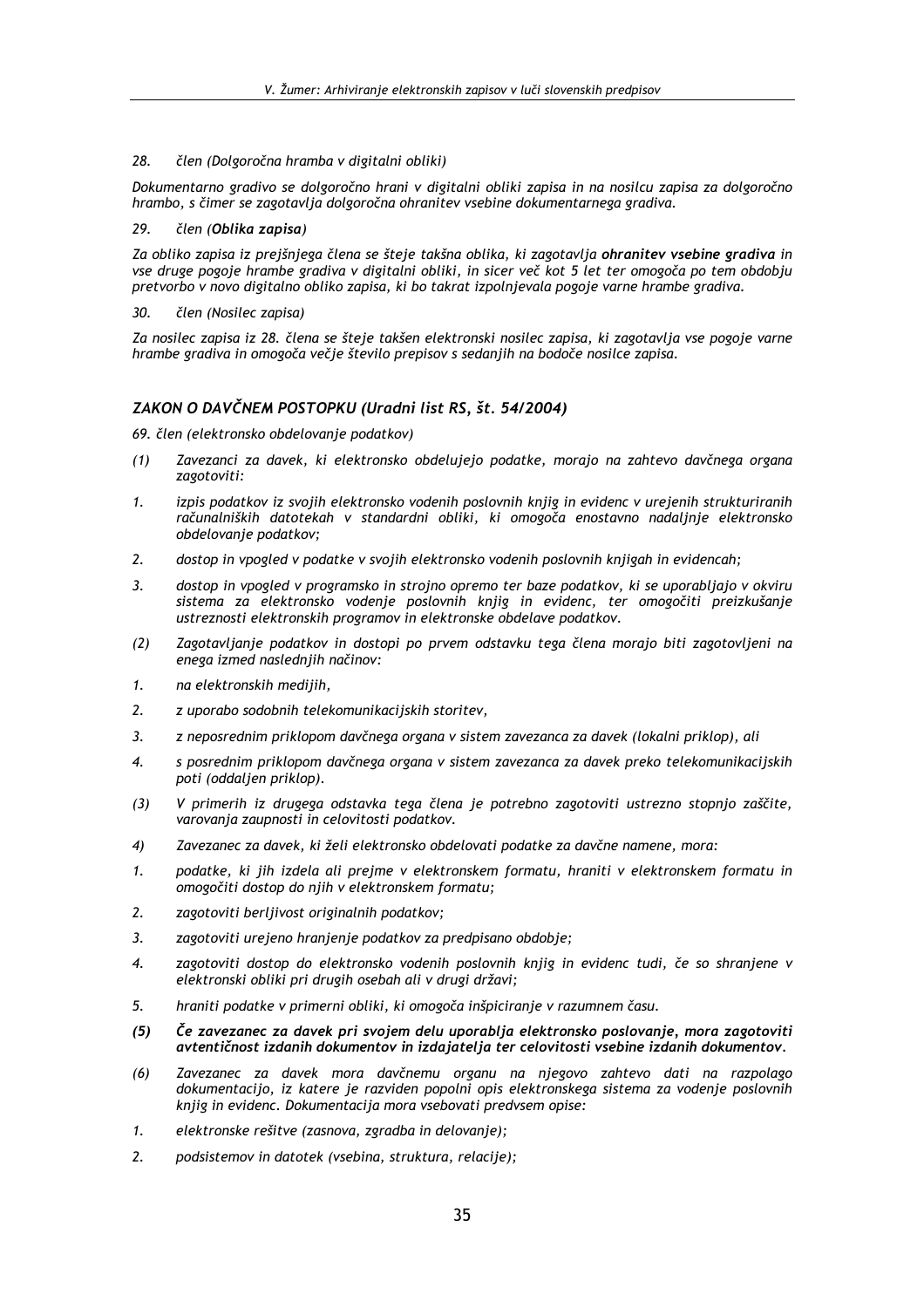*28. člen (Dolgoročna hramba v digitalni obliki)*

*Dokumentarno gradivo se dolgoročno hrani v digitalni obliki zapisa in na nosilcu zapisa za dolgoročno hrambo, s čimer se zagotavlja dolgoročna ohranitev vsebine dokumentarnega gradiva.*

*29. člen (**Oblika zapisa**)*

*Za obliko zapisa iz prejšnjega člena se šteje takšna oblika, ki zagotavlja **ohranitev vsebine gradiva** in vse druge pogoje hrambe gradiva v digitalni obliki, in sicer več kot 5 let ter omogoča po tem obdobju pretvorbo v novo digitalno obliko zapisa, ki bo takrat izpolnjevala pogoje varne hrambe gradiva.*

*30. člen (Nosilec zapisa)*

*Za nosilec zapisa iz 28. člena se šteje takšen elektronski nosilec zapisa, ki zagotavlja vse pogoje varne hrambe gradiva in omogoča večje število prepisov s sedanjih na bodoče nosilce zapisa.*

## *ZAKON O DAVČNEM POSTOPKU (Uradni list RS, št. 54/2004)*

*69. člen (elektronsko obdelovanje podatkov)*

*(1) Zavezanci za davek, ki elektronsko obdelujejo podatke, morajo na zahtevo davčnega organa zagotoviti:*

*1. izpis podatkov iz svojih elektronsko vodenih poslovnih knjig in evidenc v urejenih strukturiranih računalniških datotekah v standardni obliki, ki omogoča enostavno nadaljnje elektronsko obdelovanje podatkov;*

*2. dostop in vpogled v podatke v svojih elektronsko vodenih poslovnih knjigah in evidencah;*

*3. dostop in vpogled v programsko in strojno opremo ter baze podatkov, ki se uporabljajo v okviru sistema za elektronsko vodenje poslovnih knjig in evidenc, ter omogočiti preizkušanje ustreznosti elektronskih programov in elektronske obdelave podatkov.*

*(2) Zagotavljanje podatkov in dostopi po prvem odstavku tega člena morajo biti zagotovljeni na enega izmed naslednjih načinov:*

*1. na elektronskih medijih,*

*2. z uporabo sodobnih telekomunikacijskih storitev,*

*3. z neposrednim priklopom davčnega organa v sistem zavezanca za davek (lokalni priklop), ali*

*4. s posrednim priklopom davčnega organa v sistem zavezanca za davek preko telekomunikacijskih poti (oddaljen priklop).*

*(3) V primerih iz drugega odstavka tega člena je potrebno zagotoviti ustrezno stopnjo zaščite, varovanja zaupnosti in celovitosti podatkov.*

*4) Zavezanec za davek, ki želi elektronsko obdelovati podatke za davčne namene, mora:*

*1. podatke, ki jih izdela ali prejme v elektronskem formatu, hraniti v elektronskem formatu in omogočiti dostop do njih v elektronskem formatu;*

*2. zagotoviti berljivost originalnih podatkov;*

*3. zagotoviti urejeno hranjenje podatkov za predpisano obdobje;*

*4. zagotoviti dostop do elektronsko vodenih poslovnih knjig in evidenc tudi, če so shranjene v elektronski obliki pri drugih osebah ali v drugi državi;*

*5. hraniti podatke v primerni obliki, ki omogoča inšpiciranje v razumnem času.*

***(5) Če zavezanec za davek pri svojem delu uporablja elektronsko poslovanje, mora zagotoviti avtentičnost izdanih dokumentov in izdajatelja ter celovitosti vsebine izdanih dokumentov.***

*(6) Zavezanec za davek mora davčnemu organu na njegovo zahtevo dati na razpolago dokumentacijo, iz katere je razviden popolni opis elektronskega sistema za vodenje poslovnih knjig in evidenc. Dokumentacija mora vsebovati predvsem opise:*

*1. elektronske rešitve (zasnova, zgradba in delovanje);*

*2. podsistemov in datotek (vsebina, struktura, relacije);*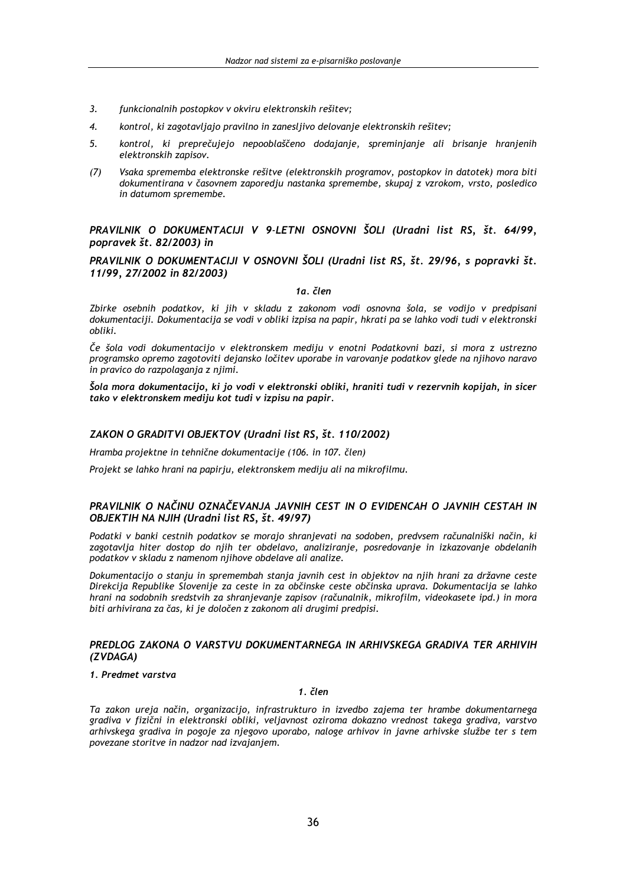3. *funkcionalnih postopkov v okviru elektronskih rešitev;*
4. *kontrol, ki zagotavljajo pravilno in zanesljivo delovanje elektronskih rešitev;*
5. *kontrol, ki preprečujejo nepooblaščeno dodajanje, spreminjanje ali brisanje hranjenih elektronskih zapisov.*

(7) *Vsaka sprememba elektronske rešitve (elektronskih programov, postopkov in datotek) mora biti dokumentirana v časovnem zaporedju nastanka spremembe, skupaj z vzrokom, vrsto, posledico in datumom spremembe.*

### *PRAVILNIK O DOKUMENTACIJI V 9-LETNI OSNOVNI ŠOLI (Uradni list RS, št. 64/99, popravek št. 82/2003) in*

### *PRAVILNIK O DOKUMENTACIJI V OSNOVNI ŠOLI (Uradni list RS, št. 29/96, s popravki št. 11/99, 27/2002 in 82/2003)*

***1a. člen***

*Zbirke osebnih podatkov, ki jih v skladu z zakonom vodi osnovna šola, se vodijo v predpisani dokumentaciji. Dokumentacija se vodi v obliki izpisa na papir, hkrati pa se lahko vodi tudi v elektronski obliki.*

*Če šola vodi dokumentacijo v elektronskem mediju v enotni Podatkovni bazi, si mora z ustrezno programsko opremo zagotoviti dejansko ločitev uporabe in varovanje podatkov glede na njihovo naravo in pravico do razpolaganja z njimi.*

***Šola mora dokumentacijo, ki jo vodi v elektronski obliki, hraniti tudi v rezervnih kopijah, in sicer tako v elektronskem mediju kot tudi v izpisu na papir.***

### *ZAKON O GRADITVI OBJEKTOV (Uradni list RS, št. 110/2002)*

*Hramba projektne in tehnične dokumentacije (106. in 107. člen)*

*Projekt se lahko hrani na papirju, elektronskem mediju ali na mikrofilmu.*

### *PRAVILNIK O NAČINU OZNAČEVANJA JAVNIH CEST IN O EVIDENCAH O JAVNIH CESTAH IN OBJEKTIH NA NJIH (Uradni list RS, št. 49/97)*

*Podatki v banki cestnih podatkov se morajo shranjevati na sodoben, predvsem računalniški način, ki zagotavlja hiter dostop do njih ter obdelavo, analiziranje, posredovanje in izkazovanje obdelanih podatkov v skladu z namenom njihove obdelave ali analize.*

*Dokumentacijo o stanju in spremembah stanja javnih cest in objektov na njih hrani za državne ceste Direkcija Republike Slovenije za ceste in za občinske ceste občinska uprava. Dokumentacija se lahko hrani na sodobnih sredstvih za shranjevanje zapisov (računalnik, mikrofilm, videokasete ipd.) in mora biti arhivirana za čas, ki je določen z zakonom ali drugimi predpisi.*

### *PREDLOG ZAKONA O VARSTVU DOKUMENTARNEGA IN ARHIVSKEGA GRADIVA TER ARHIVIH (ZVDAGA)*

***1. Predmet varstva***

***1. člen***

*Ta zakon ureja način, organizacijo, infrastrukturo in izvedbo zajema ter hrambe dokumentarnega gradiva v fizični in elektronski obliki, veljavnost oziroma dokazno vrednost takega gradiva, varstvo arhivskega gradiva in pogoje za njegovo uporabo, naloge arhivov in javne arhivske službe ter s tem povezane storitve in nadzor nad izvajanjem.*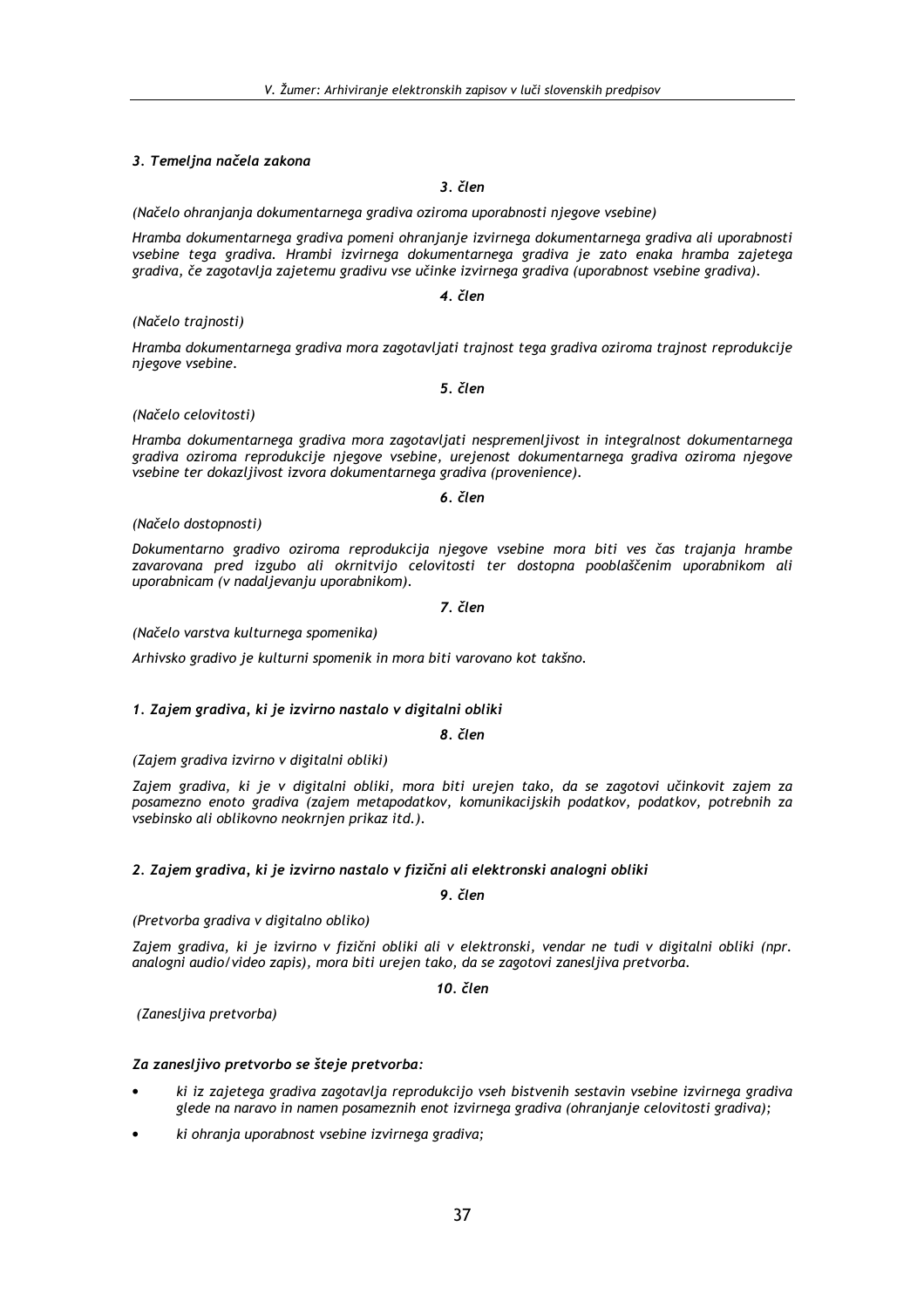### *3. Temeljna načela zakona*

*3. člen*

*(Načelo ohranjanja dokumentarnega gradiva oziroma uporabnosti njegove vsebine)*

*Hramba dokumentarnega gradiva pomeni ohranjanje izvirnega dokumentarnega gradiva ali uporabnosti vsebine tega gradiva. Hrambi izvirnega dokumentarnega gradiva je zato enaka hramba zajetega gradiva, če zagotavlja zajetemu gradivu vse učinke izvirnega gradiva (uporabnost vsebine gradiva).*

*4. člen*

*(Načelo trajnosti)*

*Hramba dokumentarnega gradiva mora zagotavljati trajnost tega gradiva oziroma trajnost reprodukcije njegove vsebine.*

*5. člen*

*(Načelo celovitosti)*

*Hramba dokumentarnega gradiva mora zagotavljati nespremenljivost in integralnost dokumentarnega gradiva oziroma reprodukcije njegove vsebine, urejenost dokumentarnega gradiva oziroma njegove vsebine ter dokazljivost izvora dokumentarnega gradiva (provenience).*

*6. člen*

*(Načelo dostopnosti)*

*Dokumentarno gradivo oziroma reprodukcija njegove vsebine mora biti ves čas trajanja hrambe zavarovana pred izgubo ali okrnitvijo celovitosti ter dostopna pooblaščenim uporabnikom ali uporabnicam (v nadaljevanju uporabnikom).*

*7. člen*

*(Načelo varstva kulturnega spomenika)*

*Arhivsko gradivo je kulturni spomenik in mora biti varovano kot takšno.*

### *1. Zajem gradiva, ki je izvirno nastalo v digitalni obliki*

*8. člen*

*(Zajem gradiva izvirno v digitalni obliki)*

*Zajem gradiva, ki je v digitalni obliki, mora biti urejen tako, da se zagotovi učinkovit zajem za posamezno enoto gradiva (zajem metapodatkov, komunikacijskih podatkov, podatkov, potrebnih za vsebinsko ali oblikovno neokrnjen prikaz itd.).*

### *2. Zajem gradiva, ki je izvirno nastalo v fizični ali elektronski analogni obliki*

*9. člen*

*(Pretvorba gradiva v digitalno obliko)*

*Zajem gradiva, ki je izvirno v fizični obliki ali v elektronski, vendar ne tudi v digitalni obliki (npr. analogni audio/video zapis), mora biti urejen tako, da se zagotovi zanesljiva pretvorba.*

*10. člen*

*(Zanesljiva pretvorba)*

***Za zanesljivo pretvorbo se šteje pretvorba:***

- *ki iz zajetega gradiva zagotavlja reprodukcijo vseh bistvenih sestavin vsebine izvirnega gradiva glede na naravo in namen posameznih enot izvirnega gradiva (ohranjanje celovitosti gradiva);*
- *ki ohranja uporabnost vsebine izvirnega gradiva;*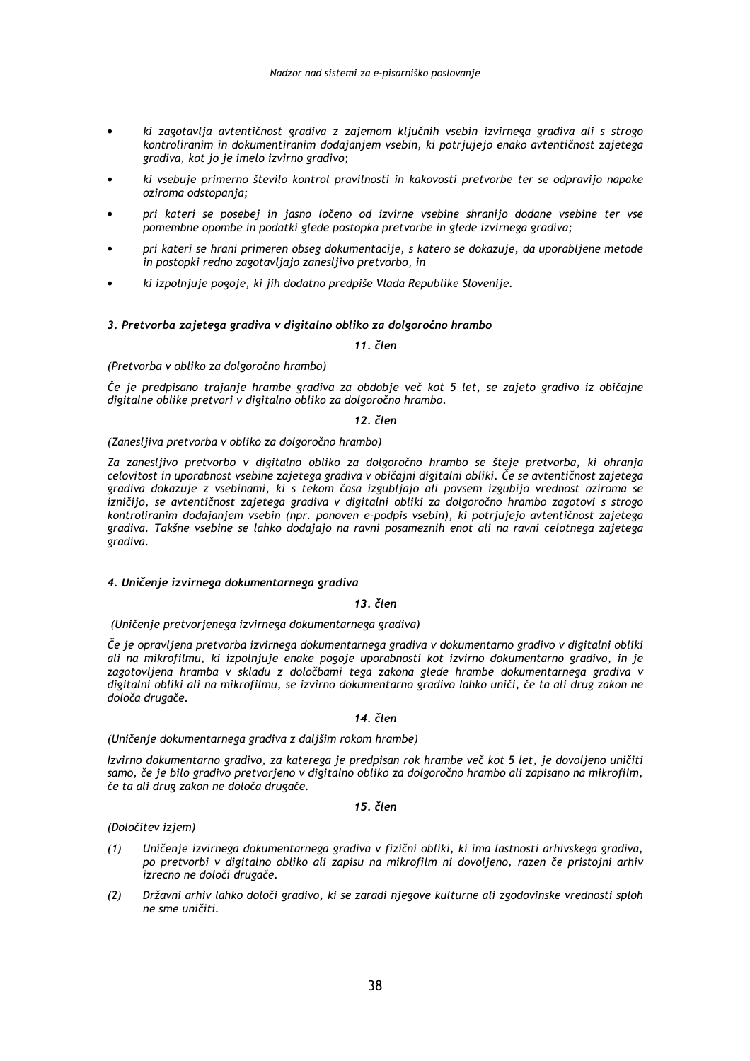- *ki zagotavlja avtentičnost gradiva z zajemom ključnih vsebin izvirnega gradiva ali s strogo kontroliranim in dokumentiranim dodajanjem vsebin, ki potrjujejo enako avtentičnost zajetega gradiva, kot jo je imelo izvirno gradivo;*
- *ki vsebuje primerno število kontrol pravilnosti in kakovosti pretvorbe ter se odpravijo napake oziroma odstopanja;*
- *pri kateri se posebej in jasno ločeno od izvirne vsebine shranijo dodane vsebine ter vse pomembne opombe in podatki glede postopka pretvorbe in glede izvirnega gradiva;*
- *pri kateri se hrani primeren obseg dokumentacije, s katero se dokazuje, da uporabljene metode in postopki redno zagotavljajo zanesljivo pretvorbo, in*
- *ki izpolnjuje pogoje, ki jih dodatno predpiše Vlada Republike Slovenije.*

### *3. Pretvorba zajetega gradiva v digitalno obliko za dolgoročno hrambo*

**11. člen**

*(Pretvorba v obliko za dolgoročno hrambo)*

*Če je predpisano trajanje hrambe gradiva za obdobje več kot 5 let, se zajeto gradivo iz običajne digitalne oblike pretvori v digitalno obliko za dolgoročno hrambo.*

**12. člen**

*(Zanesljiva pretvorba v obliko za dolgoročno hrambo)*

*Za zanesljivo pretvorbo v digitalno obliko za dolgoročno hrambo se šteje pretvorba, ki ohranja celovitost in uporabnost vsebine zajetega gradiva v običajni digitalni obliki. Če se avtentičnost zajetega gradiva dokazuje z vsebinami, ki s tekom časa izgubljajo ali povsem izgubijo vrednost oziroma se izničijo, se avtentičnost zajetega gradiva v digitalni obliki za dolgoročno hrambo zagotovi s strogo kontroliranim dodajanjem vsebin (npr. ponoven e-podpis vsebin), ki potrjujejo avtentičnost zajetega gradiva. Takšne vsebine se lahko dodajajo na ravni posameznih enot ali na ravni celotnega zajetega gradiva.*

### *4. Uničenje izvirnega dokumentarnega gradiva*

**13. člen**

*(Uničenje pretvorjenega izvirnega dokumentarnega gradiva)*

*Če je opravljena pretvorba izvirnega dokumentarnega gradiva v dokumentarno gradivo v digitalni obliki ali na mikrofilmu, ki izpolnjuje enake pogoje uporabnosti kot izvirno dokumentarno gradivo, in je zagotovljena hramba v skladu z določbami tega zakona glede hrambe dokumentarnega gradiva v digitalni obliki ali na mikrofilmu, se izvirno dokumentarno gradivo lahko uniči, če ta ali drug zakon ne določa drugače.*

**14. člen**

*(Uničenje dokumentarnega gradiva z daljšim rokom hrambe)*

*Izvirno dokumentarno gradivo, za katerega je predpisan rok hrambe več kot 5 let, je dovoljeno uničiti samo, če je bilo gradivo pretvorjeno v digitalno obliko za dolgoročno hrambo ali zapisano na mikrofilm, če ta ali drug zakon ne določa drugače.*

**15. člen**

*(Določitev izjem)*

*(1) Uničenje izvirnega dokumentarnega gradiva v fizični obliki, ki ima lastnosti arhivskega gradiva, po pretvorbi v digitalno obliko ali zapisu na mikrofilm ni dovoljeno, razen če pristojni arhiv izrecno ne določi drugače.*

*(2) Državni arhiv lahko določi gradivo, ki se zaradi njegove kulturne ali zgodovinske vrednosti sploh ne sme uničiti.*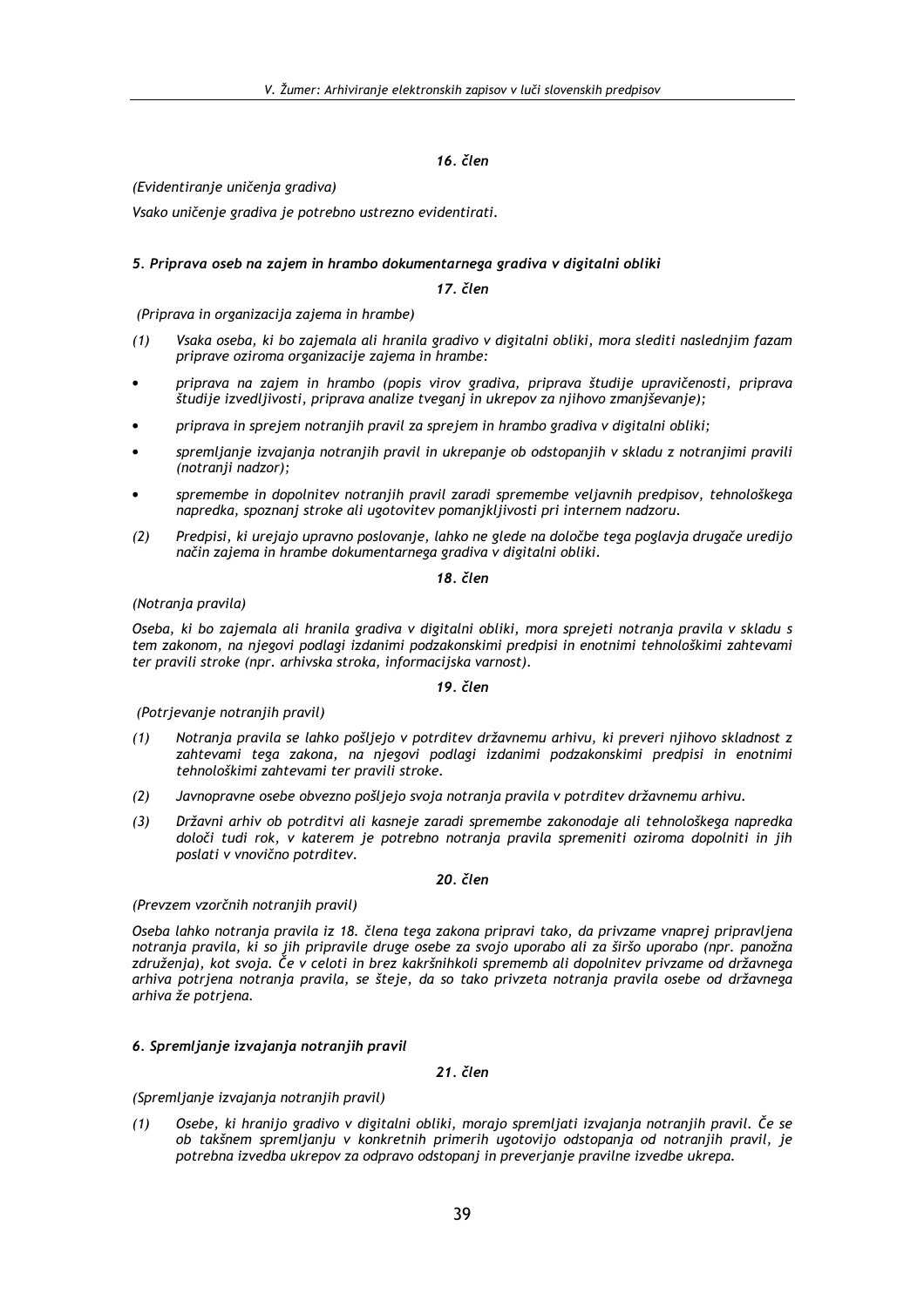#### *16. člen*

*(Evidentiranje uničenja gradiva)*

*Vsako uničenje gradiva je potrebno ustrezno evidentirati.*

### *5. Priprava oseb na zajem in hrambo dokumentarnega gradiva v digitalni obliki*

#### *17. člen*

*(Priprava in organizacija zajema in hrambe)*

*(1) Vsaka oseba, ki bo zajemala ali hranila gradivo v digitalni obliki, mora slediti naslednjim fazam priprave oziroma organizacije zajema in hrambe:*

- *priprava na zajem in hrambo (popis virov gradiva, priprava študije upravičenosti, priprava študije izvedljivosti, priprava analize tveganj in ukrepov za njihovo zmanjševanje);*
- *priprava in sprejem notranjih pravil za sprejem in hrambo gradiva v digitalni obliki;*
- *spremljanje izvajanja notranjih pravil in ukrepanje ob odstopanjih v skladu z notranjimi pravili (notranji nadzor);*
- *spremembe in dopolnitev notranjih pravil zaradi spremembe veljavnih predpisov, tehnološkega napredka, spoznanj stroke ali ugotovitev pomanjkljivosti pri internem nadzoru.*

*(2) Predpisi, ki urejajo upravno poslovanje, lahko ne glede na določbe tega poglavja drugače uredijo način zajema in hrambe dokumentarnega gradiva v digitalni obliki.*

#### *18. člen*

*(Notranja pravila)*

*Oseba, ki bo zajemala ali hranila gradiva v digitalni obliki, mora sprejeti notranja pravila v skladu s tem zakonom, na njegovi podlagi izdanimi podzakonskimi predpisi in enotnimi tehnološkimi zahtevami ter pravili stroke (npr. arhivska stroka, informacijska varnost).*

#### *19. člen*

*(Potrjevanje notranjih pravil)*

*(1) Notranja pravila se lahko pošljejo v potrditev državnemu arhivu, ki preveri njihovo skladnost z zahtevami tega zakona, na njegovi podlagi izdanimi podzakonskimi predpisi in enotnimi tehnološkimi zahtevami ter pravili stroke.*

*(2) Javnopravne osebe obvezno pošljejo svoja notranja pravila v potrditev državnemu arhivu.*

*(3) Državni arhiv ob potrditvi ali kasneje zaradi spremembe zakonodaje ali tehnološkega napredka določi tudi rok, v katerem je potrebno notranja pravila spremeniti oziroma dopolniti in jih poslati v vnovično potrditev.*

#### *20. člen*

*(Prevzem vzorčnih notranjih pravil)*

*Oseba lahko notranja pravila iz 18. člena tega zakona pripravi tako, da privzame vnaprej pripravljena notranja pravila, ki so jih pripravile druge osebe za svojo uporabo ali za širšo uporabo (npr. panožna združenja), kot svoja. Če v celoti in brez kakršnihkoli sprememb ali dopolnitev privzame od državnega arhiva potrjena notranja pravila, se šteje, da so tako privzeta notranja pravila osebe od državnega arhiva že potrjena.*

### *6. Spremljanje izvajanja notranjih pravil*

#### *21. člen*

*(Spremljanje izvajanja notranjih pravil)*

*(1) Osebe, ki hranijo gradivo v digitalni obliki, morajo spremljati izvajanja notranjih pravil. Če se ob takšnem spremljanju v konkretnih primerih ugotovijo odstopanja od notranjih pravil, je potrebna izvedba ukrepov za odpravo odstopanj in preverjanje pravilne izvedbe ukrepa.*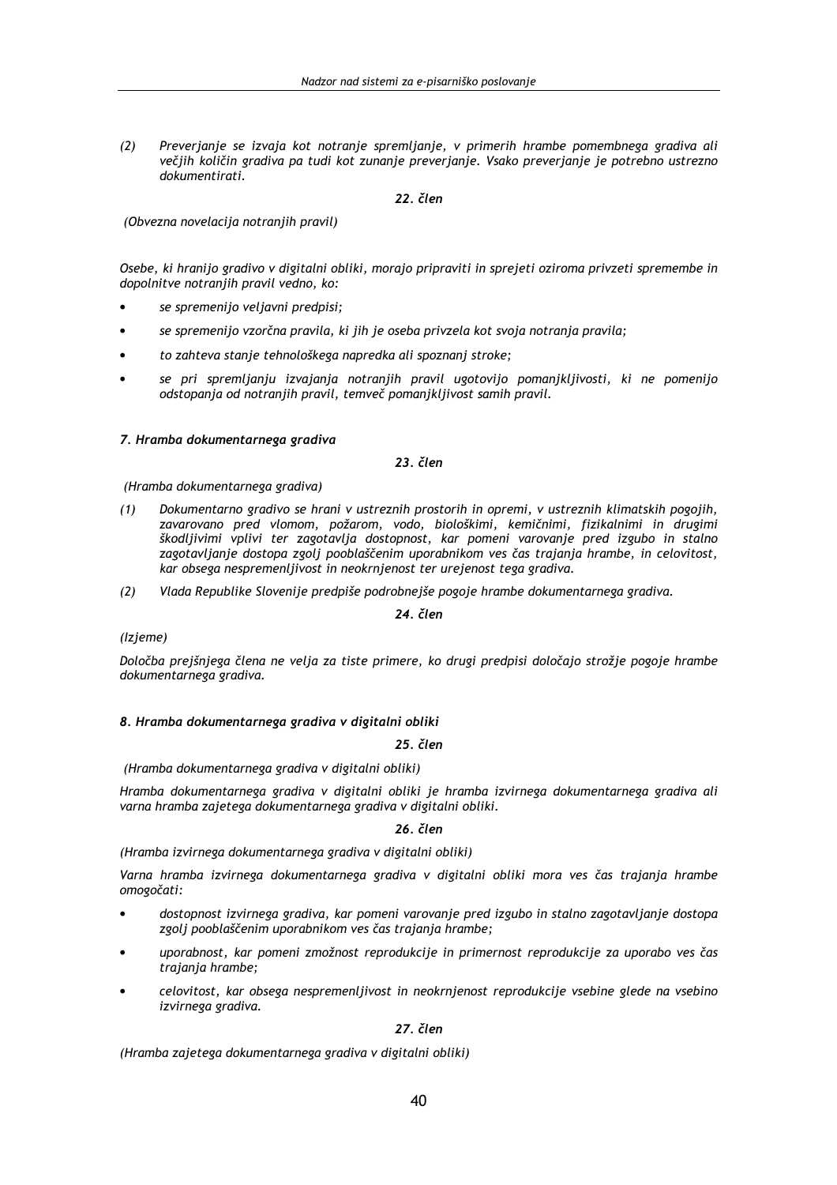*(2) Preverjanje se izvaja kot notranje spremljanje, v primerih hrambe pomembnega gradiva ali večjih količin gradiva pa tudi kot zunanje preverjanje. Vsako preverjanje je potrebno ustrezno dokumentirati.*

***22. člen***

*(Obvezna novelacija notranjih pravil)*

*Osebe, ki hranijo gradivo v digitalni obliki, morajo pripraviti in sprejeti oziroma privzeti spremembe in dopolnitve notranjih pravil vedno, ko:*

- *se spremenijo veljavni predpisi;*
- *se spremenijo vzorčna pravila, ki jih je oseba privzela kot svoja notranja pravila;*
- *to zahteva stanje tehnološkega napredka ali spoznanj stroke;*
- *se pri spremljanju izvajanja notranjih pravil ugotovijo pomanjkljivosti, ki ne pomenijo odstopanja od notranjih pravil, temveč pomanjkljivost samih pravil.*

***7. Hramba dokumentarnega gradiva***

***23. člen***

*(Hramba dokumentarnega gradiva)*

*(1) Dokumentarno gradivo se hrani v ustreznih prostorih in opremi, v ustreznih klimatskih pogojih, zavarovano pred vlomom, požarom, vodo, biološkimi, kemičnimi, fizikalnimi in drugimi škodljivimi vplivi ter zagotavlja dostopnost, kar pomeni varovanje pred izgubo in stalno zagotavljanje dostopa zgolj pooblaščenim uporabnikom ves čas trajanja hrambe, in celovitost, kar obsega nespremenljivost in neokrnjenost ter urejenost tega gradiva.*

*(2) Vlada Republike Slovenije predpiše podrobnejše pogoje hrambe dokumentarnega gradiva.*

***24. člen***

*(Izjeme)*

*Določba prejšnjega člena ne velja za tiste primere, ko drugi predpisi določajo strožje pogoje hrambe dokumentarnega gradiva.*

***8. Hramba dokumentarnega gradiva v digitalni obliki***

***25. člen***

*(Hramba dokumentarnega gradiva v digitalni obliki)*

*Hramba dokumentarnega gradiva v digitalni obliki je hramba izvirnega dokumentarnega gradiva ali varna hramba zajetega dokumentarnega gradiva v digitalni obliki.*

***26. člen***

*(Hramba izvirnega dokumentarnega gradiva v digitalni obliki)*

*Varna hramba izvirnega dokumentarnega gradiva v digitalni obliki mora ves čas trajanja hrambe omogočati:*

- *dostopnost izvirnega gradiva, kar pomeni varovanje pred izgubo in stalno zagotavljanje dostopa zgolj pooblaščenim uporabnikom ves čas trajanja hrambe;*
- *uporabnost, kar pomeni zmožnost reprodukcije in primernost reprodukcije za uporabo ves čas trajanja hrambe;*
- *celovitost, kar obsega nespremenljivost in neokrnjenost reprodukcije vsebine glede na vsebino izvirnega gradiva.*

***27. člen***

*(Hramba zajetega dokumentarnega gradiva v digitalni obliki)*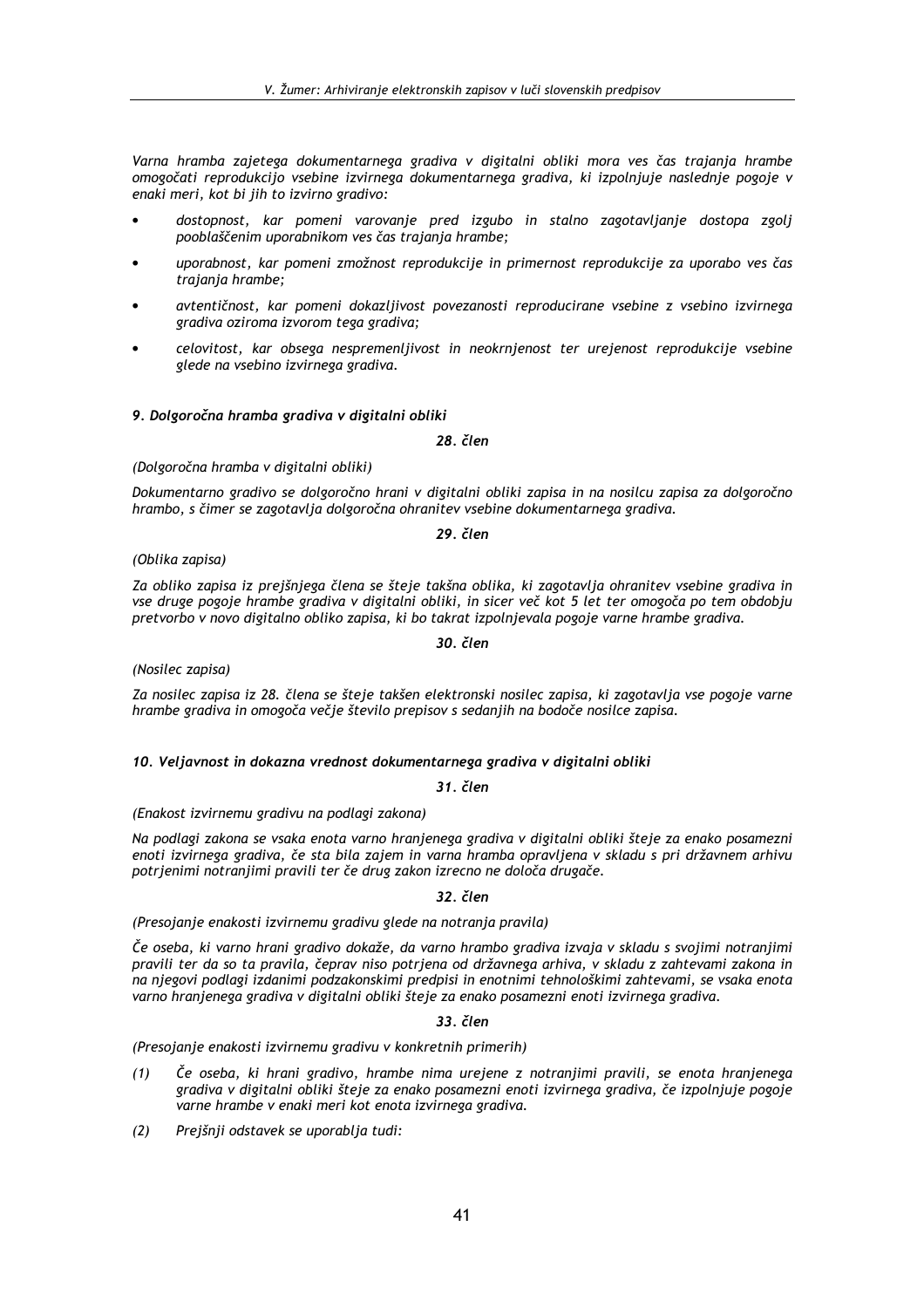*Varna hramba zajetega dokumentarnega gradiva v digitalni obliki mora ves čas trajanja hrambe omogočati reprodukcijo vsebine izvirnega dokumentarnega gradiva, ki izpolnjuje naslednje pogoje v enaki meri, kot bi jih to izvirno gradivo:*

- *dostopnost, kar pomeni varovanje pred izgubo in stalno zagotavljanje dostopa zgolj pooblaščenim uporabnikom ves čas trajanja hrambe;*
- *uporabnost, kar pomeni zmožnost reprodukcije in primernost reprodukcije za uporabo ves čas trajanja hrambe;*
- *avtentičnost, kar pomeni dokazljivost povezanosti reproducirane vsebine z vsebino izvirnega gradiva oziroma izvorom tega gradiva;*
- *celovitost, kar obsega nespremenljivost in neokrnjenost ter urejenost reprodukcije vsebine glede na vsebino izvirnega gradiva.*

### *9. Dolgoročna hramba gradiva v digitalni obliki*

**28. člen**

*(Dolgoročna hramba v digitalni obliki)*

*Dokumentarno gradivo se dolgoročno hrani v digitalni obliki zapisa in na nosilcu zapisa za dolgoročno hrambo, s čimer se zagotavlja dolgoročna ohranitev vsebine dokumentarnega gradiva.*

**29. člen**

*(Oblika zapisa)*

*Za obliko zapisa iz prejšnjega člena se šteje takšna oblika, ki zagotavlja ohranitev vsebine gradiva in vse druge pogoje hrambe gradiva v digitalni obliki, in sicer več kot 5 let ter omogoča po tem obdobju pretvorbo v novo digitalno obliko zapisa, ki bo takrat izpolnjevala pogoje varne hrambe gradiva.*

**30. člen**

*(Nosilec zapisa)*

*Za nosilec zapisa iz 28. člena se šteje takšen elektronski nosilec zapisa, ki zagotavlja vse pogoje varne hrambe gradiva in omogoča večje število prepisov s sedanjih na bodoče nosilce zapisa.*

### *10. Veljavnost in dokazna vrednost dokumentarnega gradiva v digitalni obliki*

**31. člen**

*(Enakost izvirnemu gradivu na podlagi zakona)*

*Na podlagi zakona se vsaka enota varno hranjenega gradiva v digitalni obliki šteje za enako posamezni enoti izvirnega gradiva, če sta bila zajem in varna hramba opravljena v skladu s pri državnem arhivu potrjenimi notranjimi pravili ter če drug zakon izrecno ne določa drugače.*

**32. člen**

*(Presojanje enakosti izvirnemu gradivu glede na notranja pravila)*

*Če oseba, ki varno hrani gradivo dokaže, da varno hrambo gradiva izvaja v skladu s svojimi notranjimi pravili ter da so ta pravila, čeprav niso potrjena od državnega arhiva, v skladu z zahtevami zakona in na njegovi podlagi izdanimi podzakonskimi predpisi in enotnimi tehnološkimi zahtevami, se vsaka enota varno hranjenega gradiva v digitalni obliki šteje za enako posamezni enoti izvirnega gradiva.*

**33. člen**

*(Presojanje enakosti izvirnemu gradivu v konkretnih primerih)*

*(1) Če oseba, ki hrani gradivo, hrambe nima urejene z notranjimi pravili, se enota hranjenega gradiva v digitalni obliki šteje za enako posamezni enoti izvirnega gradiva, če izpolnjuje pogoje varne hrambe v enaki meri kot enota izvirnega gradiva.*

*(2) Prejšnji odstavek se uporablja tudi:*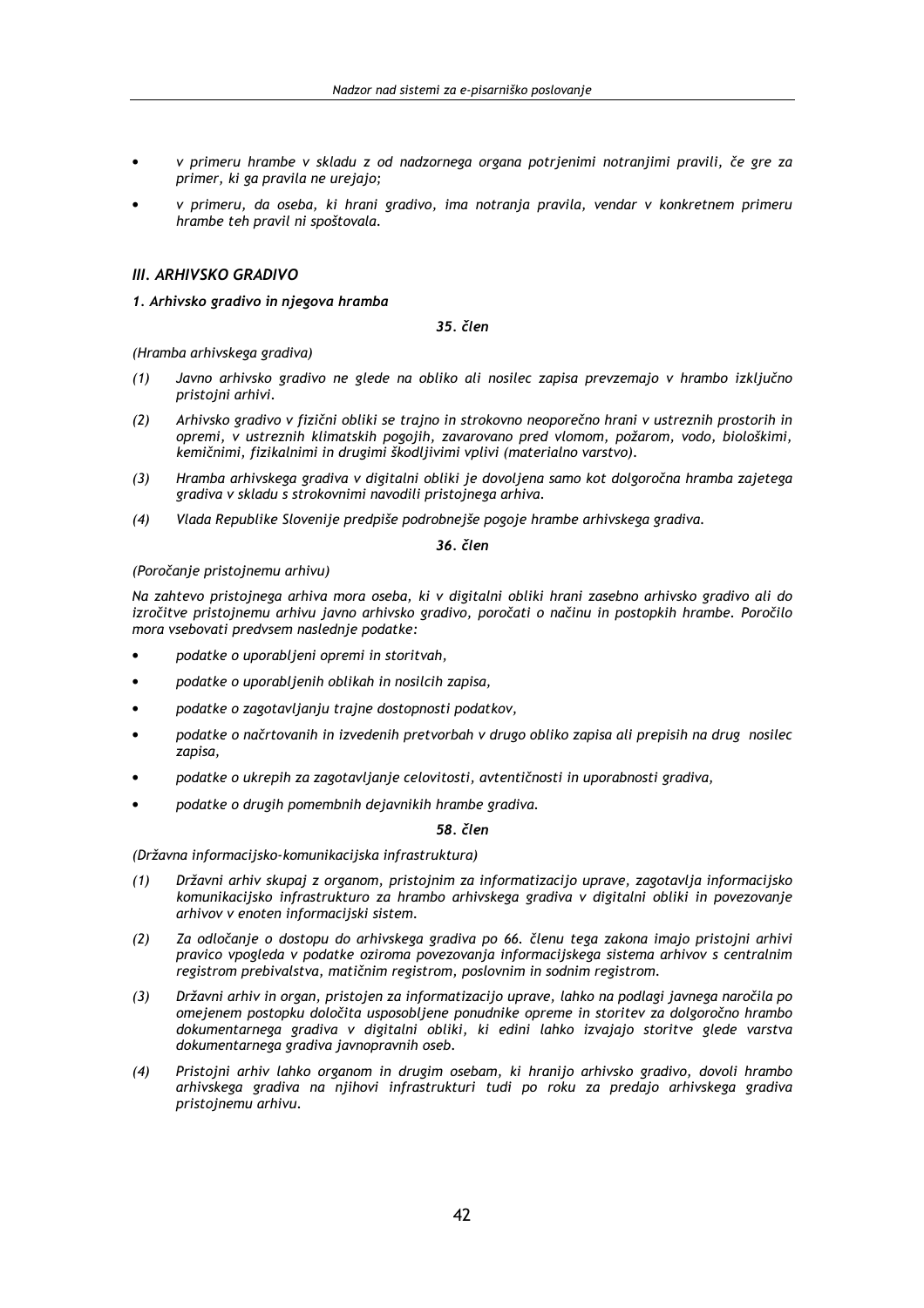- *v primeru hrambe v skladu z od nadzornega organa potrjenimi notranjimi pravili, če gre za primer, ki ga pravila ne urejajo;*
- *v primeru, da oseba, ki hrani gradivo, ima notranja pravila, vendar v konkretnem primeru hrambe teh pravil ni spoštovala.*

### *III. ARHIVSKO GRADIVO*

#### *1. Arhivsko gradivo in njegova hramba*

***35. člen***

*(Hramba arhivskega gradiva)*

*(1) Javno arhivsko gradivo ne glede na obliko ali nosilec zapisa prevzemajo v hrambo izključno pristojni arhivi.*

*(2) Arhivsko gradivo v fizični obliki se trajno in strokovno neoporečno hrani v ustreznih prostorih in opremi, v ustreznih klimatskih pogojih, zavarovano pred vlomom, požarom, vodo, biološkimi, kemičnimi, fizikalnimi in drugimi škodljivimi vplivi (materialno varstvo).*

*(3) Hramba arhivskega gradiva v digitalni obliki je dovoljena samo kot dolgoročna hramba zajetega gradiva v skladu s strokovnimi navodili pristojnega arhiva.*

*(4) Vlada Republike Slovenije predpiše podrobnejše pogoje hrambe arhivskega gradiva.*

***36. člen***

*(Poročanje pristojnemu arhivu)*

*Na zahtevo pristojnega arhiva mora oseba, ki v digitalni obliki hrani zasebno arhivsko gradivo ali do izročitve pristojnemu arhivu javno arhivsko gradivo, poročati o načinu in postopkih hrambe. Poročilo mora vsebovati predvsem naslednje podatke:*

- *podatke o uporabljeni opremi in storitvah,*
- *podatke o uporabljenih oblikah in nosilcih zapisa,*
- *podatke o zagotavljanju trajne dostopnosti podatkov,*
- *podatke o načrtovanih in izvedenih pretvorbah v drugo obliko zapisa ali prepisih na drug nosilec zapisa,*
- *podatke o ukrepih za zagotavljanje celovitosti, avtentičnosti in uporabnosti gradiva,*
- *podatke o drugih pomembnih dejavnikih hrambe gradiva.*

***58. člen***

*(Državna informacijsko-komunikacijska infrastruktura)*

*(1) Državni arhiv skupaj z organom, pristojnim za informatizacijo uprave, zagotavlja informacijsko komunikacijsko infrastrukturo za hrambo arhivskega gradiva v digitalni obliki in povezovanje arhivov v enoten informacijski sistem.*

*(2) Za odločanje o dostopu do arhivskega gradiva po 66. členu tega zakona imajo pristojni arhivi pravico vpogleda v podatke oziroma povezovanja informacijskega sistema arhivov s centralnim registrom prebivalstva, matičnim registrom, poslovnim in sodnim registrom.*

*(3) Državni arhiv in organ, pristojen za informatizacijo uprave, lahko na podlagi javnega naročila po omejenem postopku določita usposobljene ponudnike opreme in storitev za dolgoročno hrambo dokumentarnega gradiva v digitalni obliki, ki edini lahko izvajajo storitve glede varstva dokumentarnega gradiva javnopravnih oseb.*

*(4) Pristojni arhiv lahko organom in drugim osebam, ki hranijo arhivsko gradivo, dovoli hrambo arhivskega gradiva na njihovi infrastrukturi tudi po roku za predajo arhivskega gradiva pristojnemu arhivu.*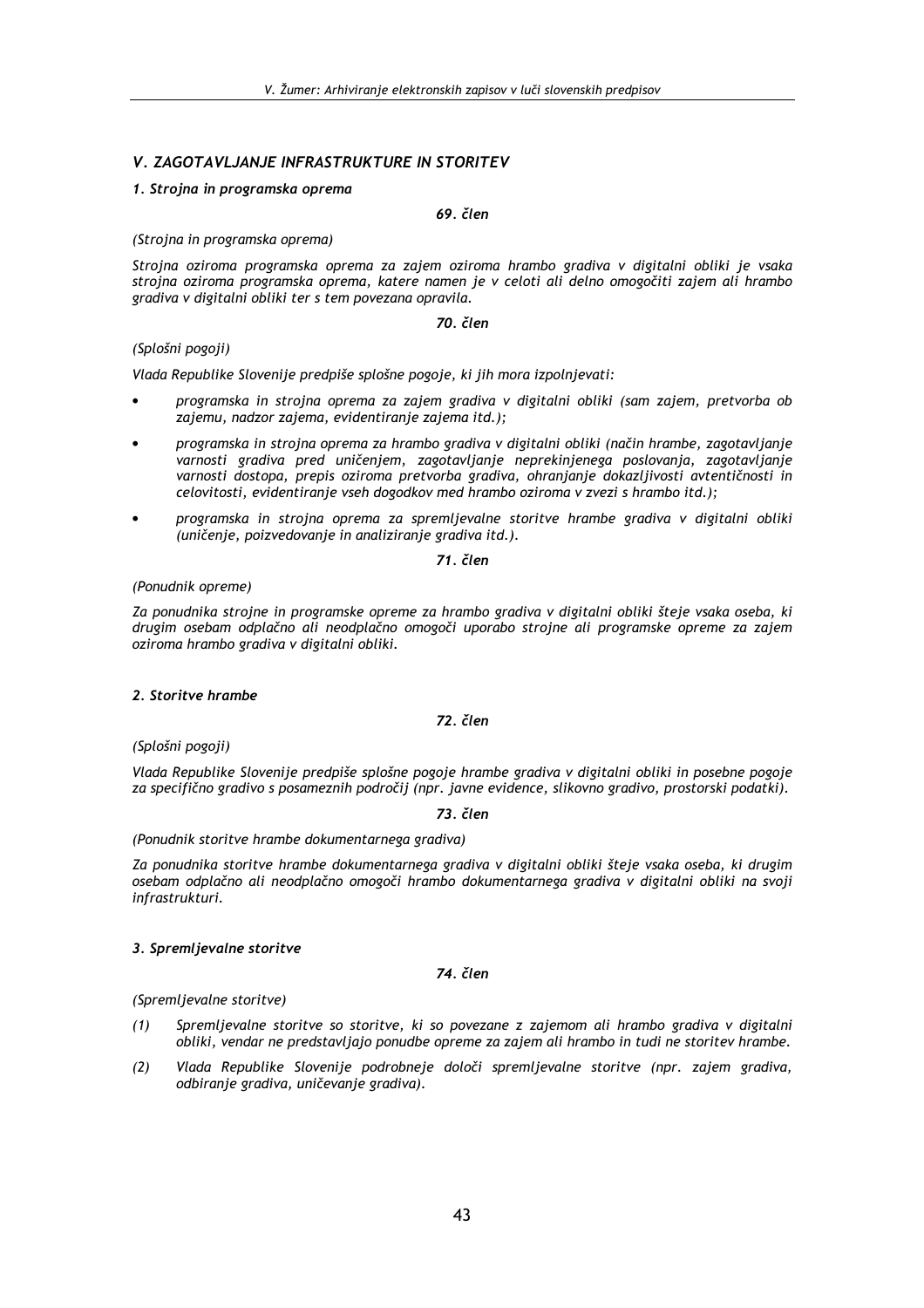### *V. ZAGOTAVLJANJE INFRASTRUKTURE IN STORITEV*

#### *1. Strojna in programska oprema*

***69. člen***

*(Strojna in programska oprema)*

*Strojna oziroma programska oprema za zajem oziroma hrambo gradiva v digitalni obliki je vsaka strojna oziroma programska oprema, katere namen je v celoti ali delno omogočiti zajem ali hrambo gradiva v digitalni obliki ter s tem povezana opravila.*

***70. člen***

*(Splošni pogoji)*

*Vlada Republike Slovenije predpiše splošne pogoje, ki jih mora izpolnjevati:*

- *programska in strojna oprema za zajem gradiva v digitalni obliki (sam zajem, pretvorba ob zajemu, nadzor zajema, evidentiranje zajema itd.);*
- *programska in strojna oprema za hrambo gradiva v digitalni obliki (način hrambe, zagotavljanje varnosti gradiva pred uničenjem, zagotavljanje neprekinjenega poslovanja, zagotavljanje varnosti dostopa, prepis oziroma pretvorba gradiva, ohranjanje dokazljivosti avtentičnosti in celovitosti, evidentiranje vseh dogodkov med hrambo oziroma v zvezi s hrambo itd.);*
- *programska in strojna oprema za spremljevalne storitve hrambe gradiva v digitalni obliki (uničenje, poizvedovanje in analiziranje gradiva itd.).*

***71. člen***

*(Ponudnik opreme)*

*Za ponudnika strojne in programske opreme za hrambo gradiva v digitalni obliki šteje vsaka oseba, ki drugim osebam odplačno ali neodplačno omogoči uporabo strojne ali programske opreme za zajem oziroma hrambo gradiva v digitalni obliki.*

#### *2. Storitve hrambe*

***72. člen***

*(Splošni pogoji)*

*Vlada Republike Slovenije predpiše splošne pogoje hrambe gradiva v digitalni obliki in posebne pogoje za specifično gradivo s posameznih področij (npr. javne evidence, slikovno gradivo, prostorski podatki).*

***73. člen***

*(Ponudnik storitve hrambe dokumentarnega gradiva)*

*Za ponudnika storitve hrambe dokumentarnega gradiva v digitalni obliki šteje vsaka oseba, ki drugim osebam odplačno ali neodplačno omogoči hrambo dokumentarnega gradiva v digitalni obliki na svoji infrastrukturi.*

#### *3. Spremljevalne storitve*

***74. člen***

*(Spremljevalne storitve)*

*(1) Spremljevalne storitve so storitve, ki so povezane z zajemom ali hrambo gradiva v digitalni obliki, vendar ne predstavljajo ponudbe opreme za zajem ali hrambo in tudi ne storitev hrambe.*

*(2) Vlada Republike Slovenije podrobneje določi spremljevalne storitve (npr. zajem gradiva, odbiranje gradiva, uničevanje gradiva).*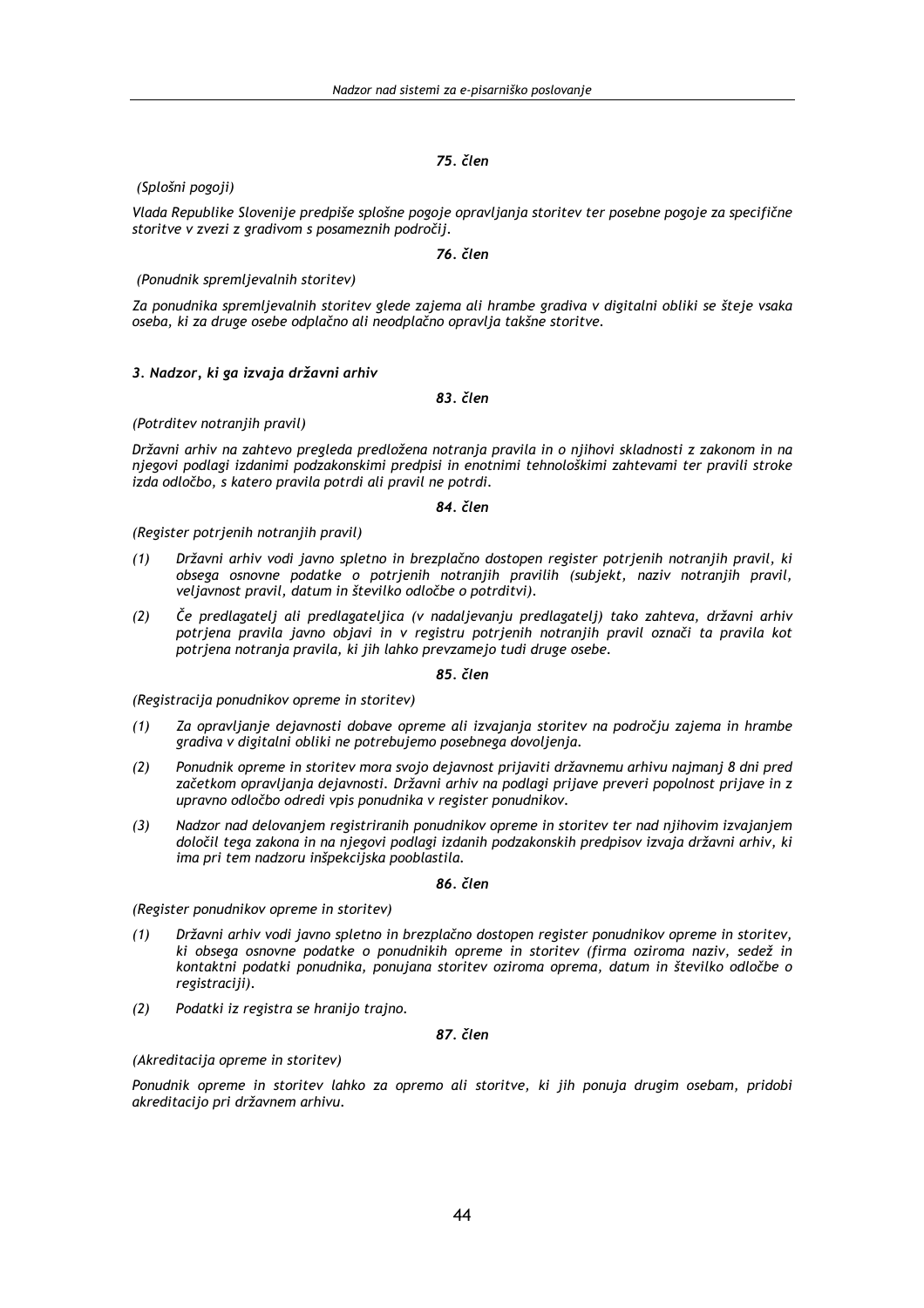*75. člen*

*(Splošni pogoji)*

*Vlada Republike Slovenije predpiše splošne pogoje opravljanja storitev ter posebne pogoje za specifične storitve v zvezi z gradivom s posameznih področij.*

*76. člen*

*(Ponudnik spremljevalnih storitev)*

*Za ponudnika spremljevalnih storitev glede zajema ali hrambe gradiva v digitalni obliki se šteje vsaka oseba, ki za druge osebe odplačno ali neodplačno opravlja takšne storitve.*

***3. Nadzor, ki ga izvaja državni arhiv***

*83. člen*

*(Potrditev notranjih pravil)*

*Državni arhiv na zahtevo pregleda predložena notranja pravila in o njihovi skladnosti z zakonom in na njegovi podlagi izdanimi podzakonskimi predpisi in enotnimi tehnološkimi zahtevami ter pravili stroke izda odločbo, s katero pravila potrdi ali pravil ne potrdi.*

*84. člen*

*(Register potrjenih notranjih pravil)*

*(1) Državni arhiv vodi javno spletno in brezplačno dostopen register potrjenih notranjih pravil, ki obsega osnovne podatke o potrjenih notranjih pravilih (subjekt, naziv notranjih pravil, veljavnost pravil, datum in številko odločbe o potrditvi).*

*(2) Če predlagatelj ali predlagateljica (v nadaljevanju predlagatelj) tako zahteva, državni arhiv potrjena pravila javno objavi in v registru potrjenih notranjih pravil označi ta pravila kot potrjena notranja pravila, ki jih lahko prevzamejo tudi druge osebe.*

*85. člen*

*(Registracija ponudnikov opreme in storitev)*

*(1) Za opravljanje dejavnosti dobave opreme ali izvajanja storitev na področju zajema in hrambe gradiva v digitalni obliki ne potrebujemo posebnega dovoljenja.*

*(2) Ponudnik opreme in storitev mora svojo dejavnost prijaviti državnemu arhivu najmanj 8 dni pred začetkom opravljanja dejavnosti. Državni arhiv na podlagi prijave preveri popolnost prijave in z upravno odločbo odredi vpis ponudnika v register ponudnikov.*

*(3) Nadzor nad delovanjem registriranih ponudnikov opreme in storitev ter nad njihovim izvajanjem določil tega zakona in na njegovi podlagi izdanih podzakonskih predpisov izvaja državni arhiv, ki ima pri tem nadzoru inšpekcijska pooblastila.*

*86. člen*

*(Register ponudnikov opreme in storitev)*

*(1) Državni arhiv vodi javno spletno in brezplačno dostopen register ponudnikov opreme in storitev, ki obsega osnovne podatke o ponudnikih opreme in storitev (firma oziroma naziv, sedež in kontaktni podatki ponudnika, ponujana storitev oziroma oprema, datum in številko odločbe o registraciji).*

*(2) Podatki iz registra se hranijo trajno.*

*87. člen*

*(Akreditacija opreme in storitev)*

*Ponudnik opreme in storitev lahko za opremo ali storitve, ki jih ponuja drugim osebam, pridobi akreditacijo pri državnem arhivu.*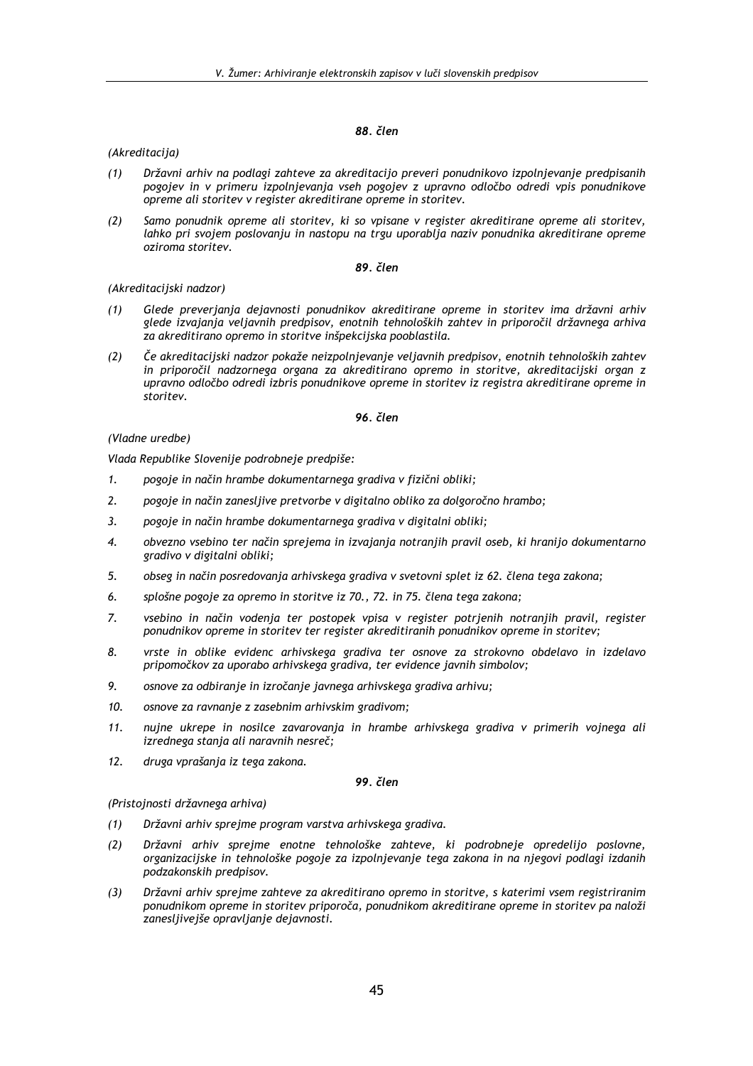*88. člen*

*(Akreditacija)*

*(1) Državni arhiv na podlagi zahteve za akreditacijo preveri ponudnikovo izpolnjevanje predpisanih pogojev in v primeru izpolnjevanja vseh pogojev z upravno odločbo odredi vpis ponudnikove opreme ali storitev v register akreditirane opreme in storitev.*

*(2) Samo ponudnik opreme ali storitev, ki so vpisane v register akreditirane opreme ali storitev, lahko pri svojem poslovanju in nastopu na trgu uporablja naziv ponudnika akreditirane opreme oziroma storitev.*

*89. člen*

*(Akreditacijski nadzor)*

*(1) Glede preverjanja dejavnosti ponudnikov akreditirane opreme in storitev ima državni arhiv glede izvajanja veljavnih predpisov, enotnih tehnoloških zahtev in priporočil državnega arhiva za akreditirano opremo in storitve inšpekcijska pooblastila.*

*(2) Če akreditacijski nadzor pokaže neizpolnjevanje veljavnih predpisov, enotnih tehnoloških zahtev in priporočil nadzornega organa za akreditirano opremo in storitve, akreditacijski organ z upravno odločbo odredi izbris ponudnikove opreme in storitev iz registra akreditirane opreme in storitev.*

*96. člen*

*(Vladne uredbe)*

*Vlada Republike Slovenije podrobneje predpiše:*

1. *pogoje in način hrambe dokumentarnega gradiva v fizični obliki;*
2. *pogoje in način zanesljive pretvorbe v digitalno obliko za dolgoročno hrambo;*
3. *pogoje in način hrambe dokumentarnega gradiva v digitalni obliki;*
4. *obvezno vsebino ter način sprejema in izvajanja notranjih pravil oseb, ki hranijo dokumentarno gradivo v digitalni obliki;*
5. *obseg in način posredovanja arhivskega gradiva v svetovni splet iz 62. člena tega zakona;*
6. *splošne pogoje za opremo in storitve iz 70., 72. in 75. člena tega zakona;*
7. *vsebino in način vodenja ter postopek vpisa v register potrjenih notranjih pravil, register ponudnikov opreme in storitev ter register akreditiranih ponudnikov opreme in storitev;*
8. *vrste in oblike evidenc arhivskega gradiva ter osnove za strokovno obdelavo in izdelavo pripomočkov za uporabo arhivskega gradiva, ter evidence javnih simbolov;*
9. *osnove za odbiranje in izročanje javnega arhivskega gradiva arhivu;*
10. *osnove za ravnanje z zasebnim arhivskim gradivom;*
11. *nujne ukrepe in nosilce zavarovanja in hrambe arhivskega gradiva v primerih vojnega ali izrednega stanja ali naravnih nesreč;*
12. *druga vprašanja iz tega zakona.*

*99. člen*

*(Pristojnosti državnega arhiva)*

*(1) Državni arhiv sprejme program varstva arhivskega gradiva.*

*(2) Državni arhiv sprejme enotne tehnološke zahteve, ki podrobneje opredelijo poslovne, organizacijske in tehnološke pogoje za izpolnjevanje tega zakona in na njegovi podlagi izdanih podzakonskih predpisov.*

*(3) Državni arhiv sprejme zahteve za akreditirano opremo in storitve, s katerimi vsem registriranim ponudnikom opreme in storitev priporoča, ponudnikom akreditirane opreme in storitev pa naloži zanesljivejše opravljanje dejavnosti.*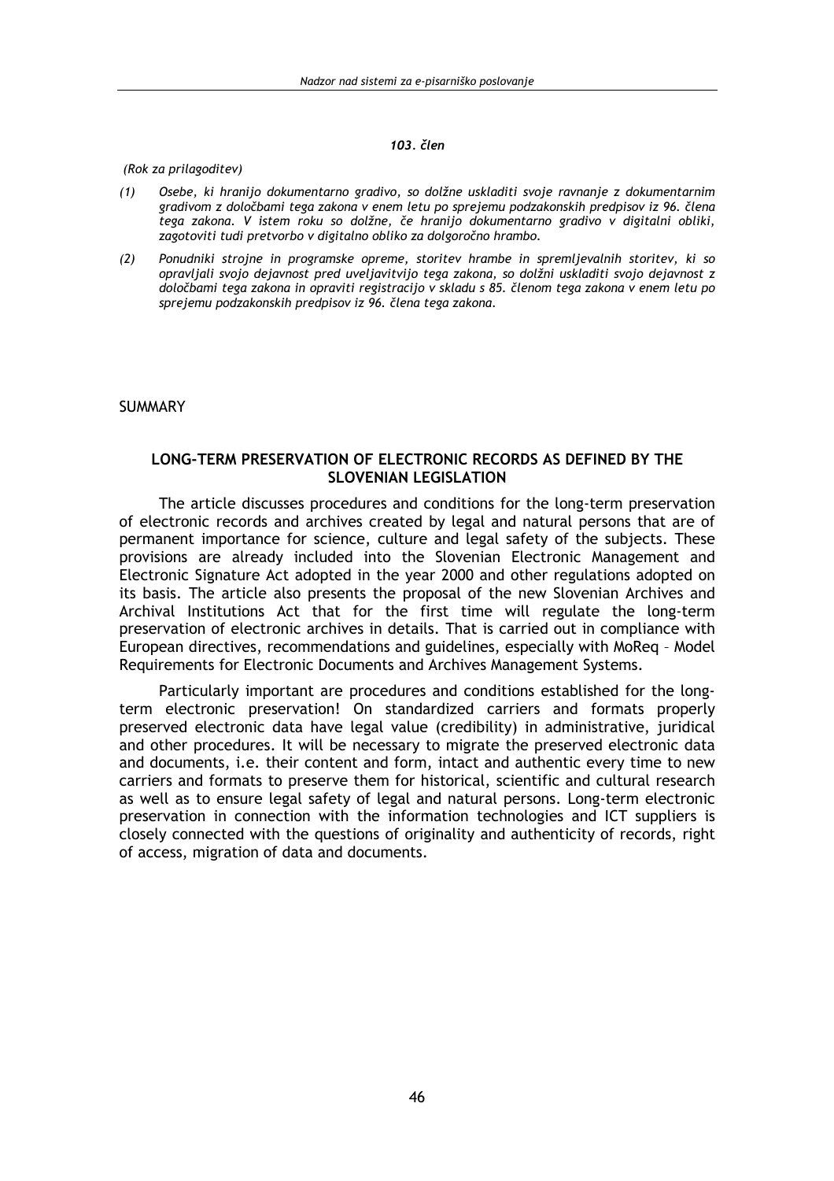*103. člen*

*(Rok za prilagoditev)*

*(1) Osebe, ki hranijo dokumentarno gradivo, so dolžne uskladiti svoje ravnanje z dokumentarnim gradivom z določbami tega zakona v enem letu po sprejemu podzakonskih predpisov iz 96. člena tega zakona. V istem roku so dolžne, če hranijo dokumentarno gradivo v digitalni obliki, zagotoviti tudi pretvorbo v digitalno obliko za dolgoročno hrambo.*

*(2) Ponudniki strojne in programske opreme, storitev hrambe in spremljevalnih storitev, ki so opravljali svojo dejavnost pred uveljavitvijo tega zakona, so dolžni uskladiti svojo dejavnost z določbami tega zakona in opraviti registracijo v skladu s 85. členom tega zakona v enem letu po sprejemu podzakonskih predpisov iz 96. člena tega zakona.*

SUMMARY

## LONG-TERM PRESERVATION OF ELECTRONIC RECORDS AS DEFINED BY THE SLOVENIAN LEGISLATION

The article discusses procedures and conditions for the long-term preservation of electronic records and archives created by legal and natural persons that are of permanent importance for science, culture and legal safety of the subjects. These provisions are already included into the Slovenian Electronic Management and Electronic Signature Act adopted in the year 2000 and other regulations adopted on its basis. The article also presents the proposal of the new Slovenian Archives and Archival Institutions Act that for the first time will regulate the long-term preservation of electronic archives in details. That is carried out in compliance with European directives, recommendations and guidelines, especially with MoReq – Model Requirements for Electronic Documents and Archives Management Systems.

Particularly important are procedures and conditions established for the long-term electronic preservation! On standardized carriers and formats properly preserved electronic data have legal value (credibility) in administrative, juridical and other procedures. It will be necessary to migrate the preserved electronic data and documents, i.e. their content and form, intact and authentic every time to new carriers and formats to preserve them for historical, scientific and cultural research as well as to ensure legal safety of legal and natural persons. Long-term electronic preservation in connection with the information technologies and ICT suppliers is closely connected with the questions of originality and authenticity of records, right of access, migration of data and documents.